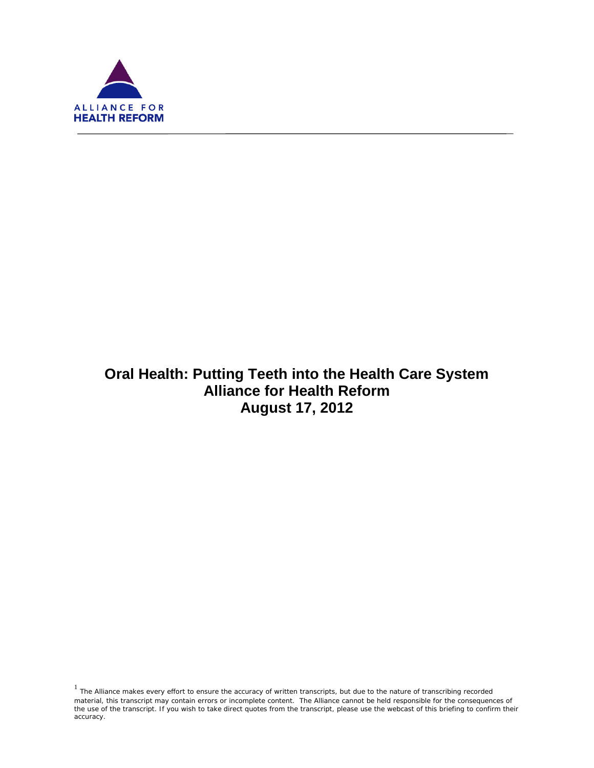ALLIANCE FOR
HEALTH REFORM

# Oral Health: Putting Teeth into the Health Care System
## Alliance for Health Reform
## August 17, 2012

[1] The Alliance makes every effort to ensure the accuracy of written transcripts, but due to the nature of transcribing recorded material, this transcript may contain errors or incomplete content. The Alliance cannot be held responsible for the consequences of the use of the transcript. If you wish to take direct quotes from the transcript, please use the webcast of this briefing to confirm their accuracy.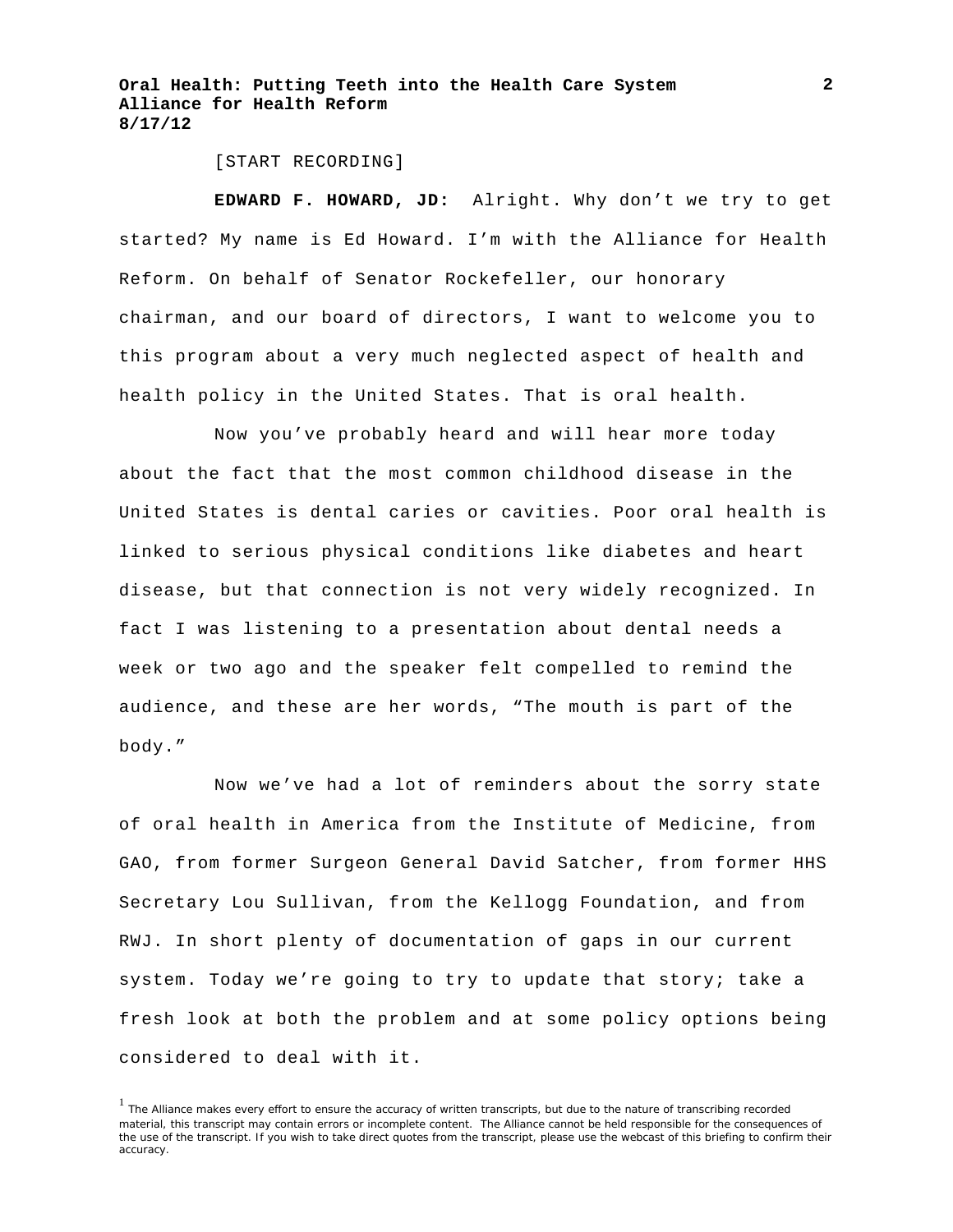[START RECORDING]

**EDWARD F. HOWARD, JD:** Alright. Why don't we try to get started? My name is Ed Howard. I'm with the Alliance for Health Reform. On behalf of Senator Rockefeller, our honorary chairman, and our board of directors, I want to welcome you to this program about a very much neglected aspect of health and health policy in the United States. That is oral health.

Now you've probably heard and will hear more today about the fact that the most common childhood disease in the United States is dental caries or cavities. Poor oral health is linked to serious physical conditions like diabetes and heart disease, but that connection is not very widely recognized. In fact I was listening to a presentation about dental needs a week or two ago and the speaker felt compelled to remind the audience, and these are her words, "The mouth is part of the body."

Now we've had a lot of reminders about the sorry state of oral health in America from the Institute of Medicine, from GAO, from former Surgeon General David Satcher, from former HHS Secretary Lou Sullivan, from the Kellogg Foundation, and from RWJ. In short plenty of documentation of gaps in our current system. Today we're going to try to update that story; take a fresh look at both the problem and at some policy options being considered to deal with it.

[1] The Alliance makes every effort to ensure the accuracy of written transcripts, but due to the nature of transcribing recorded material, this transcript may contain errors or incomplete content. The Alliance cannot be held responsible for the consequences of the use of the transcript. If you wish to take direct quotes from the transcript, please use the webcast of this briefing to confirm their accuracy.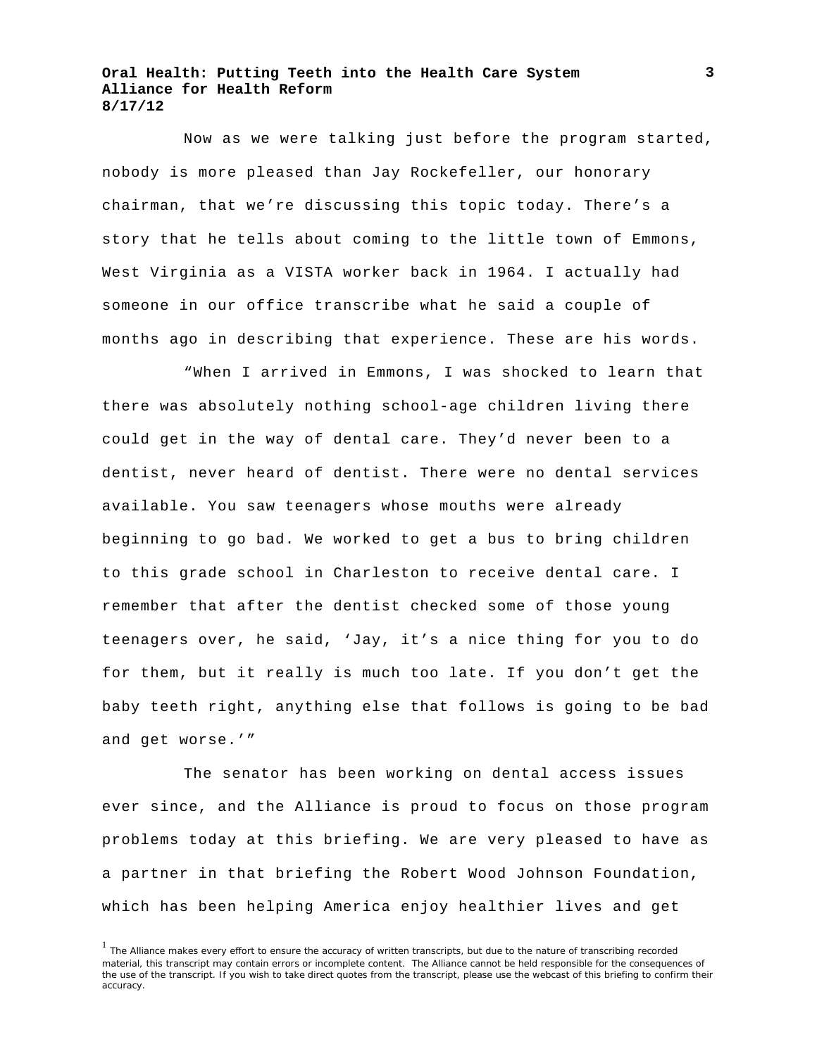Now as we were talking just before the program started, nobody is more pleased than Jay Rockefeller, our honorary chairman, that we're discussing this topic today. There's a story that he tells about coming to the little town of Emmons, West Virginia as a VISTA worker back in 1964. I actually had someone in our office transcribe what he said a couple of months ago in describing that experience. These are his words.

"When I arrived in Emmons, I was shocked to learn that there was absolutely nothing school-age children living there could get in the way of dental care. They'd never been to a dentist, never heard of dentist. There were no dental services available. You saw teenagers whose mouths were already beginning to go bad. We worked to get a bus to bring children to this grade school in Charleston to receive dental care. I remember that after the dentist checked some of those young teenagers over, he said, 'Jay, it's a nice thing for you to do for them, but it really is much too late. If you don't get the baby teeth right, anything else that follows is going to be bad and get worse.'"

The senator has been working on dental access issues ever since, and the Alliance is proud to focus on those program problems today at this briefing. We are very pleased to have as a partner in that briefing the Robert Wood Johnson Foundation, which has been helping America enjoy healthier lives and get

[1] The Alliance makes every effort to ensure the accuracy of written transcripts, but due to the nature of transcribing recorded material, this transcript may contain errors or incomplete content. The Alliance cannot be held responsible for the consequences of the use of the transcript. If you wish to take direct quotes from the transcript, please use the webcast of this briefing to confirm their accuracy.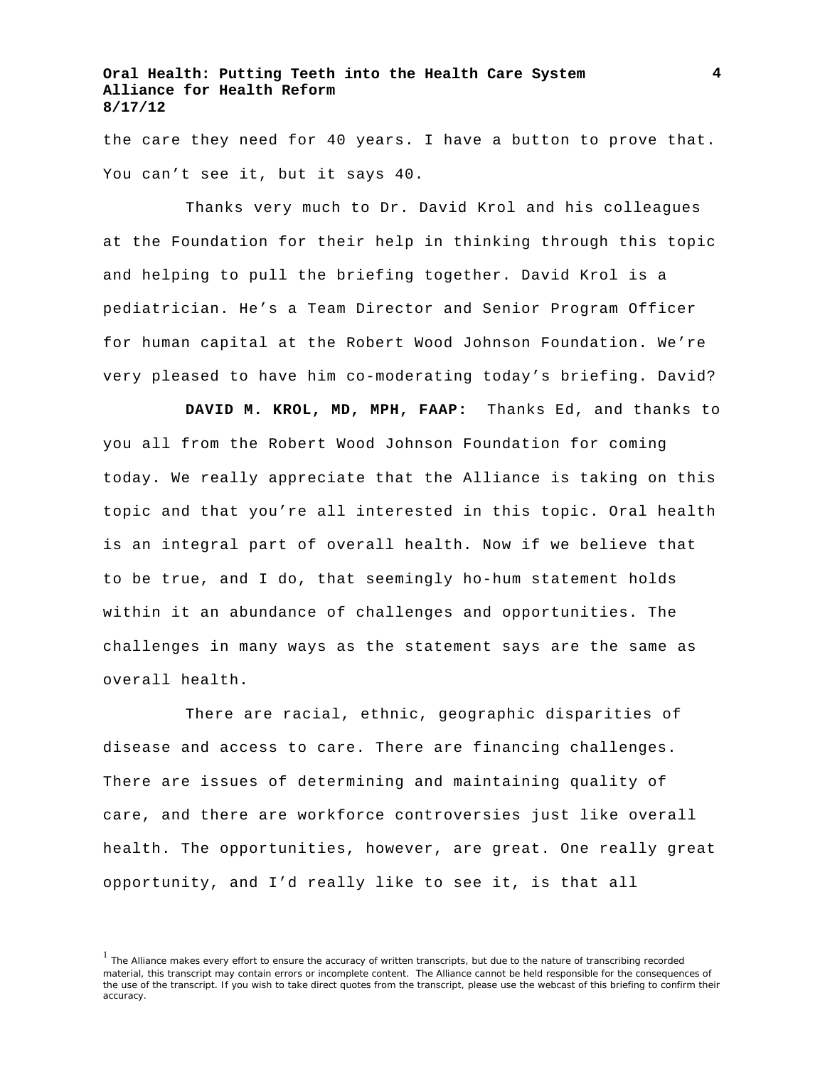the care they need for 40 years. I have a button to prove that. You can't see it, but it says 40.

Thanks very much to Dr. David Krol and his colleagues at the Foundation for their help in thinking through this topic and helping to pull the briefing together. David Krol is a pediatrician. He's a Team Director and Senior Program Officer for human capital at the Robert Wood Johnson Foundation. We're very pleased to have him co-moderating today's briefing. David?

**DAVID M. KROL, MD, MPH, FAAP:** Thanks Ed, and thanks to you all from the Robert Wood Johnson Foundation for coming today. We really appreciate that the Alliance is taking on this topic and that you're all interested in this topic. Oral health is an integral part of overall health. Now if we believe that to be true, and I do, that seemingly ho-hum statement holds within it an abundance of challenges and opportunities. The challenges in many ways as the statement says are the same as overall health.

There are racial, ethnic, geographic disparities of disease and access to care. There are financing challenges. There are issues of determining and maintaining quality of care, and there are workforce controversies just like overall health. The opportunities, however, are great. One really great opportunity, and I'd really like to see it, is that all

[1] The Alliance makes every effort to ensure the accuracy of written transcripts, but due to the nature of transcribing recorded material, this transcript may contain errors or incomplete content. The Alliance cannot be held responsible for the consequences of the use of the transcript. If you wish to take direct quotes from the transcript, please use the webcast of this briefing to confirm their accuracy.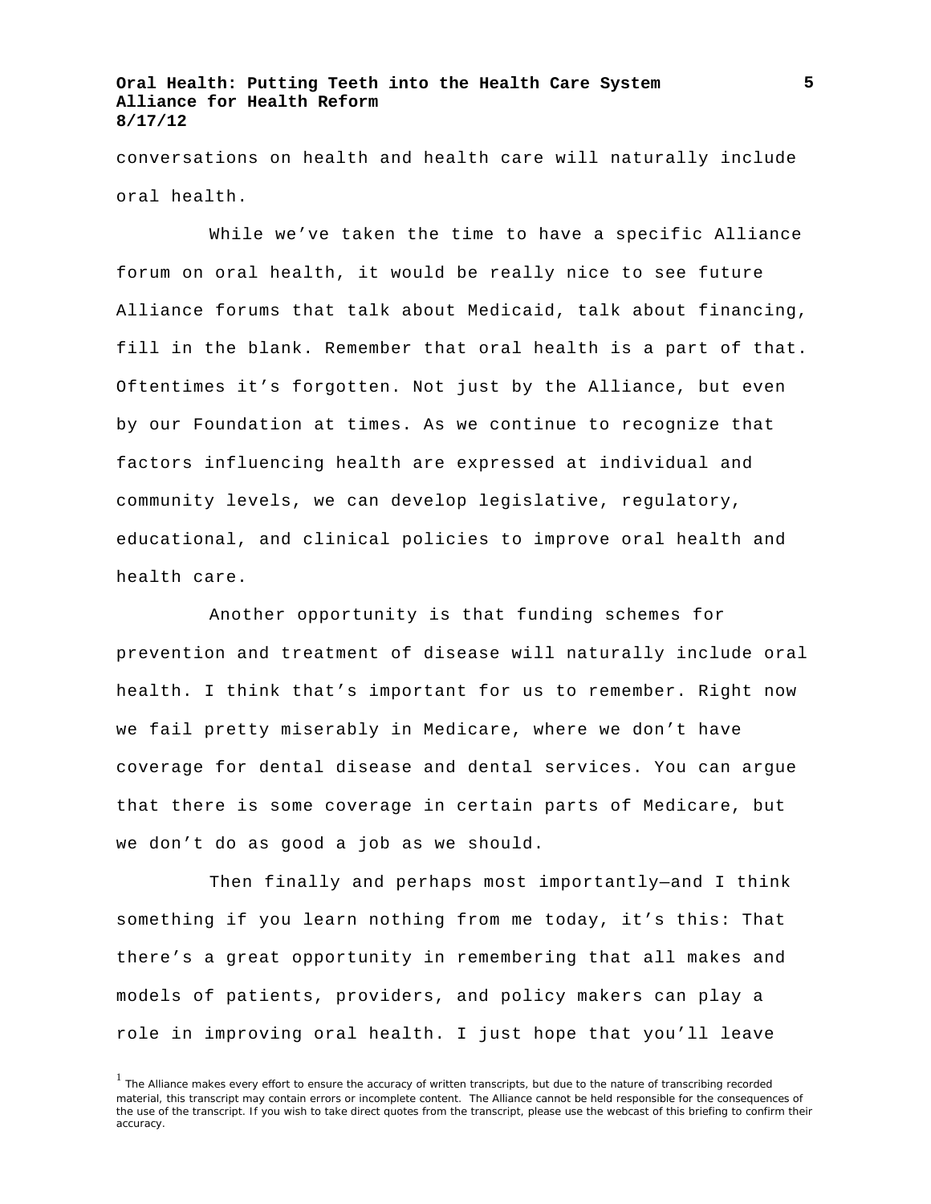conversations on health and health care will naturally include oral health.

While we've taken the time to have a specific Alliance forum on oral health, it would be really nice to see future Alliance forums that talk about Medicaid, talk about financing, fill in the blank. Remember that oral health is a part of that. Oftentimes it's forgotten. Not just by the Alliance, but even by our Foundation at times. As we continue to recognize that factors influencing health are expressed at individual and community levels, we can develop legislative, regulatory, educational, and clinical policies to improve oral health and health care.

Another opportunity is that funding schemes for prevention and treatment of disease will naturally include oral health. I think that's important for us to remember. Right now we fail pretty miserably in Medicare, where we don't have coverage for dental disease and dental services. You can argue that there is some coverage in certain parts of Medicare, but we don't do as good a job as we should.

Then finally and perhaps most importantly—and I think something if you learn nothing from me today, it's this: That there's a great opportunity in remembering that all makes and models of patients, providers, and policy makers can play a role in improving oral health. I just hope that you'll leave

[1] The Alliance makes every effort to ensure the accuracy of written transcripts, but due to the nature of transcribing recorded material, this transcript may contain errors or incomplete content. The Alliance cannot be held responsible for the consequences of the use of the transcript. If you wish to take direct quotes from the transcript, please use the webcast of this briefing to confirm their accuracy.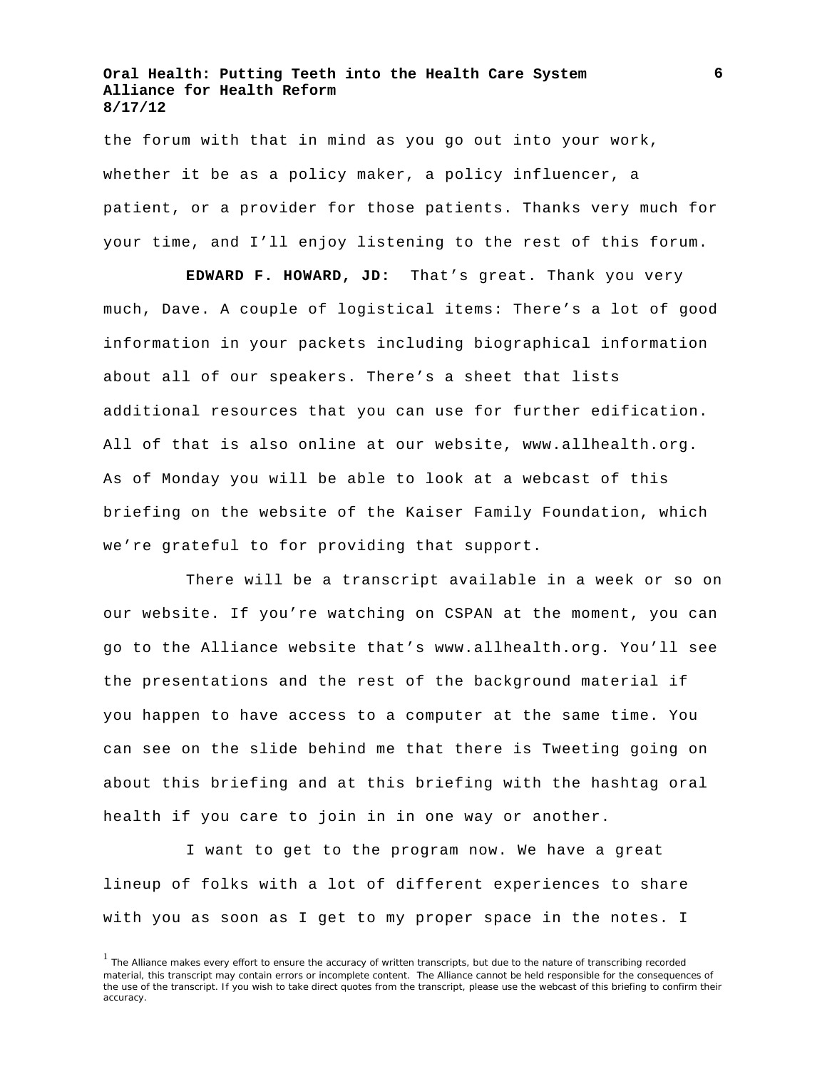the forum with that in mind as you go out into your work, whether it be as a policy maker, a policy influencer, a patient, or a provider for those patients. Thanks very much for your time, and I'll enjoy listening to the rest of this forum.

**EDWARD F. HOWARD, JD:** That's great. Thank you very much, Dave. A couple of logistical items: There's a lot of good information in your packets including biographical information about all of our speakers. There's a sheet that lists additional resources that you can use for further edification. All of that is also online at our website, www.allhealth.org. As of Monday you will be able to look at a webcast of this briefing on the website of the Kaiser Family Foundation, which we're grateful to for providing that support.

There will be a transcript available in a week or so on our website. If you're watching on CSPAN at the moment, you can go to the Alliance website that's www.allhealth.org. You'll see the presentations and the rest of the background material if you happen to have access to a computer at the same time. You can see on the slide behind me that there is Tweeting going on about this briefing and at this briefing with the hashtag oral health if you care to join in in one way or another.

I want to get to the program now. We have a great lineup of folks with a lot of different experiences to share with you as soon as I get to my proper space in the notes. I

[1] The Alliance makes every effort to ensure the accuracy of written transcripts, but due to the nature of transcribing recorded material, this transcript may contain errors or incomplete content. The Alliance cannot be held responsible for the consequences of the use of the transcript. If you wish to take direct quotes from the transcript, please use the webcast of this briefing to confirm their accuracy.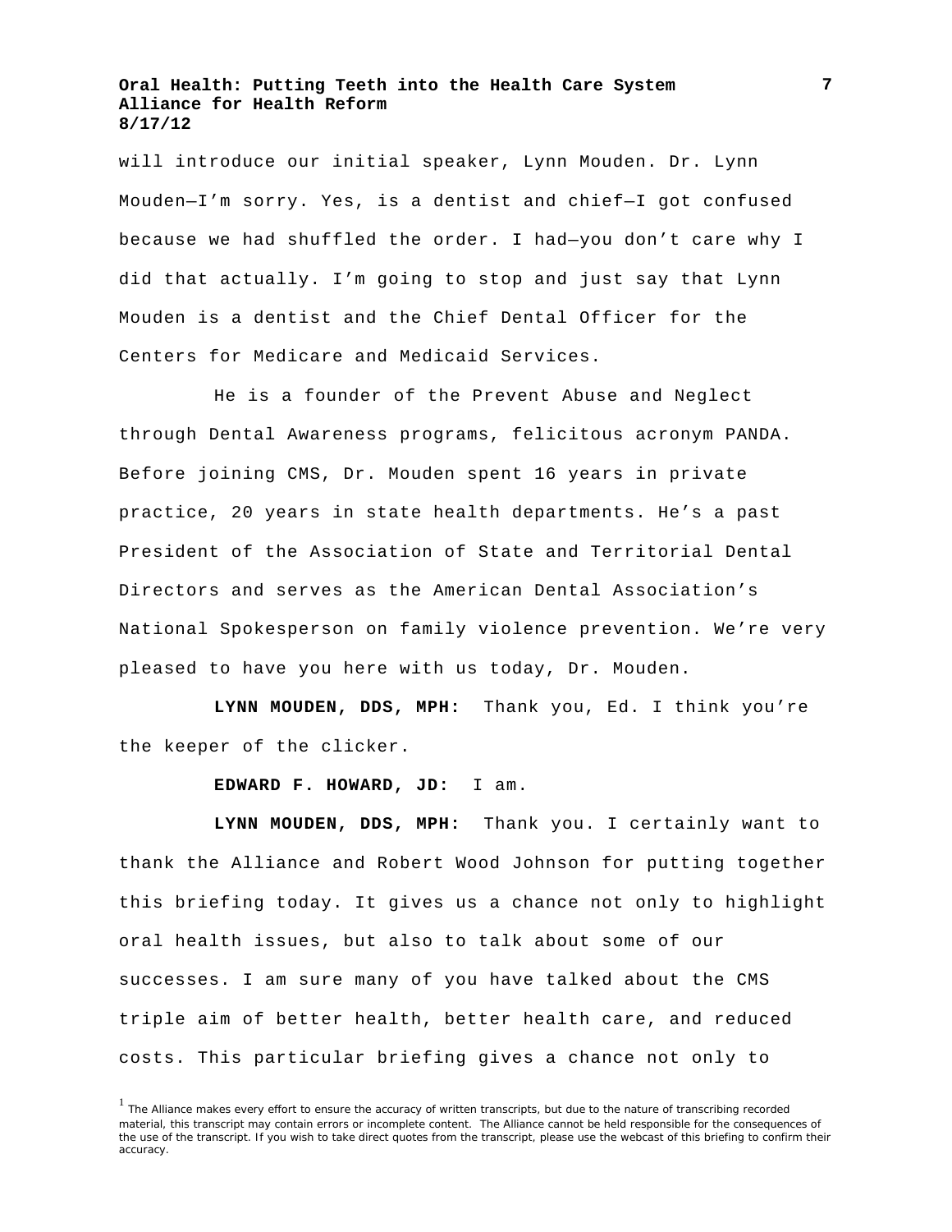will introduce our initial speaker, Lynn Mouden. Dr. Lynn Mouden—I'm sorry. Yes, is a dentist and chief—I got confused because we had shuffled the order. I had—you don't care why I did that actually. I'm going to stop and just say that Lynn Mouden is a dentist and the Chief Dental Officer for the Centers for Medicare and Medicaid Services.

He is a founder of the Prevent Abuse and Neglect through Dental Awareness programs, felicitous acronym PANDA. Before joining CMS, Dr. Mouden spent 16 years in private practice, 20 years in state health departments. He's a past President of the Association of State and Territorial Dental Directors and serves as the American Dental Association's National Spokesperson on family violence prevention. We're very pleased to have you here with us today, Dr. Mouden.

**LYNN MOUDEN, DDS, MPH:** Thank you, Ed. I think you're the keeper of the clicker.

**EDWARD F. HOWARD, JD:** I am.

**LYNN MOUDEN, DDS, MPH:** Thank you. I certainly want to thank the Alliance and Robert Wood Johnson for putting together this briefing today. It gives us a chance not only to highlight oral health issues, but also to talk about some of our successes. I am sure many of you have talked about the CMS triple aim of better health, better health care, and reduced costs. This particular briefing gives a chance not only to

[1] The Alliance makes every effort to ensure the accuracy of written transcripts, but due to the nature of transcribing recorded material, this transcript may contain errors or incomplete content. The Alliance cannot be held responsible for the consequences of the use of the transcript. If you wish to take direct quotes from the transcript, please use the webcast of this briefing to confirm their accuracy.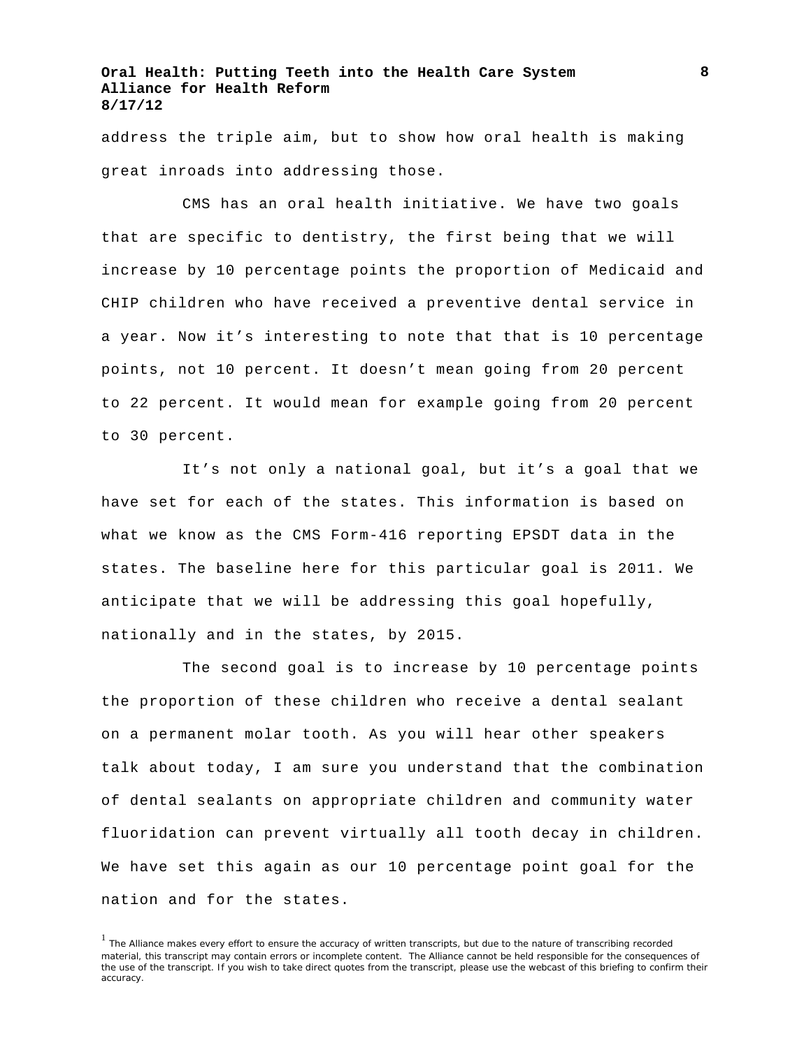address the triple aim, but to show how oral health is making great inroads into addressing those.

CMS has an oral health initiative. We have two goals that are specific to dentistry, the first being that we will increase by 10 percentage points the proportion of Medicaid and CHIP children who have received a preventive dental service in a year. Now it's interesting to note that that is 10 percentage points, not 10 percent. It doesn't mean going from 20 percent to 22 percent. It would mean for example going from 20 percent to 30 percent.

It's not only a national goal, but it's a goal that we have set for each of the states. This information is based on what we know as the CMS Form-416 reporting EPSDT data in the states. The baseline here for this particular goal is 2011. We anticipate that we will be addressing this goal hopefully, nationally and in the states, by 2015.

The second goal is to increase by 10 percentage points the proportion of these children who receive a dental sealant on a permanent molar tooth. As you will hear other speakers talk about today, I am sure you understand that the combination of dental sealants on appropriate children and community water fluoridation can prevent virtually all tooth decay in children. We have set this again as our 10 percentage point goal for the nation and for the states.

[1] The Alliance makes every effort to ensure the accuracy of written transcripts, but due to the nature of transcribing recorded material, this transcript may contain errors or incomplete content. The Alliance cannot be held responsible for the consequences of the use of the transcript. If you wish to take direct quotes from the transcript, please use the webcast of this briefing to confirm their accuracy.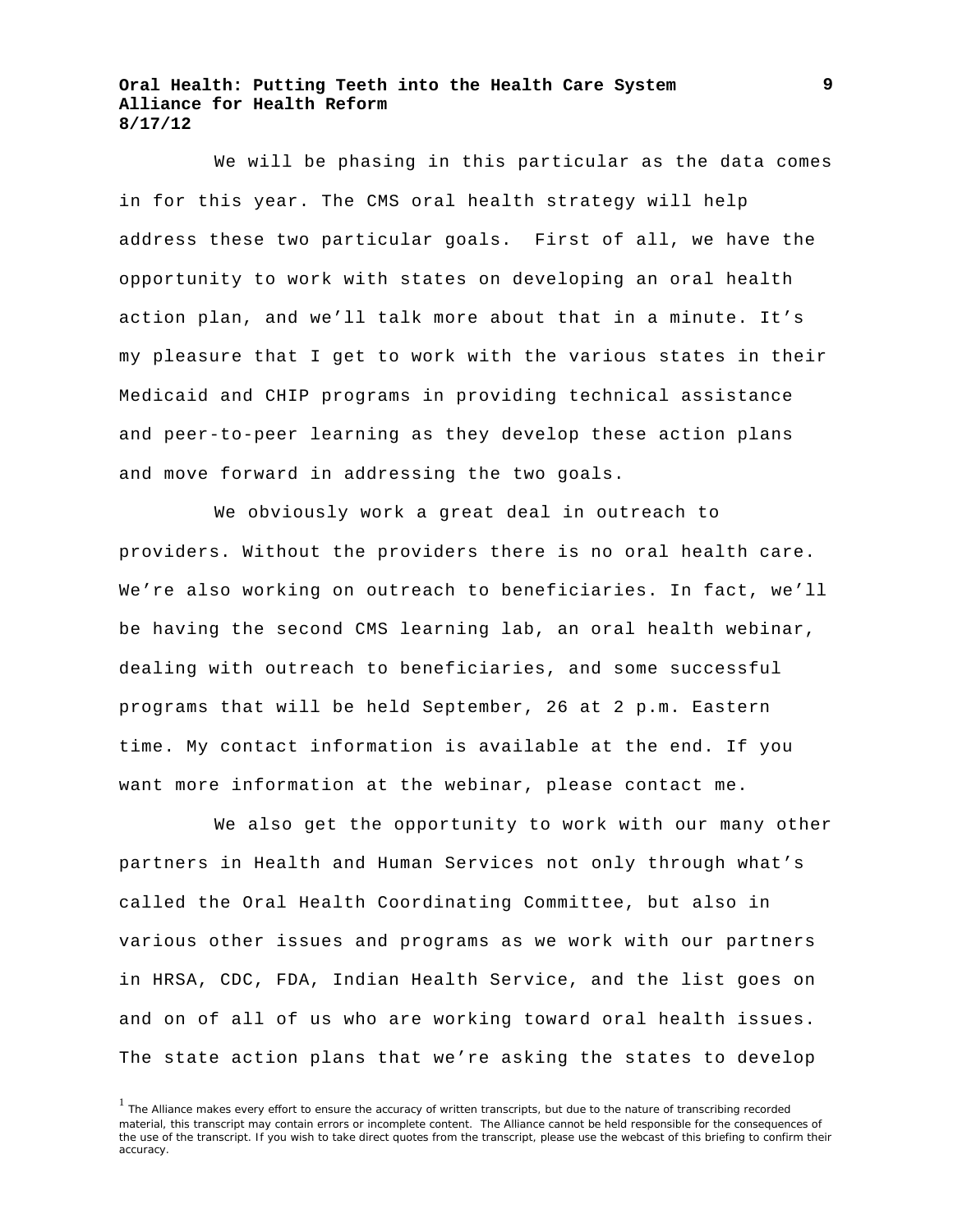We will be phasing in this particular as the data comes in for this year. The CMS oral health strategy will help address these two particular goals. First of all, we have the opportunity to work with states on developing an oral health action plan, and we'll talk more about that in a minute. It's my pleasure that I get to work with the various states in their Medicaid and CHIP programs in providing technical assistance and peer-to-peer learning as they develop these action plans and move forward in addressing the two goals.

We obviously work a great deal in outreach to providers. Without the providers there is no oral health care. We're also working on outreach to beneficiaries. In fact, we'll be having the second CMS learning lab, an oral health webinar, dealing with outreach to beneficiaries, and some successful programs that will be held September, 26 at 2 p.m. Eastern time. My contact information is available at the end. If you want more information at the webinar, please contact me.

We also get the opportunity to work with our many other partners in Health and Human Services not only through what's called the Oral Health Coordinating Committee, but also in various other issues and programs as we work with our partners in HRSA, CDC, FDA, Indian Health Service, and the list goes on and on of all of us who are working toward oral health issues. The state action plans that we're asking the states to develop

[1] The Alliance makes every effort to ensure the accuracy of written transcripts, but due to the nature of transcribing recorded material, this transcript may contain errors or incomplete content. The Alliance cannot be held responsible for the consequences of the use of the transcript. If you wish to take direct quotes from the transcript, please use the webcast of this briefing to confirm their accuracy.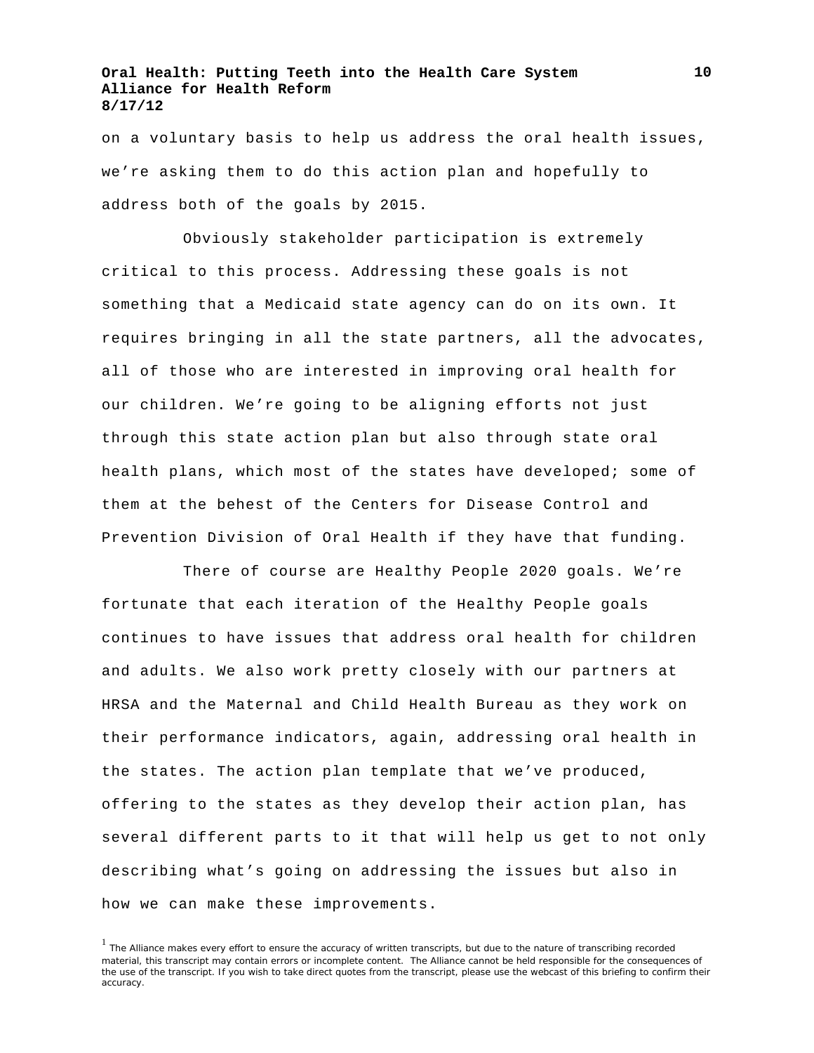on a voluntary basis to help us address the oral health issues, we're asking them to do this action plan and hopefully to address both of the goals by 2015.

Obviously stakeholder participation is extremely critical to this process. Addressing these goals is not something that a Medicaid state agency can do on its own. It requires bringing in all the state partners, all the advocates, all of those who are interested in improving oral health for our children. We're going to be aligning efforts not just through this state action plan but also through state oral health plans, which most of the states have developed; some of them at the behest of the Centers for Disease Control and Prevention Division of Oral Health if they have that funding.

There of course are Healthy People 2020 goals. We're fortunate that each iteration of the Healthy People goals continues to have issues that address oral health for children and adults. We also work pretty closely with our partners at HRSA and the Maternal and Child Health Bureau as they work on their performance indicators, again, addressing oral health in the states. The action plan template that we've produced, offering to the states as they develop their action plan, has several different parts to it that will help us get to not only describing what's going on addressing the issues but also in how we can make these improvements.

[1] The Alliance makes every effort to ensure the accuracy of written transcripts, but due to the nature of transcribing recorded material, this transcript may contain errors or incomplete content. The Alliance cannot be held responsible for the consequences of the use of the transcript. If you wish to take direct quotes from the transcript, please use the webcast of this briefing to confirm their accuracy.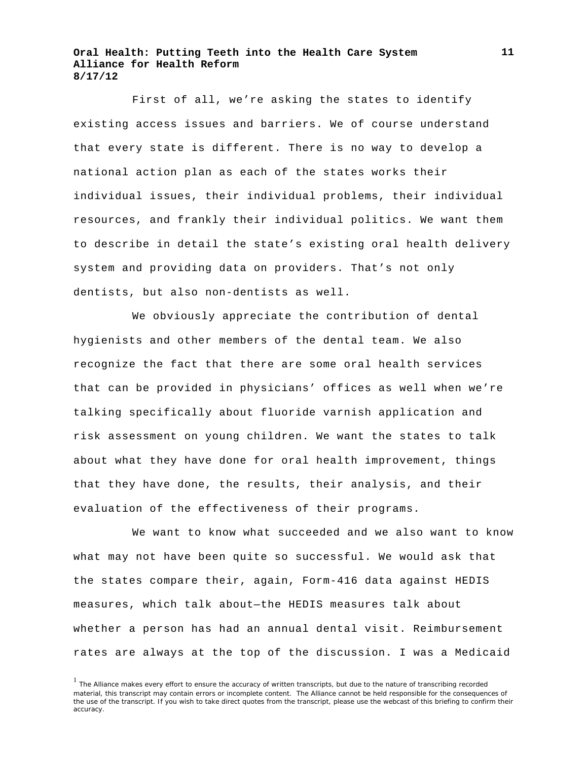First of all, we're asking the states to identify existing access issues and barriers. We of course understand that every state is different. There is no way to develop a national action plan as each of the states works their individual issues, their individual problems, their individual resources, and frankly their individual politics. We want them to describe in detail the state's existing oral health delivery system and providing data on providers. That's not only dentists, but also non-dentists as well.

We obviously appreciate the contribution of dental hygienists and other members of the dental team. We also recognize the fact that there are some oral health services that can be provided in physicians' offices as well when we're talking specifically about fluoride varnish application and risk assessment on young children. We want the states to talk about what they have done for oral health improvement, things that they have done, the results, their analysis, and their evaluation of the effectiveness of their programs.

We want to know what succeeded and we also want to know what may not have been quite so successful. We would ask that the states compare their, again, Form-416 data against HEDIS measures, which talk about—the HEDIS measures talk about whether a person has had an annual dental visit. Reimbursement rates are always at the top of the discussion. I was a Medicaid

[1] The Alliance makes every effort to ensure the accuracy of written transcripts, but due to the nature of transcribing recorded material, this transcript may contain errors or incomplete content. The Alliance cannot be held responsible for the consequences of the use of the transcript. If you wish to take direct quotes from the transcript, please use the webcast of this briefing to confirm their accuracy.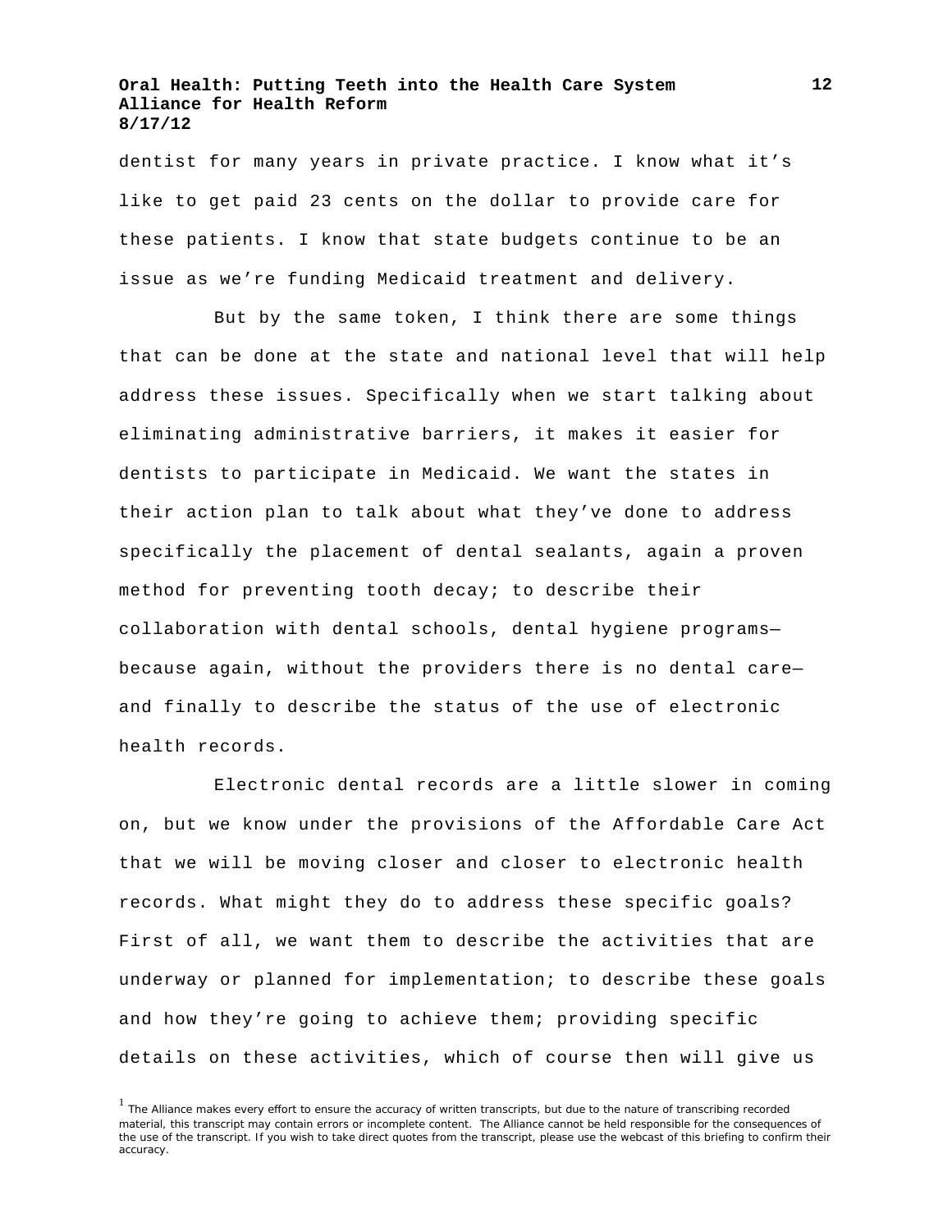dentist for many years in private practice. I know what it's like to get paid 23 cents on the dollar to provide care for these patients. I know that state budgets continue to be an issue as we're funding Medicaid treatment and delivery.

But by the same token, I think there are some things that can be done at the state and national level that will help address these issues. Specifically when we start talking about eliminating administrative barriers, it makes it easier for dentists to participate in Medicaid. We want the states in their action plan to talk about what they've done to address specifically the placement of dental sealants, again a proven method for preventing tooth decay; to describe their collaboration with dental schools, dental hygiene programs—because again, without the providers there is no dental care—and finally to describe the status of the use of electronic health records.

Electronic dental records are a little slower in coming on, but we know under the provisions of the Affordable Care Act that we will be moving closer and closer to electronic health records. What might they do to address these specific goals? First of all, we want them to describe the activities that are underway or planned for implementation; to describe these goals and how they're going to achieve them; providing specific details on these activities, which of course then will give us

[1] The Alliance makes every effort to ensure the accuracy of written transcripts, but due to the nature of transcribing recorded material, this transcript may contain errors or incomplete content. The Alliance cannot be held responsible for the consequences of the use of the transcript. If you wish to take direct quotes from the transcript, please use the webcast of this briefing to confirm their accuracy.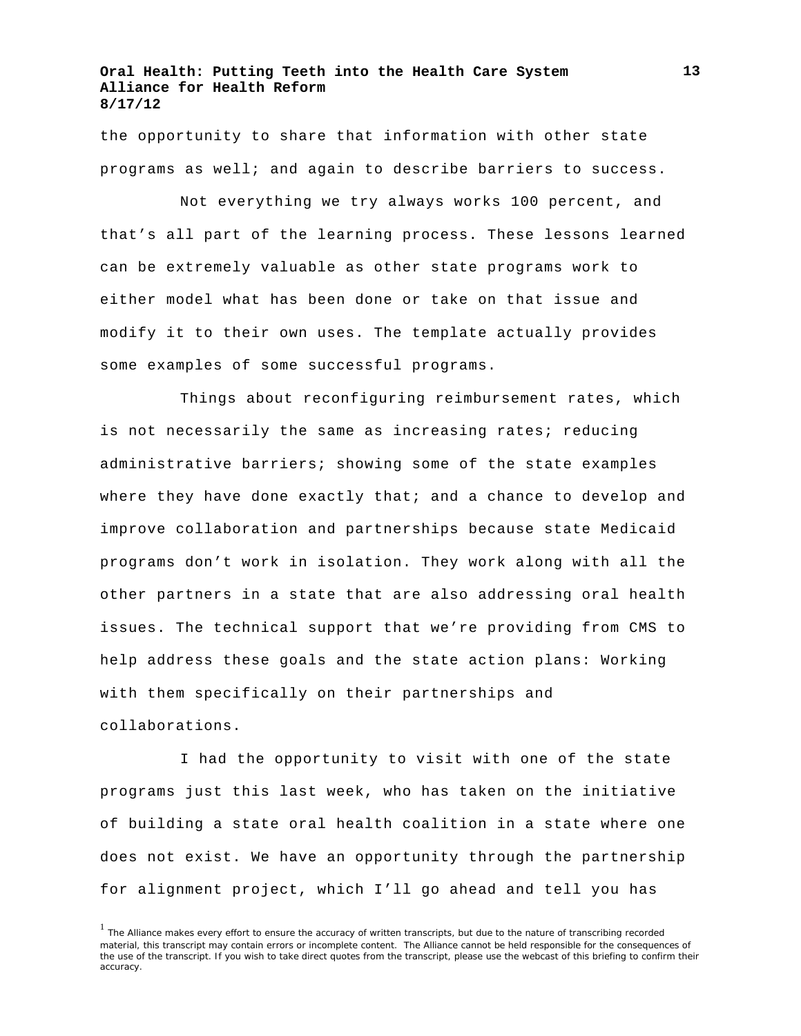the opportunity to share that information with other state programs as well; and again to describe barriers to success.

Not everything we try always works 100 percent, and that's all part of the learning process. These lessons learned can be extremely valuable as other state programs work to either model what has been done or take on that issue and modify it to their own uses. The template actually provides some examples of some successful programs.

Things about reconfiguring reimbursement rates, which is not necessarily the same as increasing rates; reducing administrative barriers; showing some of the state examples where they have done exactly that; and a chance to develop and improve collaboration and partnerships because state Medicaid programs don't work in isolation. They work along with all the other partners in a state that are also addressing oral health issues. The technical support that we're providing from CMS to help address these goals and the state action plans: Working with them specifically on their partnerships and collaborations.

I had the opportunity to visit with one of the state programs just this last week, who has taken on the initiative of building a state oral health coalition in a state where one does not exist. We have an opportunity through the partnership for alignment project, which I'll go ahead and tell you has

[1] The Alliance makes every effort to ensure the accuracy of written transcripts, but due to the nature of transcribing recorded material, this transcript may contain errors or incomplete content. The Alliance cannot be held responsible for the consequences of the use of the transcript. If you wish to take direct quotes from the transcript, please use the webcast of this briefing to confirm their accuracy.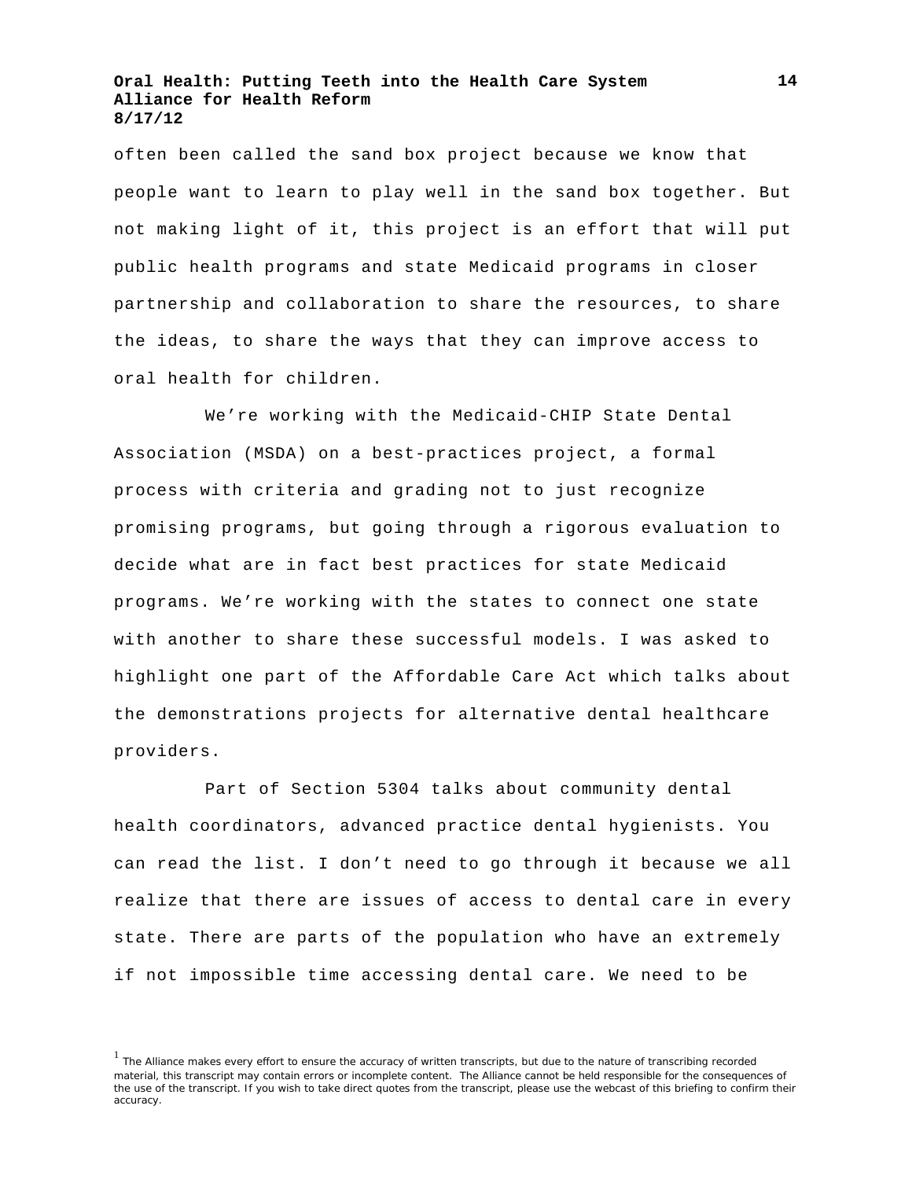often been called the sand box project because we know that people want to learn to play well in the sand box together. But not making light of it, this project is an effort that will put public health programs and state Medicaid programs in closer partnership and collaboration to share the resources, to share the ideas, to share the ways that they can improve access to oral health for children.

We're working with the Medicaid-CHIP State Dental Association (MSDA) on a best-practices project, a formal process with criteria and grading not to just recognize promising programs, but going through a rigorous evaluation to decide what are in fact best practices for state Medicaid programs. We're working with the states to connect one state with another to share these successful models. I was asked to highlight one part of the Affordable Care Act which talks about the demonstrations projects for alternative dental healthcare providers.

Part of Section 5304 talks about community dental health coordinators, advanced practice dental hygienists. You can read the list. I don't need to go through it because we all realize that there are issues of access to dental care in every state. There are parts of the population who have an extremely if not impossible time accessing dental care. We need to be

[1] The Alliance makes every effort to ensure the accuracy of written transcripts, but due to the nature of transcribing recorded material, this transcript may contain errors or incomplete content. The Alliance cannot be held responsible for the consequences of the use of the transcript. If you wish to take direct quotes from the transcript, please use the webcast of this briefing to confirm their accuracy.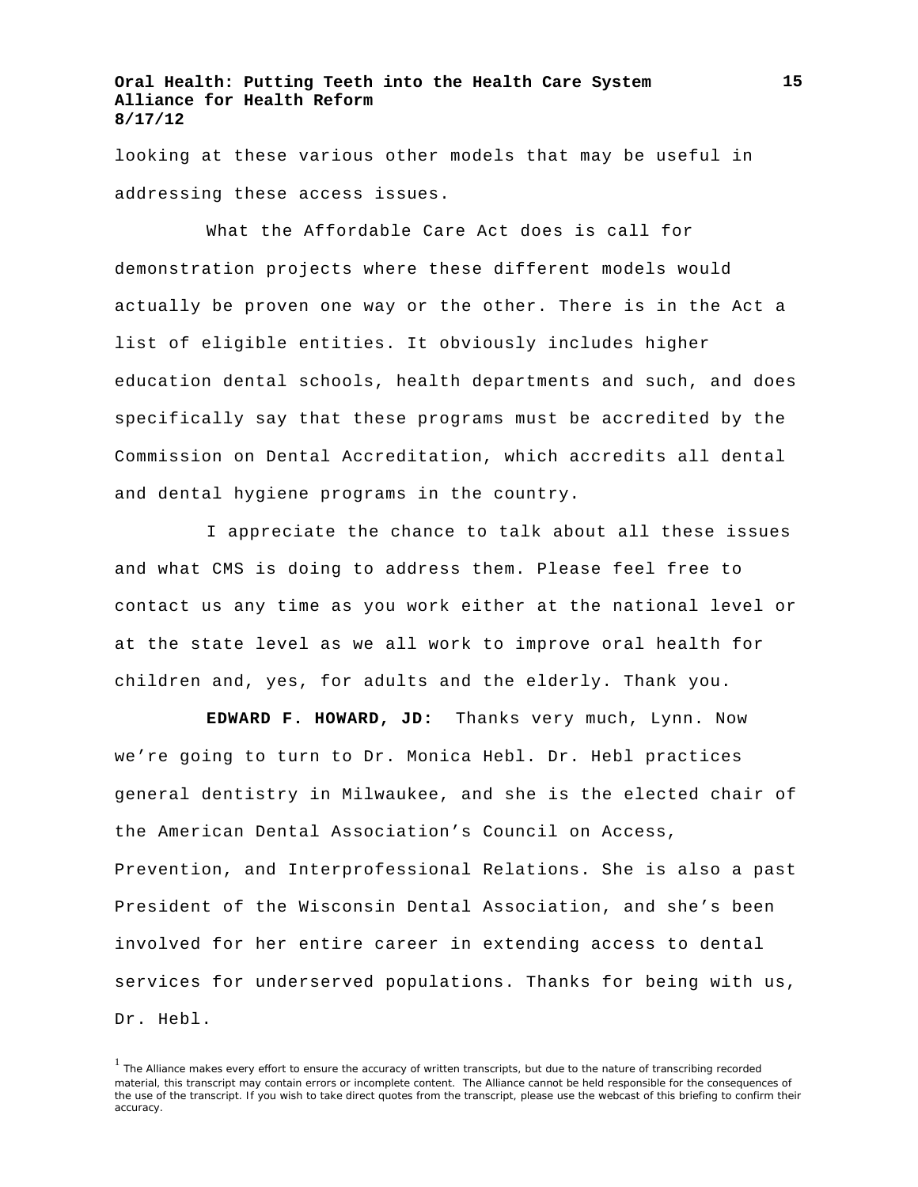looking at these various other models that may be useful in addressing these access issues.

What the Affordable Care Act does is call for demonstration projects where these different models would actually be proven one way or the other. There is in the Act a list of eligible entities. It obviously includes higher education dental schools, health departments and such, and does specifically say that these programs must be accredited by the Commission on Dental Accreditation, which accredits all dental and dental hygiene programs in the country.

I appreciate the chance to talk about all these issues and what CMS is doing to address them. Please feel free to contact us any time as you work either at the national level or at the state level as we all work to improve oral health for children and, yes, for adults and the elderly. Thank you.

**EDWARD F. HOWARD, JD:** Thanks very much, Lynn. Now we're going to turn to Dr. Monica Hebl. Dr. Hebl practices general dentistry in Milwaukee, and she is the elected chair of the American Dental Association's Council on Access, Prevention, and Interprofessional Relations. She is also a past President of the Wisconsin Dental Association, and she's been involved for her entire career in extending access to dental services for underserved populations. Thanks for being with us, Dr. Hebl.

[1] The Alliance makes every effort to ensure the accuracy of written transcripts, but due to the nature of transcribing recorded material, this transcript may contain errors or incomplete content. The Alliance cannot be held responsible for the consequences of the use of the transcript. If you wish to take direct quotes from the transcript, please use the webcast of this briefing to confirm their accuracy.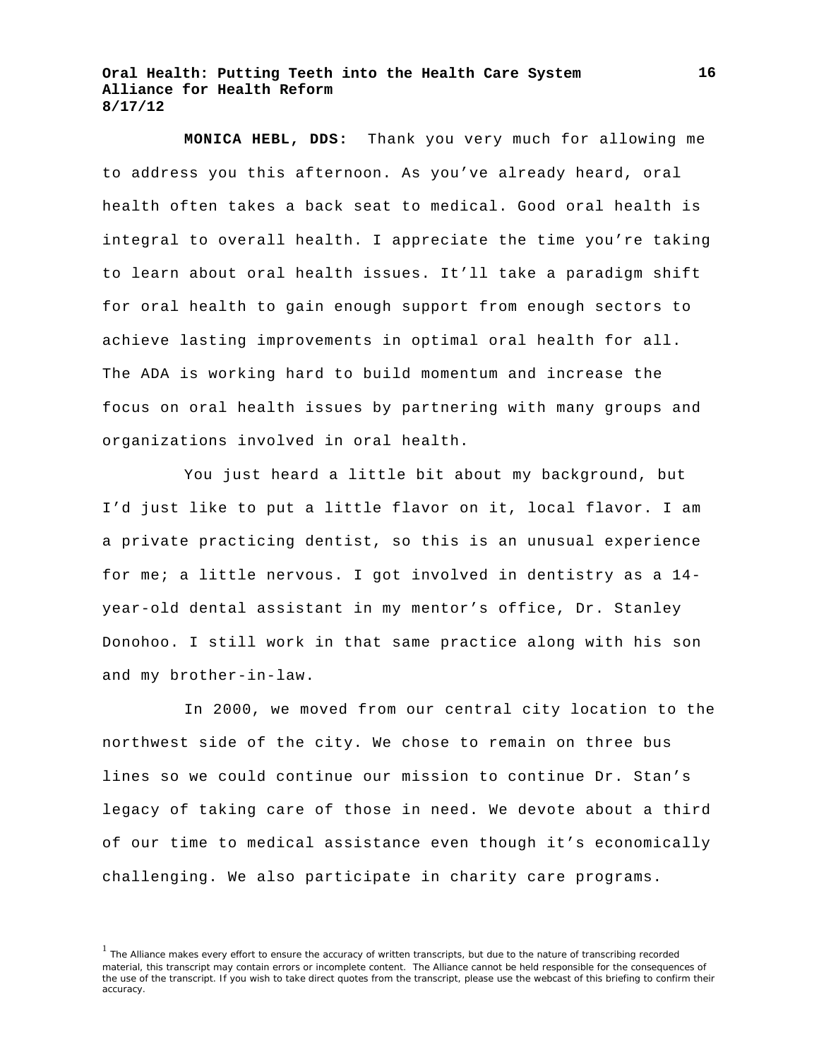**MONICA HEBL, DDS:** Thank you very much for allowing me to address you this afternoon. As you've already heard, oral health often takes a back seat to medical. Good oral health is integral to overall health. I appreciate the time you're taking to learn about oral health issues. It'll take a paradigm shift for oral health to gain enough support from enough sectors to achieve lasting improvements in optimal oral health for all. The ADA is working hard to build momentum and increase the focus on oral health issues by partnering with many groups and organizations involved in oral health.

You just heard a little bit about my background, but I'd just like to put a little flavor on it, local flavor. I am a private practicing dentist, so this is an unusual experience for me; a little nervous. I got involved in dentistry as a 14-year-old dental assistant in my mentor's office, Dr. Stanley Donohoo. I still work in that same practice along with his son and my brother-in-law.

In 2000, we moved from our central city location to the northwest side of the city. We chose to remain on three bus lines so we could continue our mission to continue Dr. Stan's legacy of taking care of those in need. We devote about a third of our time to medical assistance even though it's economically challenging. We also participate in charity care programs.

[1] The Alliance makes every effort to ensure the accuracy of written transcripts, but due to the nature of transcribing recorded material, this transcript may contain errors or incomplete content. The Alliance cannot be held responsible for the consequences of the use of the transcript. If you wish to take direct quotes from the transcript, please use the webcast of this briefing to confirm their accuracy.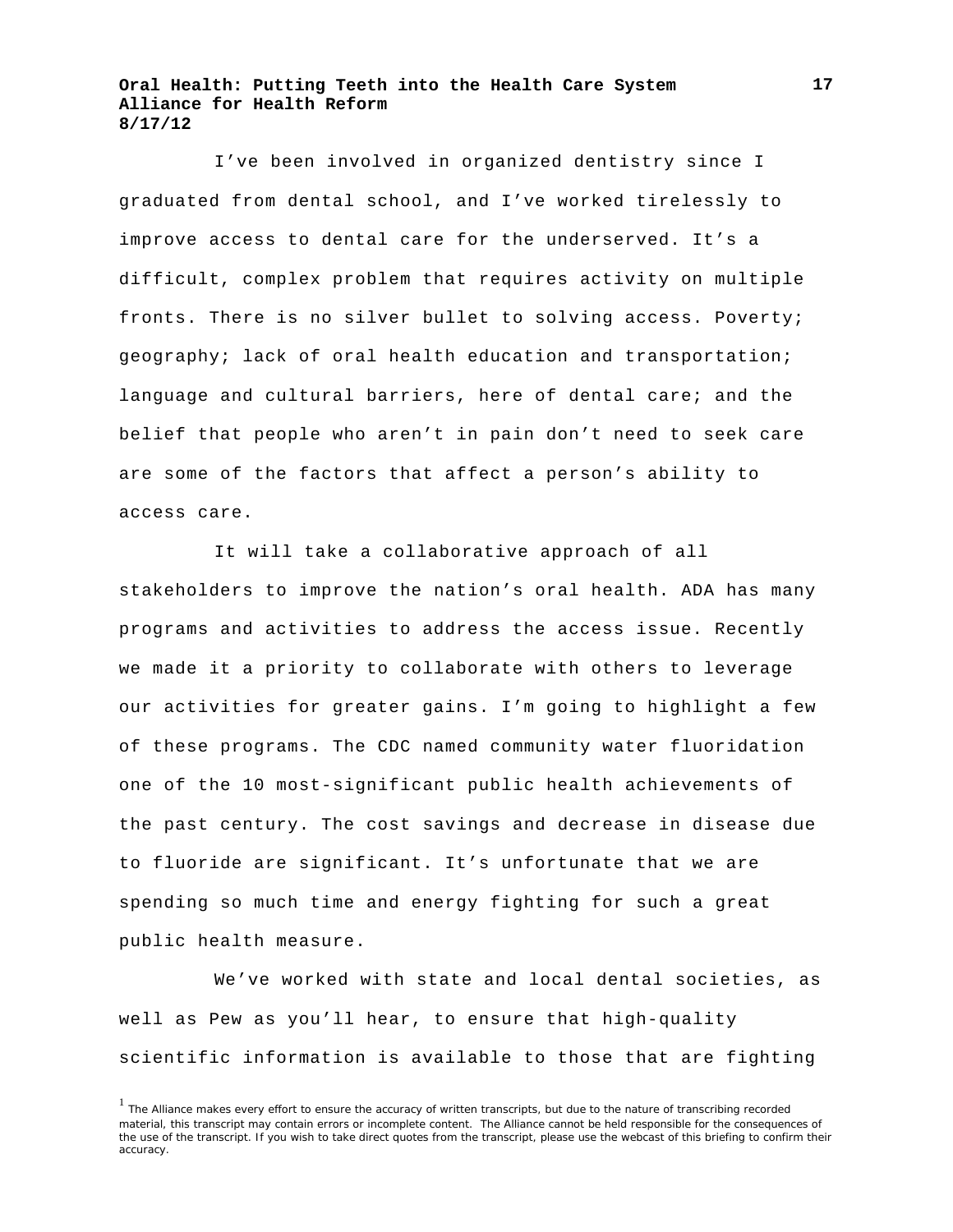I've been involved in organized dentistry since I graduated from dental school, and I've worked tirelessly to improve access to dental care for the underserved. It's a difficult, complex problem that requires activity on multiple fronts. There is no silver bullet to solving access. Poverty; geography; lack of oral health education and transportation; language and cultural barriers, here of dental care; and the belief that people who aren't in pain don't need to seek care are some of the factors that affect a person's ability to access care.

It will take a collaborative approach of all stakeholders to improve the nation's oral health. ADA has many programs and activities to address the access issue. Recently we made it a priority to collaborate with others to leverage our activities for greater gains. I'm going to highlight a few of these programs. The CDC named community water fluoridation one of the 10 most-significant public health achievements of the past century. The cost savings and decrease in disease due to fluoride are significant. It's unfortunate that we are spending so much time and energy fighting for such a great public health measure.

We've worked with state and local dental societies, as well as Pew as you'll hear, to ensure that high-quality scientific information is available to those that are fighting

[1] The Alliance makes every effort to ensure the accuracy of written transcripts, but due to the nature of transcribing recorded material, this transcript may contain errors or incomplete content. The Alliance cannot be held responsible for the consequences of the use of the transcript. If you wish to take direct quotes from the transcript, please use the webcast of this briefing to confirm their accuracy.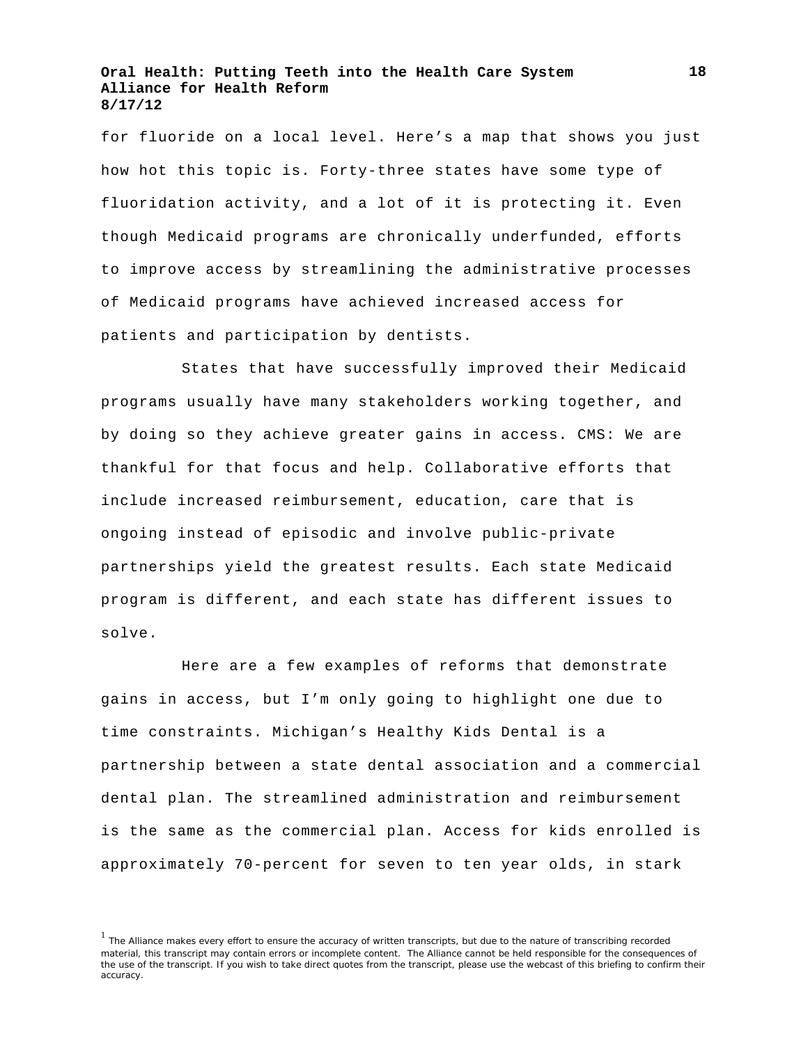for fluoride on a local level. Here’s a map that shows you just how hot this topic is. Forty-three states have some type of fluoridation activity, and a lot of it is protecting it. Even though Medicaid programs are chronically underfunded, efforts to improve access by streamlining the administrative processes of Medicaid programs have achieved increased access for patients and participation by dentists.

States that have successfully improved their Medicaid programs usually have many stakeholders working together, and by doing so they achieve greater gains in access. CMS: We are thankful for that focus and help. Collaborative efforts that include increased reimbursement, education, care that is ongoing instead of episodic and involve public-private partnerships yield the greatest results. Each state Medicaid program is different, and each state has different issues to solve.

Here are a few examples of reforms that demonstrate gains in access, but I’m only going to highlight one due to time constraints. Michigan’s Healthy Kids Dental is a partnership between a state dental association and a commercial dental plan. The streamlined administration and reimbursement is the same as the commercial plan. Access for kids enrolled is approximately 70-percent for seven to ten year olds, in stark

[1] The Alliance makes every effort to ensure the accuracy of written transcripts, but due to the nature of transcribing recorded material, this transcript may contain errors or incomplete content. The Alliance cannot be held responsible for the consequences of the use of the transcript. If you wish to take direct quotes from the transcript, please use the webcast of this briefing to confirm their accuracy.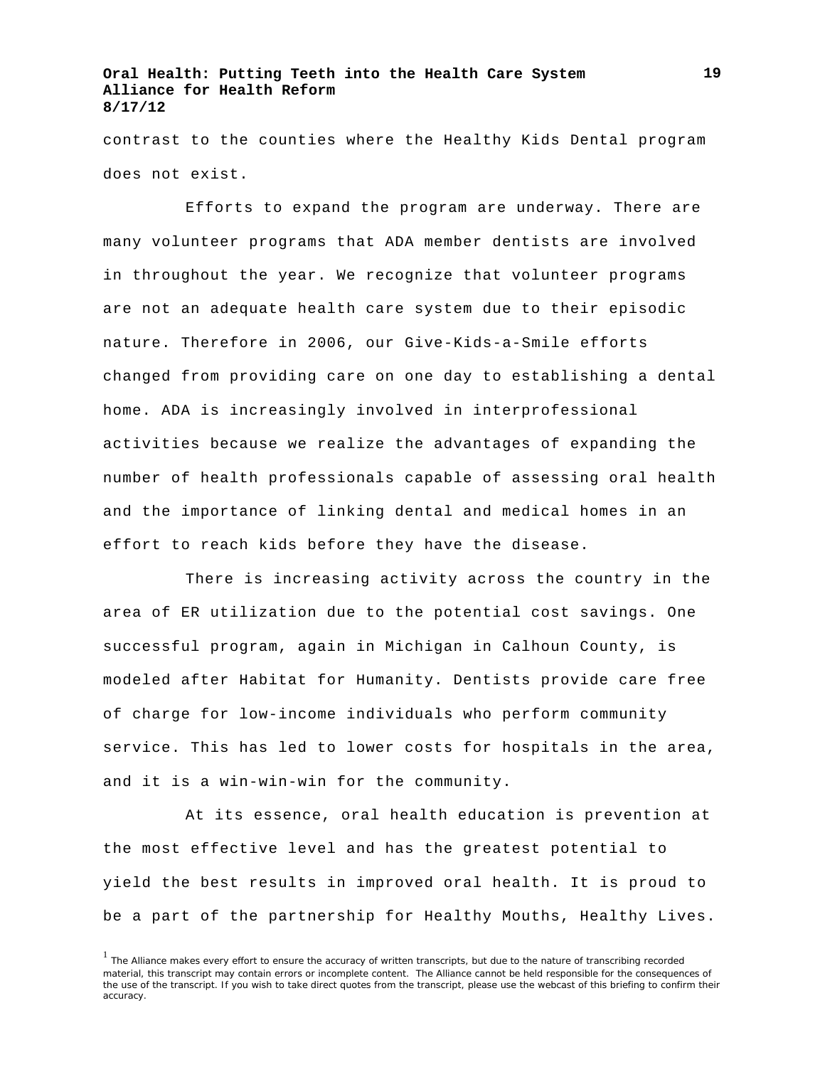contrast to the counties where the Healthy Kids Dental program does not exist.

Efforts to expand the program are underway. There are many volunteer programs that ADA member dentists are involved in throughout the year. We recognize that volunteer programs are not an adequate health care system due to their episodic nature. Therefore in 2006, our Give-Kids-a-Smile efforts changed from providing care on one day to establishing a dental home. ADA is increasingly involved in interprofessional activities because we realize the advantages of expanding the number of health professionals capable of assessing oral health and the importance of linking dental and medical homes in an effort to reach kids before they have the disease.

There is increasing activity across the country in the area of ER utilization due to the potential cost savings. One successful program, again in Michigan in Calhoun County, is modeled after Habitat for Humanity. Dentists provide care free of charge for low-income individuals who perform community service. This has led to lower costs for hospitals in the area, and it is a win-win-win for the community.

At its essence, oral health education is prevention at the most effective level and has the greatest potential to yield the best results in improved oral health. It is proud to be a part of the partnership for Healthy Mouths, Healthy Lives.

[1] The Alliance makes every effort to ensure the accuracy of written transcripts, but due to the nature of transcribing recorded material, this transcript may contain errors or incomplete content. The Alliance cannot be held responsible for the consequences of the use of the transcript. If you wish to take direct quotes from the transcript, please use the webcast of this briefing to confirm their accuracy.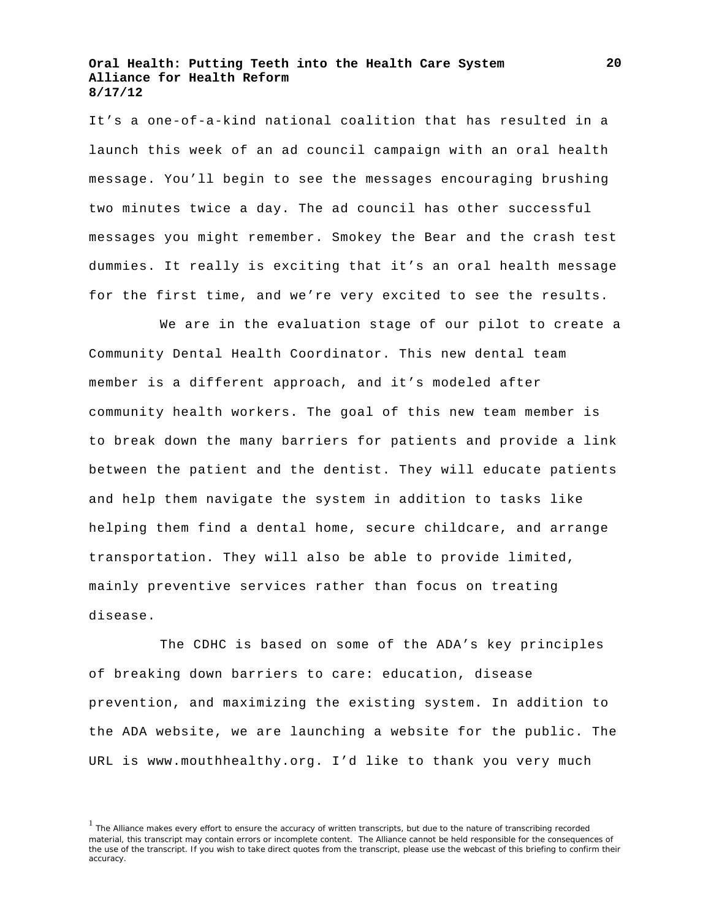It's a one-of-a-kind national coalition that has resulted in a launch this week of an ad council campaign with an oral health message. You'll begin to see the messages encouraging brushing two minutes twice a day. The ad council has other successful messages you might remember. Smokey the Bear and the crash test dummies. It really is exciting that it's an oral health message for the first time, and we're very excited to see the results.

We are in the evaluation stage of our pilot to create a Community Dental Health Coordinator. This new dental team member is a different approach, and it's modeled after community health workers. The goal of this new team member is to break down the many barriers for patients and provide a link between the patient and the dentist. They will educate patients and help them navigate the system in addition to tasks like helping them find a dental home, secure childcare, and arrange transportation. They will also be able to provide limited, mainly preventive services rather than focus on treating disease.

The CDHC is based on some of the ADA's key principles of breaking down barriers to care: education, disease prevention, and maximizing the existing system. In addition to the ADA website, we are launching a website for the public. The URL is www.mouthhealthy.org. I'd like to thank you very much

[1] The Alliance makes every effort to ensure the accuracy of written transcripts, but due to the nature of transcribing recorded material, this transcript may contain errors or incomplete content. The Alliance cannot be held responsible for the consequences of the use of the transcript. If you wish to take direct quotes from the transcript, please use the webcast of this briefing to confirm their accuracy.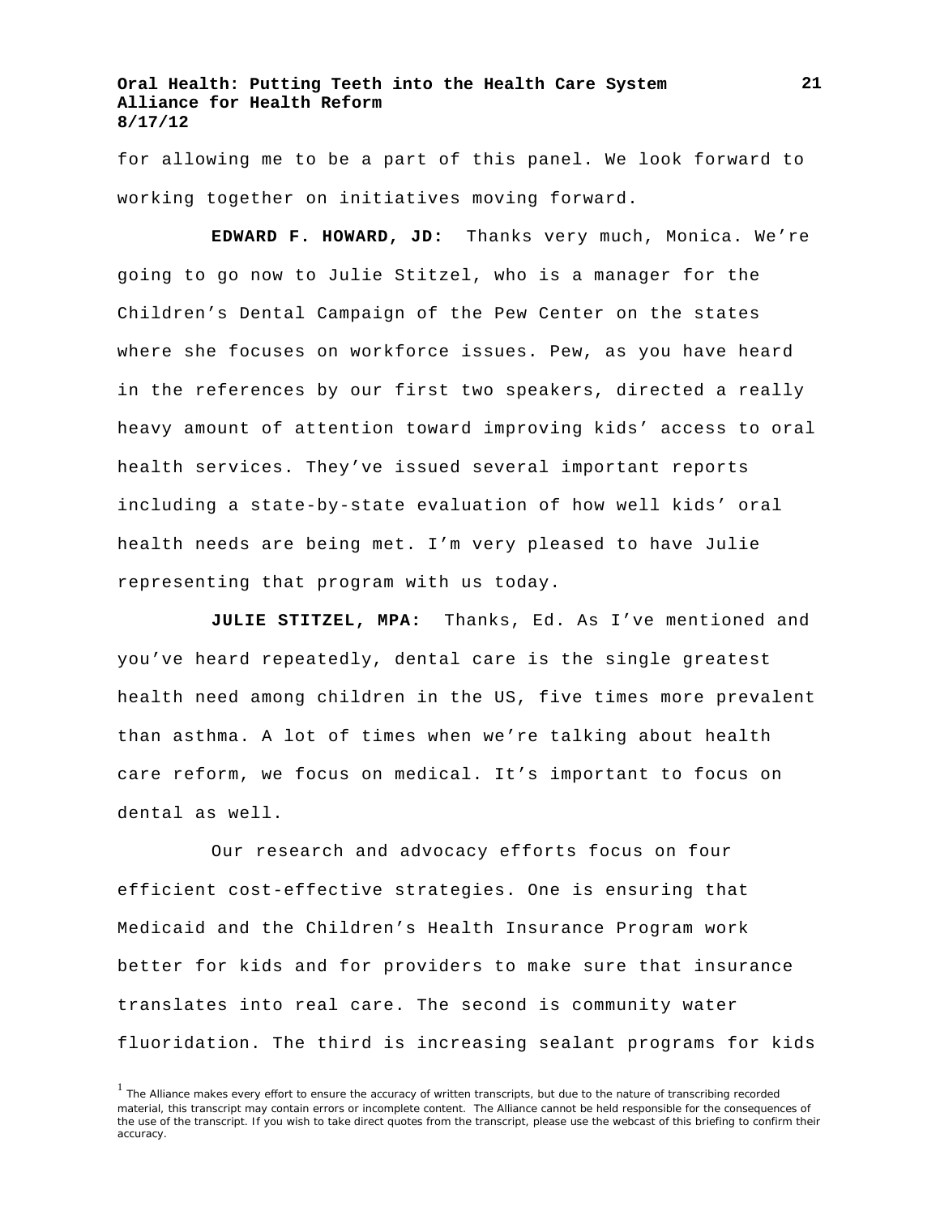for allowing me to be a part of this panel. We look forward to working together on initiatives moving forward.

**EDWARD F. HOWARD, JD:** Thanks very much, Monica. We're going to go now to Julie Stitzel, who is a manager for the Children's Dental Campaign of the Pew Center on the states where she focuses on workforce issues. Pew, as you have heard in the references by our first two speakers, directed a really heavy amount of attention toward improving kids' access to oral health services. They've issued several important reports including a state-by-state evaluation of how well kids' oral health needs are being met. I'm very pleased to have Julie representing that program with us today.

**JULIE STITZEL, MPA:** Thanks, Ed. As I've mentioned and you've heard repeatedly, dental care is the single greatest health need among children in the US, five times more prevalent than asthma. A lot of times when we're talking about health care reform, we focus on medical. It's important to focus on dental as well.

Our research and advocacy efforts focus on four efficient cost-effective strategies. One is ensuring that Medicaid and the Children's Health Insurance Program work better for kids and for providers to make sure that insurance translates into real care. The second is community water fluoridation. The third is increasing sealant programs for kids

[1] The Alliance makes every effort to ensure the accuracy of written transcripts, but due to the nature of transcribing recorded material, this transcript may contain errors or incomplete content. The Alliance cannot be held responsible for the consequences of the use of the transcript. If you wish to take direct quotes from the transcript, please use the webcast of this briefing to confirm their accuracy.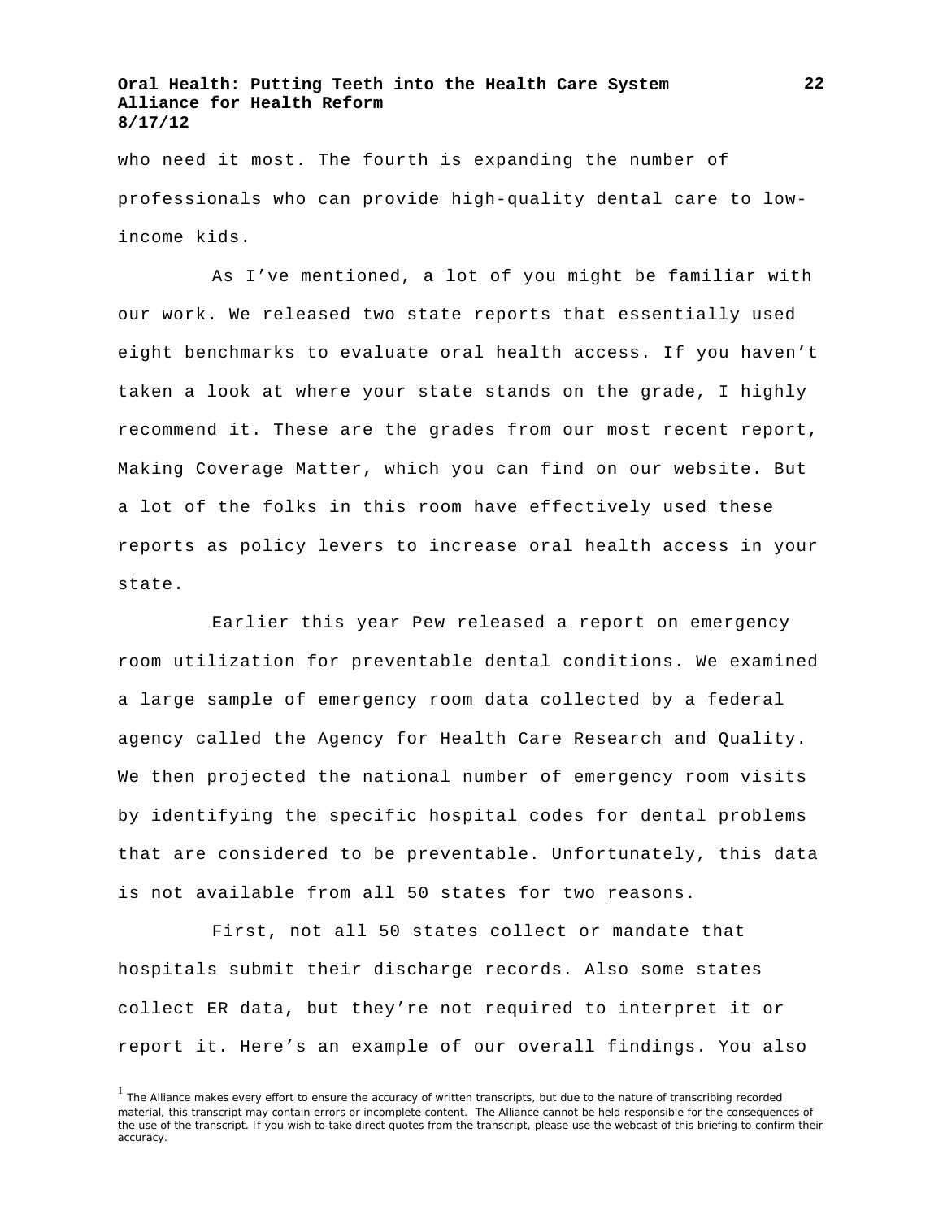who need it most. The fourth is expanding the number of professionals who can provide high-quality dental care to low-income kids.

As I've mentioned, a lot of you might be familiar with our work. We released two state reports that essentially used eight benchmarks to evaluate oral health access. If you haven't taken a look at where your state stands on the grade, I highly recommend it. These are the grades from our most recent report, Making Coverage Matter, which you can find on our website. But a lot of the folks in this room have effectively used these reports as policy levers to increase oral health access in your state.

Earlier this year Pew released a report on emergency room utilization for preventable dental conditions. We examined a large sample of emergency room data collected by a federal agency called the Agency for Health Care Research and Quality. We then projected the national number of emergency room visits by identifying the specific hospital codes for dental problems that are considered to be preventable. Unfortunately, this data is not available from all 50 states for two reasons.

First, not all 50 states collect or mandate that hospitals submit their discharge records. Also some states collect ER data, but they're not required to interpret it or report it. Here's an example of our overall findings. You also

[1] The Alliance makes every effort to ensure the accuracy of written transcripts, but due to the nature of transcribing recorded material, this transcript may contain errors or incomplete content. The Alliance cannot be held responsible for the consequences of the use of the transcript. If you wish to take direct quotes from the transcript, please use the webcast of this briefing to confirm their accuracy.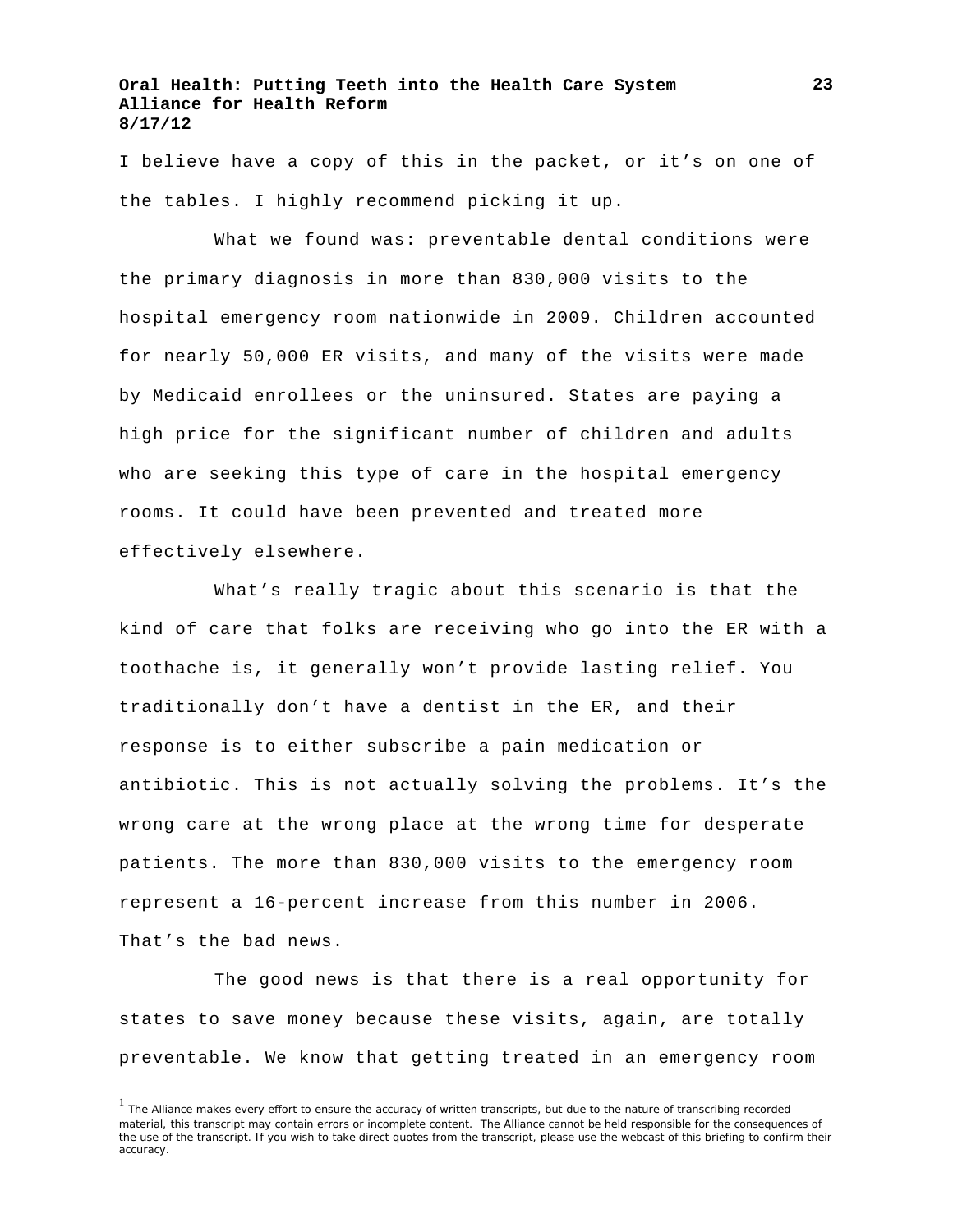I believe have a copy of this in the packet, or it's on one of the tables. I highly recommend picking it up.

What we found was: preventable dental conditions were the primary diagnosis in more than 830,000 visits to the hospital emergency room nationwide in 2009. Children accounted for nearly 50,000 ER visits, and many of the visits were made by Medicaid enrollees or the uninsured. States are paying a high price for the significant number of children and adults who are seeking this type of care in the hospital emergency rooms. It could have been prevented and treated more effectively elsewhere.

What's really tragic about this scenario is that the kind of care that folks are receiving who go into the ER with a toothache is, it generally won't provide lasting relief. You traditionally don't have a dentist in the ER, and their response is to either subscribe a pain medication or antibiotic. This is not actually solving the problems. It's the wrong care at the wrong place at the wrong time for desperate patients. The more than 830,000 visits to the emergency room represent a 16-percent increase from this number in 2006. That's the bad news.

The good news is that there is a real opportunity for states to save money because these visits, again, are totally preventable. We know that getting treated in an emergency room

[1] The Alliance makes every effort to ensure the accuracy of written transcripts, but due to the nature of transcribing recorded material, this transcript may contain errors or incomplete content. The Alliance cannot be held responsible for the consequences of the use of the transcript. If you wish to take direct quotes from the transcript, please use the webcast of this briefing to confirm their accuracy.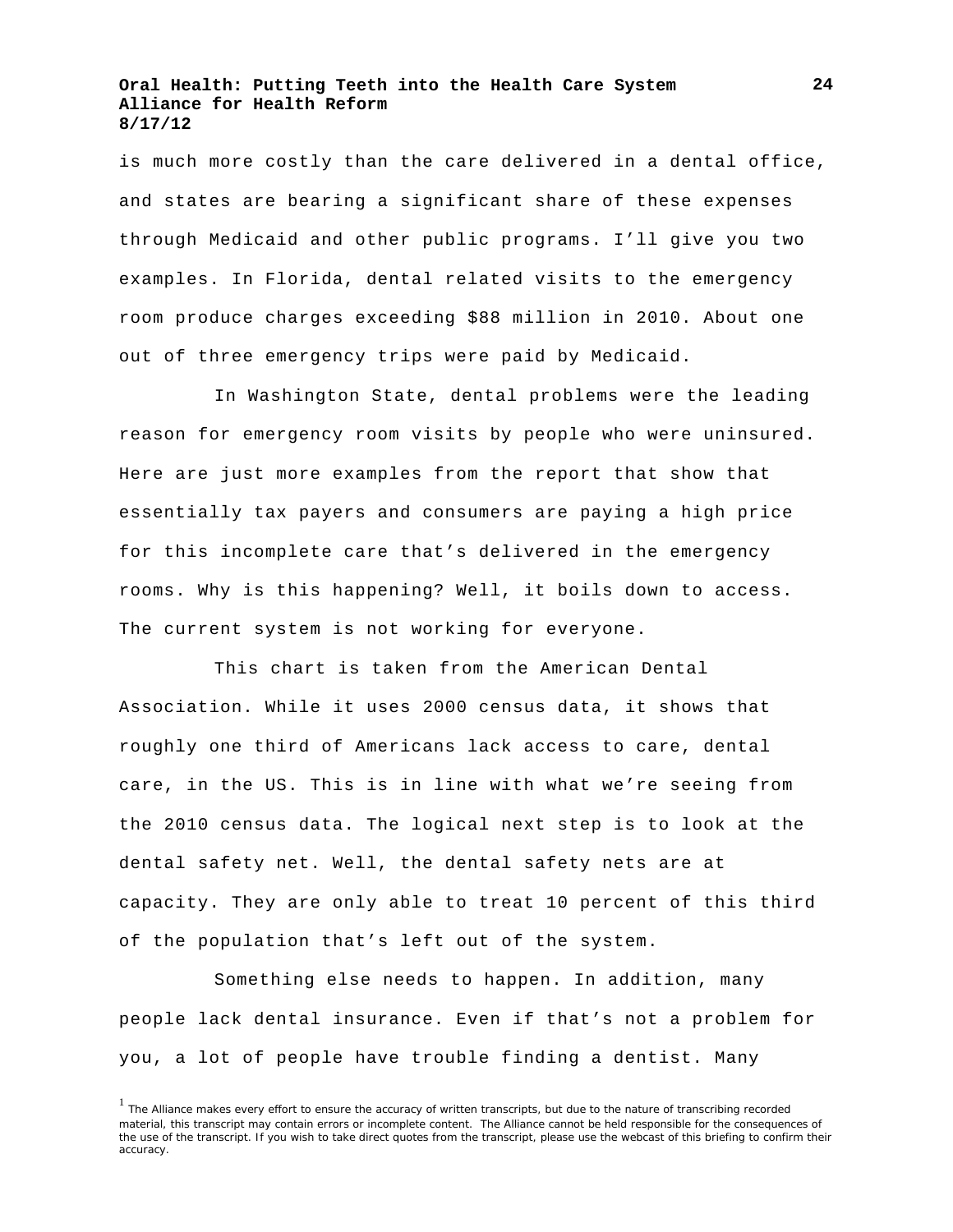is much more costly than the care delivered in a dental office, and states are bearing a significant share of these expenses through Medicaid and other public programs. I'll give you two examples. In Florida, dental related visits to the emergency room produce charges exceeding $88 million in 2010. About one out of three emergency trips were paid by Medicaid.

In Washington State, dental problems were the leading reason for emergency room visits by people who were uninsured. Here are just more examples from the report that show that essentially tax payers and consumers are paying a high price for this incomplete care that's delivered in the emergency rooms. Why is this happening? Well, it boils down to access. The current system is not working for everyone.

This chart is taken from the American Dental Association. While it uses 2000 census data, it shows that roughly one third of Americans lack access to care, dental care, in the US. This is in line with what we're seeing from the 2010 census data. The logical next step is to look at the dental safety net. Well, the dental safety nets are at capacity. They are only able to treat 10 percent of this third of the population that's left out of the system.

Something else needs to happen. In addition, many people lack dental insurance. Even if that's not a problem for you, a lot of people have trouble finding a dentist. Many

[1] The Alliance makes every effort to ensure the accuracy of written transcripts, but due to the nature of transcribing recorded material, this transcript may contain errors or incomplete content. The Alliance cannot be held responsible for the consequences of the use of the transcript. If you wish to take direct quotes from the transcript, please use the webcast of this briefing to confirm their accuracy.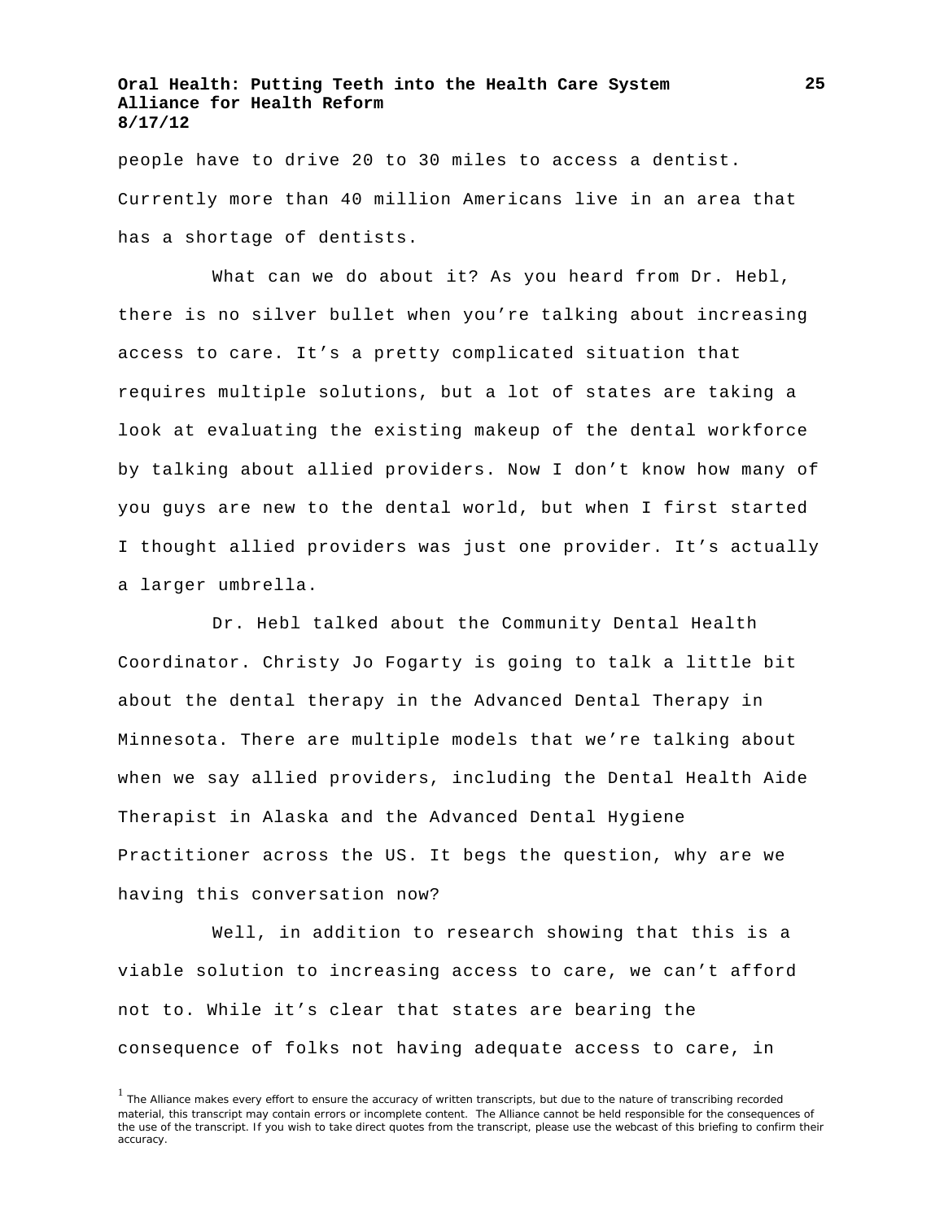people have to drive 20 to 30 miles to access a dentist. Currently more than 40 million Americans live in an area that has a shortage of dentists.

What can we do about it? As you heard from Dr. Hebl, there is no silver bullet when you're talking about increasing access to care. It's a pretty complicated situation that requires multiple solutions, but a lot of states are taking a look at evaluating the existing makeup of the dental workforce by talking about allied providers. Now I don't know how many of you guys are new to the dental world, but when I first started I thought allied providers was just one provider. It's actually a larger umbrella.

Dr. Hebl talked about the Community Dental Health Coordinator. Christy Jo Fogarty is going to talk a little bit about the dental therapy in the Advanced Dental Therapy in Minnesota. There are multiple models that we're talking about when we say allied providers, including the Dental Health Aide Therapist in Alaska and the Advanced Dental Hygiene Practitioner across the US. It begs the question, why are we having this conversation now?

Well, in addition to research showing that this is a viable solution to increasing access to care, we can't afford not to. While it's clear that states are bearing the consequence of folks not having adequate access to care, in

[1] The Alliance makes every effort to ensure the accuracy of written transcripts, but due to the nature of transcribing recorded material, this transcript may contain errors or incomplete content. The Alliance cannot be held responsible for the consequences of the use of the transcript. If you wish to take direct quotes from the transcript, please use the webcast of this briefing to confirm their accuracy.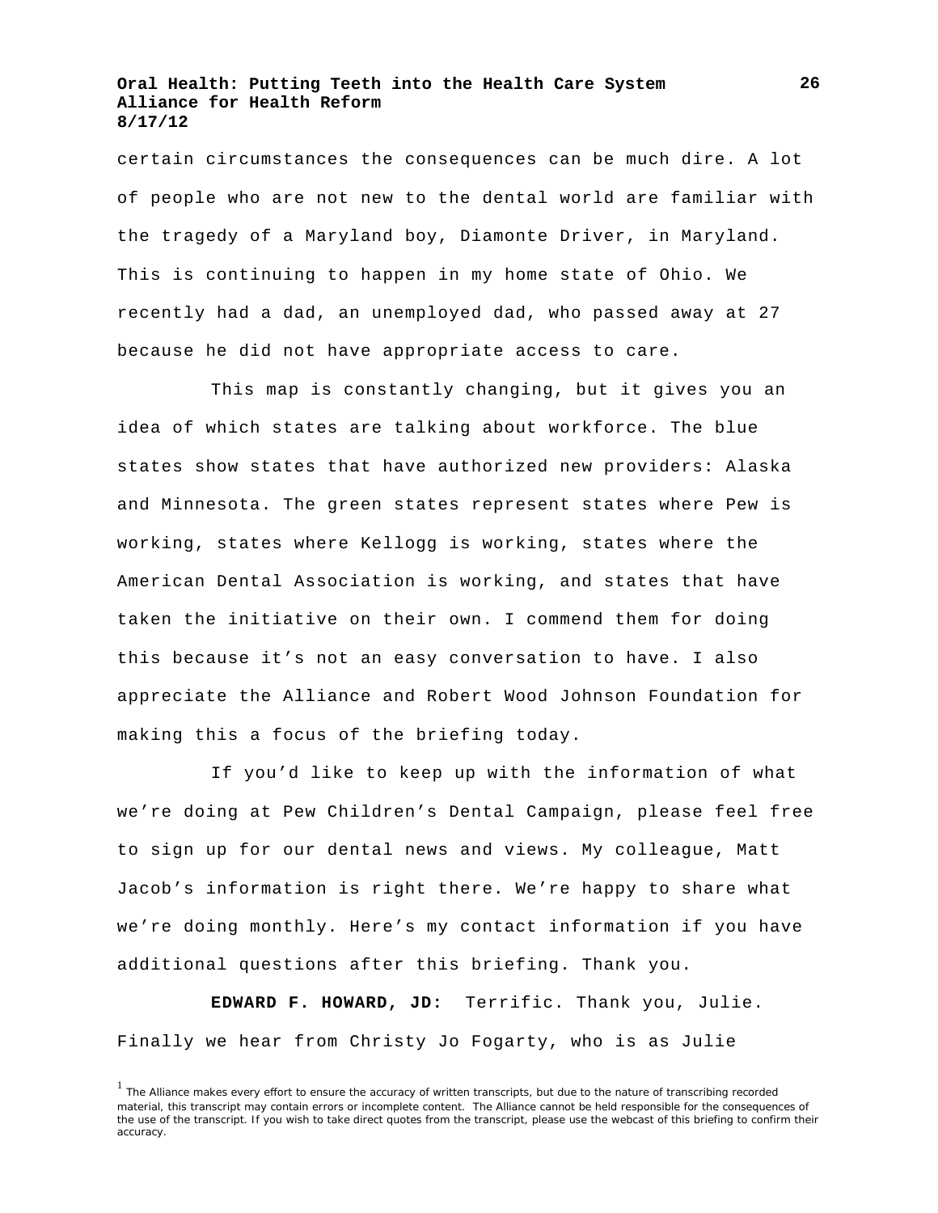certain circumstances the consequences can be much dire. A lot of people who are not new to the dental world are familiar with the tragedy of a Maryland boy, Diamonte Driver, in Maryland. This is continuing to happen in my home state of Ohio. We recently had a dad, an unemployed dad, who passed away at 27 because he did not have appropriate access to care.

This map is constantly changing, but it gives you an idea of which states are talking about workforce. The blue states show states that have authorized new providers: Alaska and Minnesota. The green states represent states where Pew is working, states where Kellogg is working, states where the American Dental Association is working, and states that have taken the initiative on their own. I commend them for doing this because it’s not an easy conversation to have. I also appreciate the Alliance and Robert Wood Johnson Foundation for making this a focus of the briefing today.

If you’d like to keep up with the information of what we’re doing at Pew Children’s Dental Campaign, please feel free to sign up for our dental news and views. My colleague, Matt Jacob’s information is right there. We’re happy to share what we’re doing monthly. Here’s my contact information if you have additional questions after this briefing. Thank you.

**EDWARD F. HOWARD, JD:** Terrific. Thank you, Julie. Finally we hear from Christy Jo Fogarty, who is as Julie

[1] The Alliance makes every effort to ensure the accuracy of written transcripts, but due to the nature of transcribing recorded material, this transcript may contain errors or incomplete content. The Alliance cannot be held responsible for the consequences of the use of the transcript. If you wish to take direct quotes from the transcript, please use the webcast of this briefing to confirm their accuracy.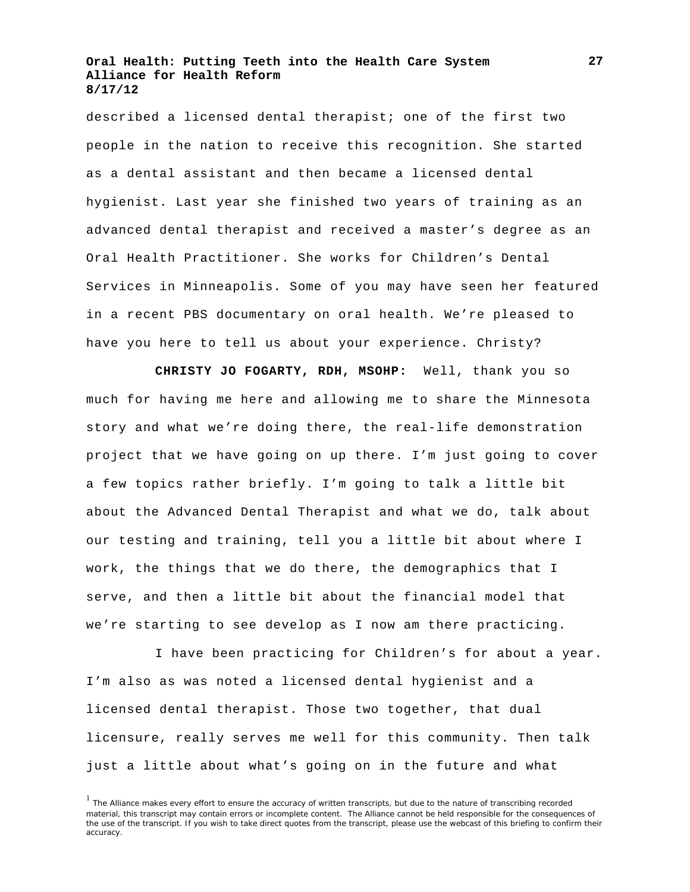described a licensed dental therapist; one of the first two people in the nation to receive this recognition. She started as a dental assistant and then became a licensed dental hygienist. Last year she finished two years of training as an advanced dental therapist and received a master's degree as an Oral Health Practitioner. She works for Children's Dental Services in Minneapolis. Some of you may have seen her featured in a recent PBS documentary on oral health. We're pleased to have you here to tell us about your experience. Christy?

**CHRISTY JO FOGARTY, RDH, MSOHP:** Well, thank you so much for having me here and allowing me to share the Minnesota story and what we're doing there, the real-life demonstration project that we have going on up there. I'm just going to cover a few topics rather briefly. I'm going to talk a little bit about the Advanced Dental Therapist and what we do, talk about our testing and training, tell you a little bit about where I work, the things that we do there, the demographics that I serve, and then a little bit about the financial model that we're starting to see develop as I now am there practicing.

I have been practicing for Children's for about a year. I'm also as was noted a licensed dental hygienist and a licensed dental therapist. Those two together, that dual licensure, really serves me well for this community. Then talk just a little about what's going on in the future and what

[1] The Alliance makes every effort to ensure the accuracy of written transcripts, but due to the nature of transcribing recorded material, this transcript may contain errors or incomplete content. The Alliance cannot be held responsible for the consequences of the use of the transcript. If you wish to take direct quotes from the transcript, please use the webcast of this briefing to confirm their accuracy.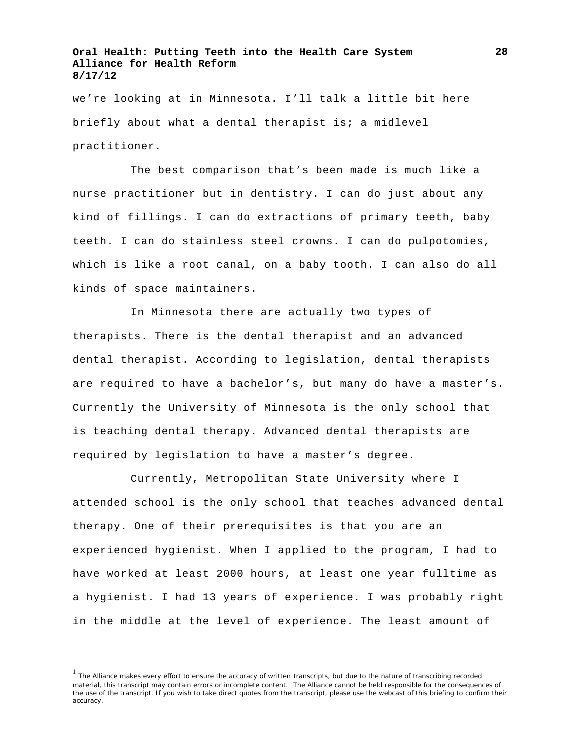we're looking at in Minnesota. I'll talk a little bit here briefly about what a dental therapist is; a midlevel practitioner.

The best comparison that's been made is much like a nurse practitioner but in dentistry. I can do just about any kind of fillings. I can do extractions of primary teeth, baby teeth. I can do stainless steel crowns. I can do pulpotomies, which is like a root canal, on a baby tooth. I can also do all kinds of space maintainers.

In Minnesota there are actually two types of therapists. There is the dental therapist and an advanced dental therapist. According to legislation, dental therapists are required to have a bachelor's, but many do have a master's. Currently the University of Minnesota is the only school that is teaching dental therapy. Advanced dental therapists are required by legislation to have a master's degree.

Currently, Metropolitan State University where I attended school is the only school that teaches advanced dental therapy. One of their prerequisites is that you are an experienced hygienist. When I applied to the program, I had to have worked at least 2000 hours, at least one year fulltime as a hygienist. I had 13 years of experience. I was probably right in the middle at the level of experience. The least amount of

[1] The Alliance makes every effort to ensure the accuracy of written transcripts, but due to the nature of transcribing recorded material, this transcript may contain errors or incomplete content. The Alliance cannot be held responsible for the consequences of the use of the transcript. If you wish to take direct quotes from the transcript, please use the webcast of this briefing to confirm their accuracy.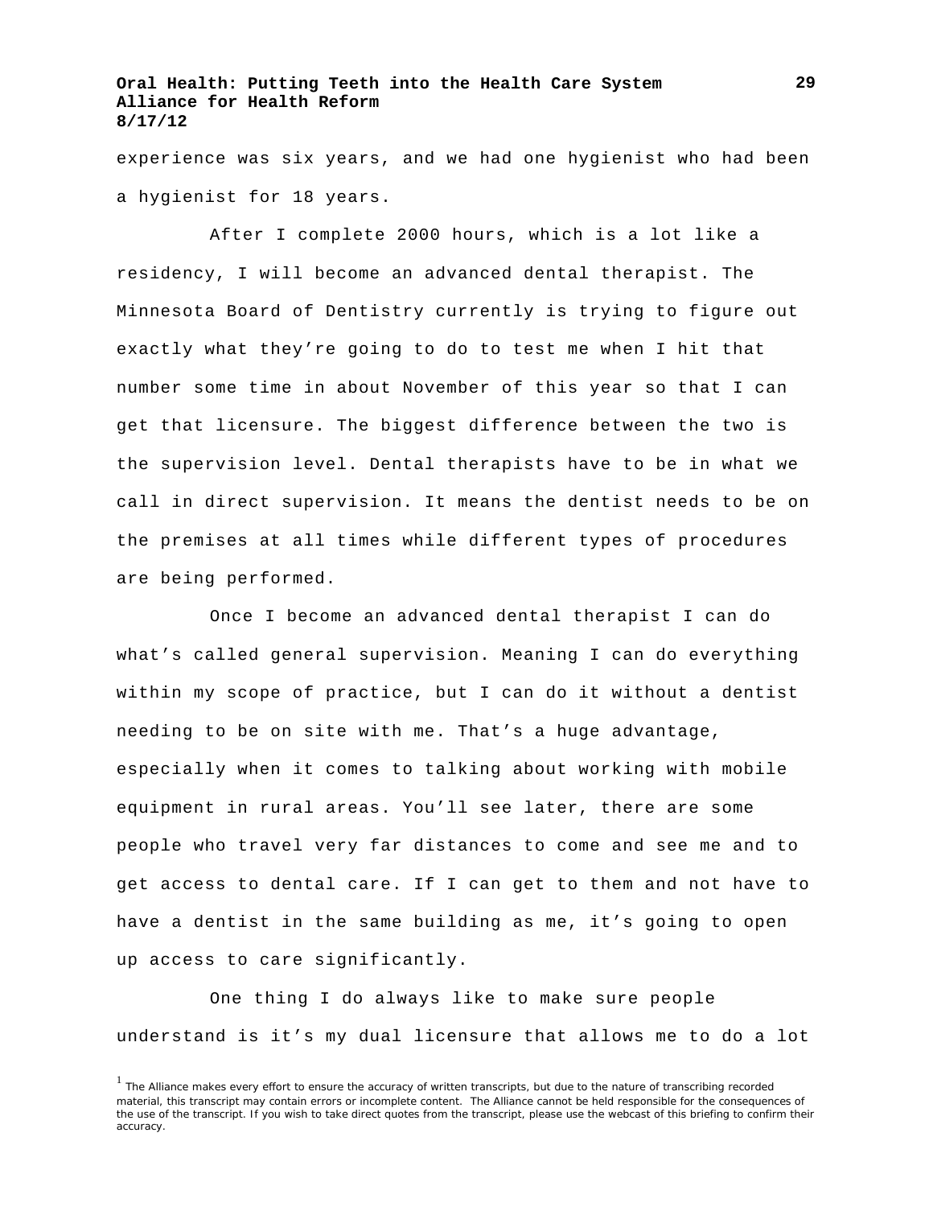experience was six years, and we had one hygienist who had been a hygienist for 18 years.

After I complete 2000 hours, which is a lot like a residency, I will become an advanced dental therapist. The Minnesota Board of Dentistry currently is trying to figure out exactly what they're going to do to test me when I hit that number some time in about November of this year so that I can get that licensure. The biggest difference between the two is the supervision level. Dental therapists have to be in what we call in direct supervision. It means the dentist needs to be on the premises at all times while different types of procedures are being performed.

Once I become an advanced dental therapist I can do what's called general supervision. Meaning I can do everything within my scope of practice, but I can do it without a dentist needing to be on site with me. That's a huge advantage, especially when it comes to talking about working with mobile equipment in rural areas. You'll see later, there are some people who travel very far distances to come and see me and to get access to dental care. If I can get to them and not have to have a dentist in the same building as me, it's going to open up access to care significantly.

One thing I do always like to make sure people understand is it's my dual licensure that allows me to do a lot

[1] The Alliance makes every effort to ensure the accuracy of written transcripts, but due to the nature of transcribing recorded material, this transcript may contain errors or incomplete content. The Alliance cannot be held responsible for the consequences of the use of the transcript. If you wish to take direct quotes from the transcript, please use the webcast of this briefing to confirm their accuracy.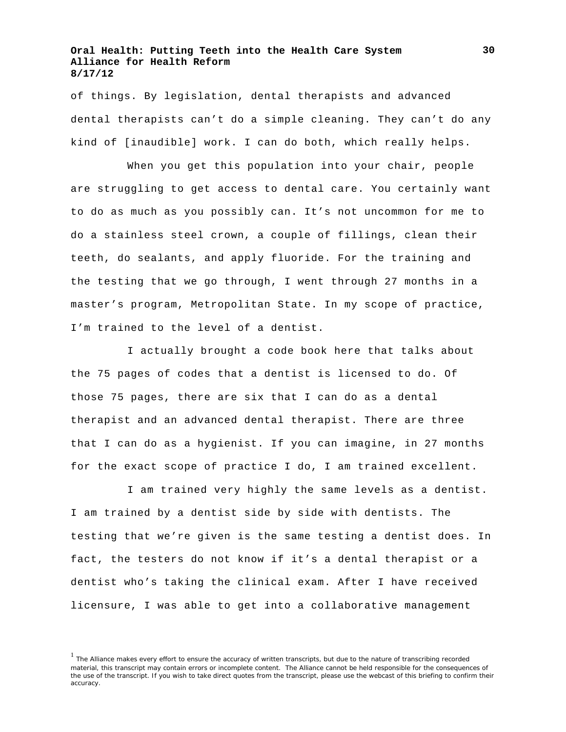of things. By legislation, dental therapists and advanced dental therapists can't do a simple cleaning. They can't do any kind of [inaudible] work. I can do both, which really helps.

When you get this population into your chair, people are struggling to get access to dental care. You certainly want to do as much as you possibly can. It's not uncommon for me to do a stainless steel crown, a couple of fillings, clean their teeth, do sealants, and apply fluoride. For the training and the testing that we go through, I went through 27 months in a master's program, Metropolitan State. In my scope of practice, I'm trained to the level of a dentist.

I actually brought a code book here that talks about the 75 pages of codes that a dentist is licensed to do. Of those 75 pages, there are six that I can do as a dental therapist and an advanced dental therapist. There are three that I can do as a hygienist. If you can imagine, in 27 months for the exact scope of practice I do, I am trained excellent.

I am trained very highly the same levels as a dentist. I am trained by a dentist side by side with dentists. The testing that we're given is the same testing a dentist does. In fact, the testers do not know if it's a dental therapist or a dentist who's taking the clinical exam. After I have received licensure, I was able to get into a collaborative management

[1] The Alliance makes every effort to ensure the accuracy of written transcripts, but due to the nature of transcribing recorded material, this transcript may contain errors or incomplete content. The Alliance cannot be held responsible for the consequences of the use of the transcript. If you wish to take direct quotes from the transcript, please use the webcast of this briefing to confirm their accuracy.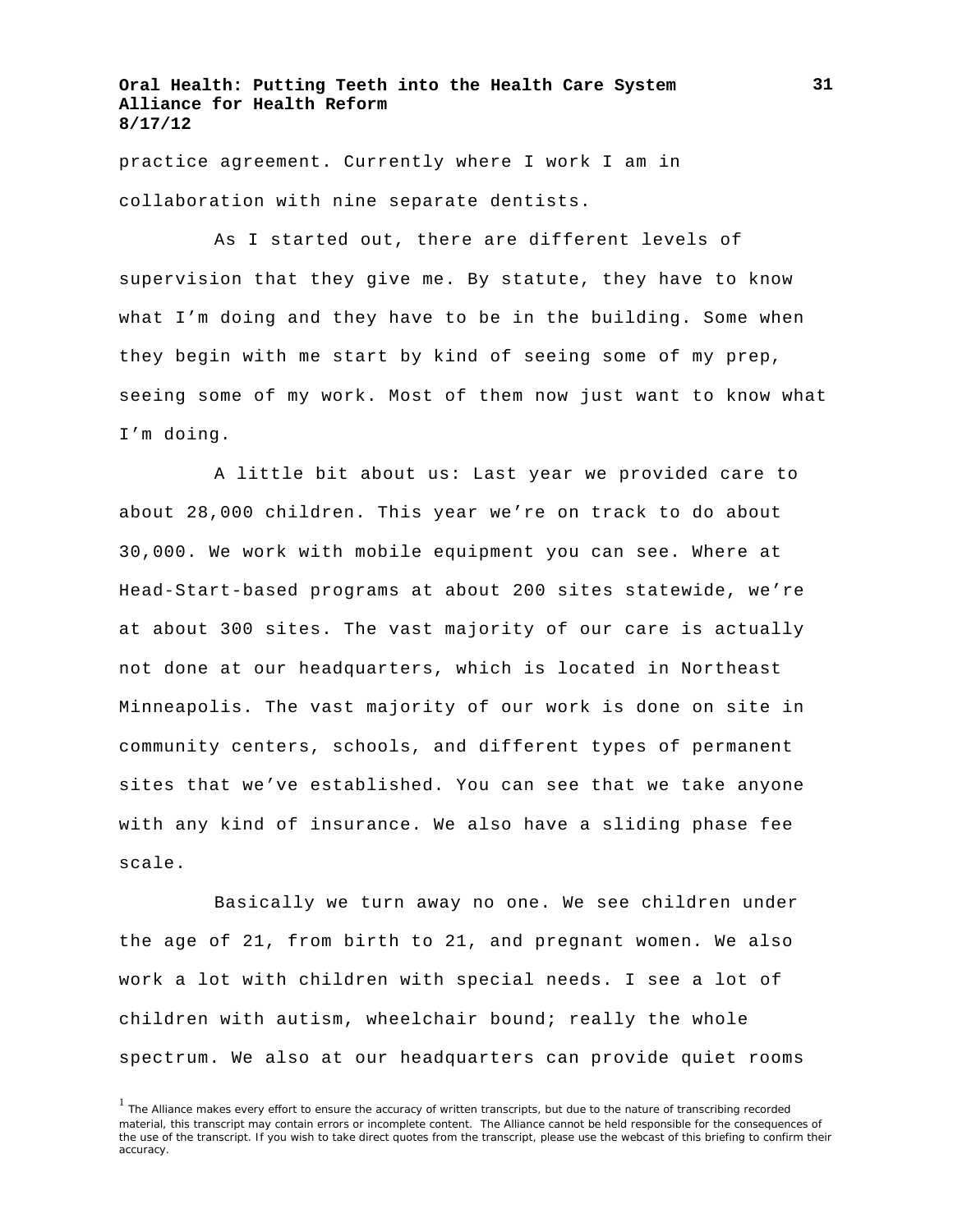practice agreement. Currently where I work I am in collaboration with nine separate dentists.

As I started out, there are different levels of supervision that they give me. By statute, they have to know what I'm doing and they have to be in the building. Some when they begin with me start by kind of seeing some of my prep, seeing some of my work. Most of them now just want to know what I'm doing.

A little bit about us: Last year we provided care to about 28,000 children. This year we're on track to do about 30,000. We work with mobile equipment you can see. Where at Head-Start-based programs at about 200 sites statewide, we're at about 300 sites. The vast majority of our care is actually not done at our headquarters, which is located in Northeast Minneapolis. The vast majority of our work is done on site in community centers, schools, and different types of permanent sites that we've established. You can see that we take anyone with any kind of insurance. We also have a sliding phase fee scale.

Basically we turn away no one. We see children under the age of 21, from birth to 21, and pregnant women. We also work a lot with children with special needs. I see a lot of children with autism, wheelchair bound; really the whole spectrum. We also at our headquarters can provide quiet rooms

[1] The Alliance makes every effort to ensure the accuracy of written transcripts, but due to the nature of transcribing recorded material, this transcript may contain errors or incomplete content. The Alliance cannot be held responsible for the consequences of the use of the transcript. If you wish to take direct quotes from the transcript, please use the webcast of this briefing to confirm their accuracy.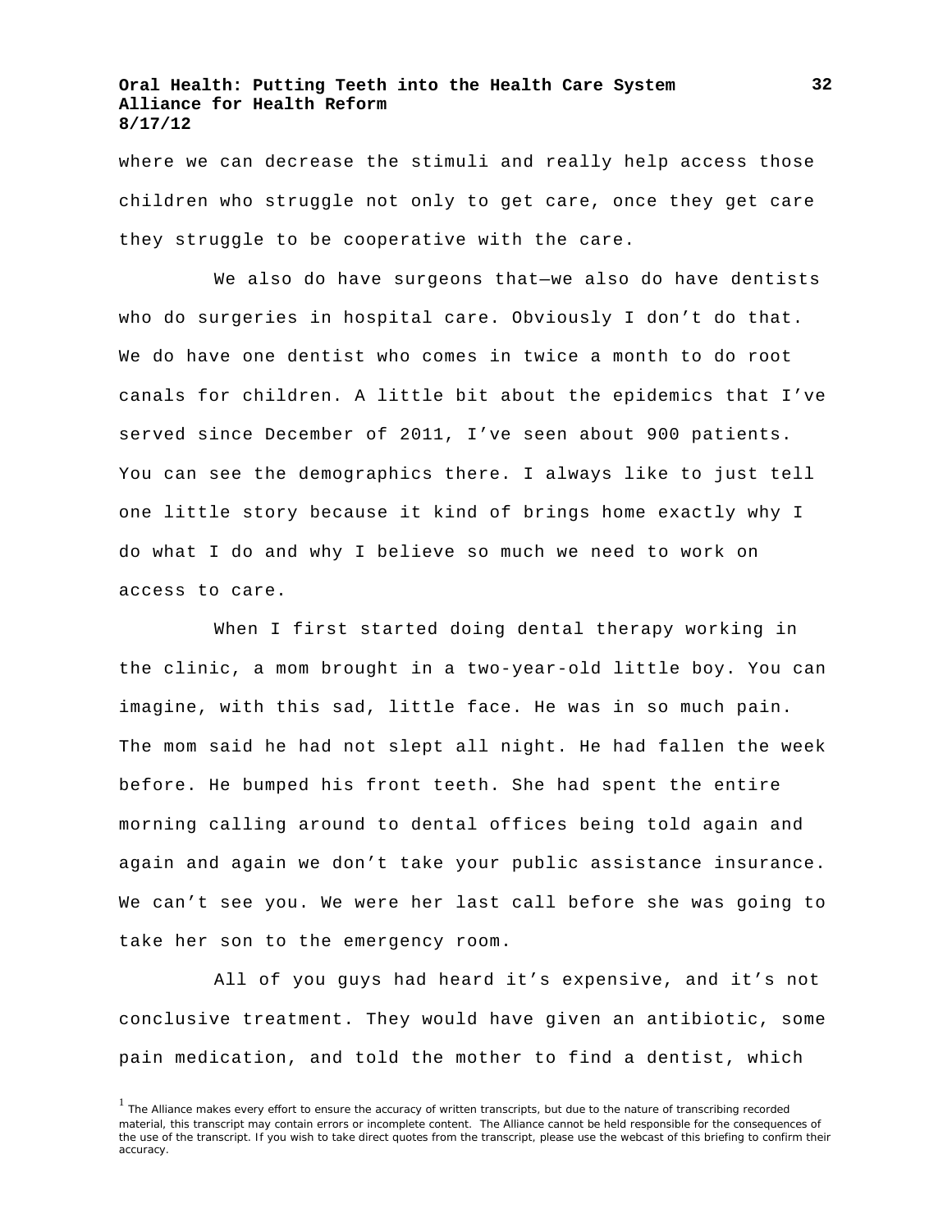where we can decrease the stimuli and really help access those children who struggle not only to get care, once they get care they struggle to be cooperative with the care.

We also do have surgeons that—we also do have dentists who do surgeries in hospital care. Obviously I don't do that. We do have one dentist who comes in twice a month to do root canals for children. A little bit about the epidemics that I've served since December of 2011, I've seen about 900 patients. You can see the demographics there. I always like to just tell one little story because it kind of brings home exactly why I do what I do and why I believe so much we need to work on access to care.

When I first started doing dental therapy working in the clinic, a mom brought in a two-year-old little boy. You can imagine, with this sad, little face. He was in so much pain. The mom said he had not slept all night. He had fallen the week before. He bumped his front teeth. She had spent the entire morning calling around to dental offices being told again and again and again we don't take your public assistance insurance. We can't see you. We were her last call before she was going to take her son to the emergency room.

All of you guys had heard it's expensive, and it's not conclusive treatment. They would have given an antibiotic, some pain medication, and told the mother to find a dentist, which

[1] The Alliance makes every effort to ensure the accuracy of written transcripts, but due to the nature of transcribing recorded material, this transcript may contain errors or incomplete content. The Alliance cannot be held responsible for the consequences of the use of the transcript. If you wish to take direct quotes from the transcript, please use the webcast of this briefing to confirm their accuracy.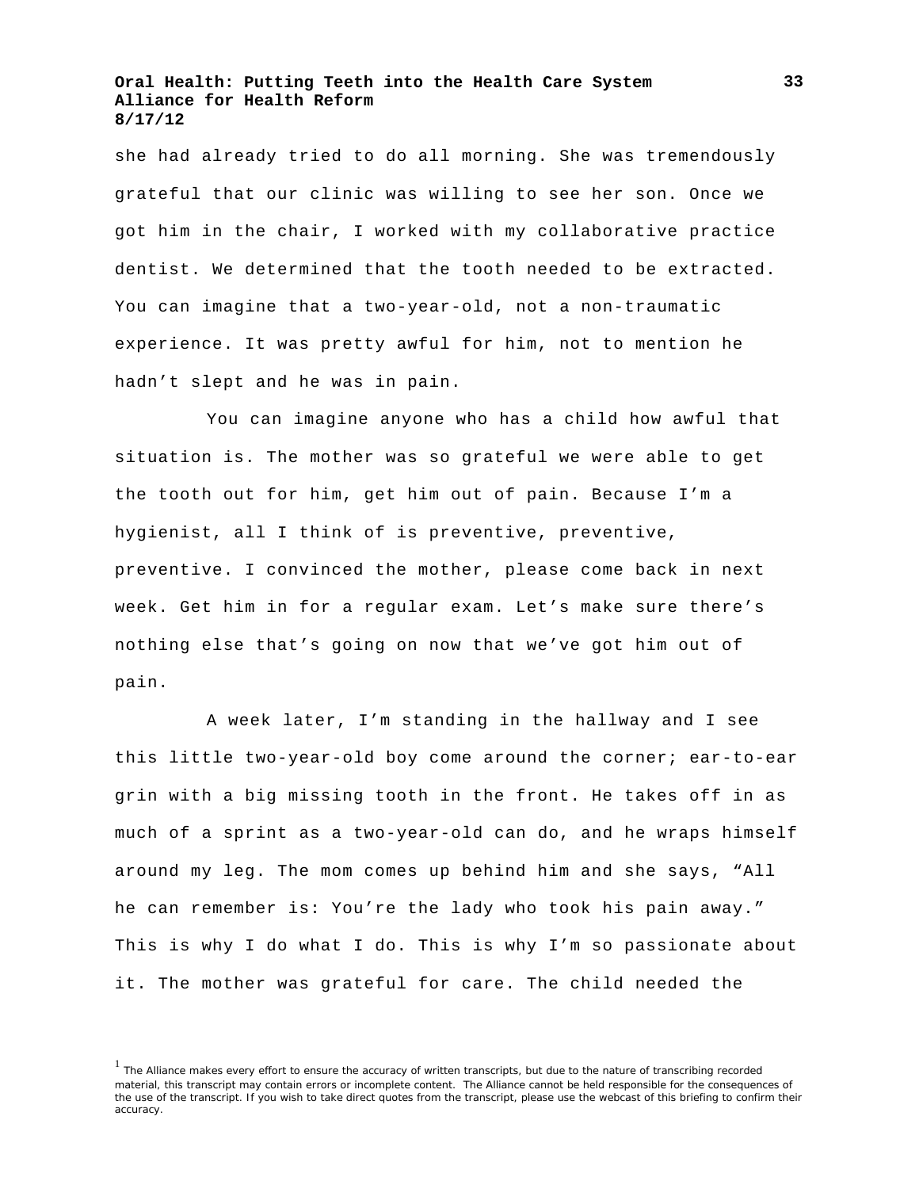she had already tried to do all morning. She was tremendously grateful that our clinic was willing to see her son. Once we got him in the chair, I worked with my collaborative practice dentist. We determined that the tooth needed to be extracted. You can imagine that a two-year-old, not a non-traumatic experience. It was pretty awful for him, not to mention he hadn't slept and he was in pain.

You can imagine anyone who has a child how awful that situation is. The mother was so grateful we were able to get the tooth out for him, get him out of pain. Because I'm a hygienist, all I think of is preventive, preventive, preventive. I convinced the mother, please come back in next week. Get him in for a regular exam. Let's make sure there's nothing else that's going on now that we've got him out of pain.

A week later, I'm standing in the hallway and I see this little two-year-old boy come around the corner; ear-to-ear grin with a big missing tooth in the front. He takes off in as much of a sprint as a two-year-old can do, and he wraps himself around my leg. The mom comes up behind him and she says, "All he can remember is: You're the lady who took his pain away." This is why I do what I do. This is why I'm so passionate about it. The mother was grateful for care. The child needed the

[1] The Alliance makes every effort to ensure the accuracy of written transcripts, but due to the nature of transcribing recorded material, this transcript may contain errors or incomplete content. The Alliance cannot be held responsible for the consequences of the use of the transcript. If you wish to take direct quotes from the transcript, please use the webcast of this briefing to confirm their accuracy.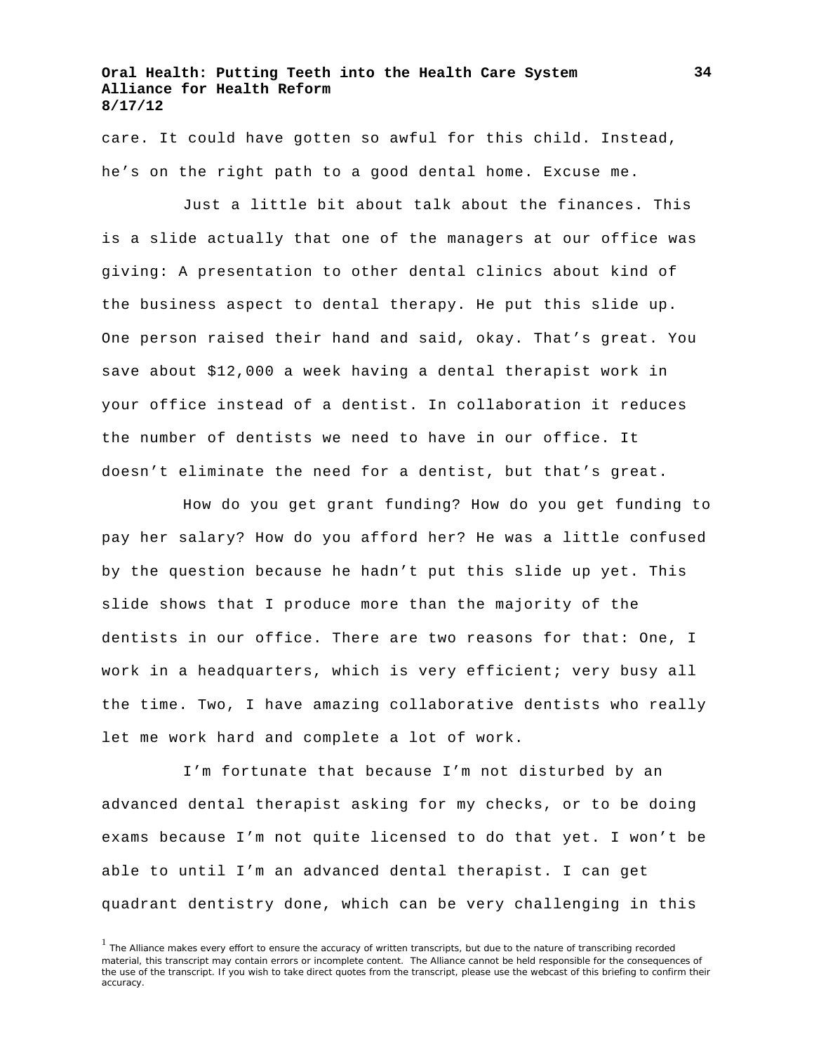care. It could have gotten so awful for this child. Instead, he's on the right path to a good dental home. Excuse me.

Just a little bit about talk about the finances. This is a slide actually that one of the managers at our office was giving: A presentation to other dental clinics about kind of the business aspect to dental therapy. He put this slide up. One person raised their hand and said, okay. That's great. You save about $12,000 a week having a dental therapist work in your office instead of a dentist. In collaboration it reduces the number of dentists we need to have in our office. It doesn't eliminate the need for a dentist, but that's great.

How do you get grant funding? How do you get funding to pay her salary? How do you afford her? He was a little confused by the question because he hadn't put this slide up yet. This slide shows that I produce more than the majority of the dentists in our office. There are two reasons for that: One, I work in a headquarters, which is very efficient; very busy all the time. Two, I have amazing collaborative dentists who really let me work hard and complete a lot of work.

I'm fortunate that because I'm not disturbed by an advanced dental therapist asking for my checks, or to be doing exams because I'm not quite licensed to do that yet. I won't be able to until I'm an advanced dental therapist. I can get quadrant dentistry done, which can be very challenging in this

[1] The Alliance makes every effort to ensure the accuracy of written transcripts, but due to the nature of transcribing recorded material, this transcript may contain errors or incomplete content. The Alliance cannot be held responsible for the consequences of the use of the transcript. If you wish to take direct quotes from the transcript, please use the webcast of this briefing to confirm their accuracy.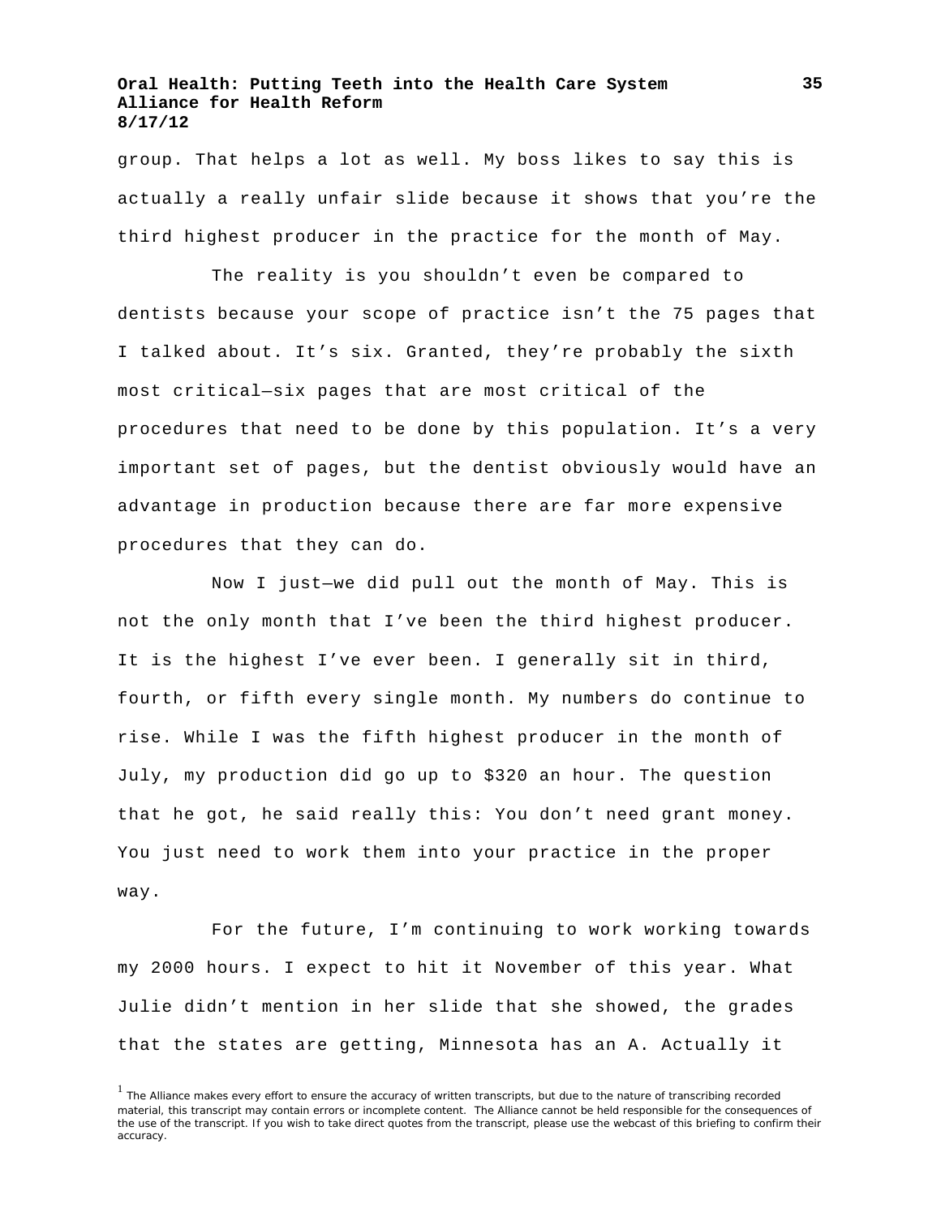group. That helps a lot as well. My boss likes to say this is actually a really unfair slide because it shows that you're the third highest producer in the practice for the month of May.

The reality is you shouldn't even be compared to dentists because your scope of practice isn't the 75 pages that I talked about. It's six. Granted, they're probably the sixth most critical—six pages that are most critical of the procedures that need to be done by this population. It's a very important set of pages, but the dentist obviously would have an advantage in production because there are far more expensive procedures that they can do.

Now I just—we did pull out the month of May. This is not the only month that I've been the third highest producer. It is the highest I've ever been. I generally sit in third, fourth, or fifth every single month. My numbers do continue to rise. While I was the fifth highest producer in the month of July, my production did go up to $320 an hour. The question that he got, he said really this: You don't need grant money. You just need to work them into your practice in the proper way.

For the future, I'm continuing to work working towards my 2000 hours. I expect to hit it November of this year. What Julie didn't mention in her slide that she showed, the grades that the states are getting, Minnesota has an A. Actually it

[1] The Alliance makes every effort to ensure the accuracy of written transcripts, but due to the nature of transcribing recorded material, this transcript may contain errors or incomplete content. The Alliance cannot be held responsible for the consequences of the use of the transcript. If you wish to take direct quotes from the transcript, please use the webcast of this briefing to confirm their accuracy.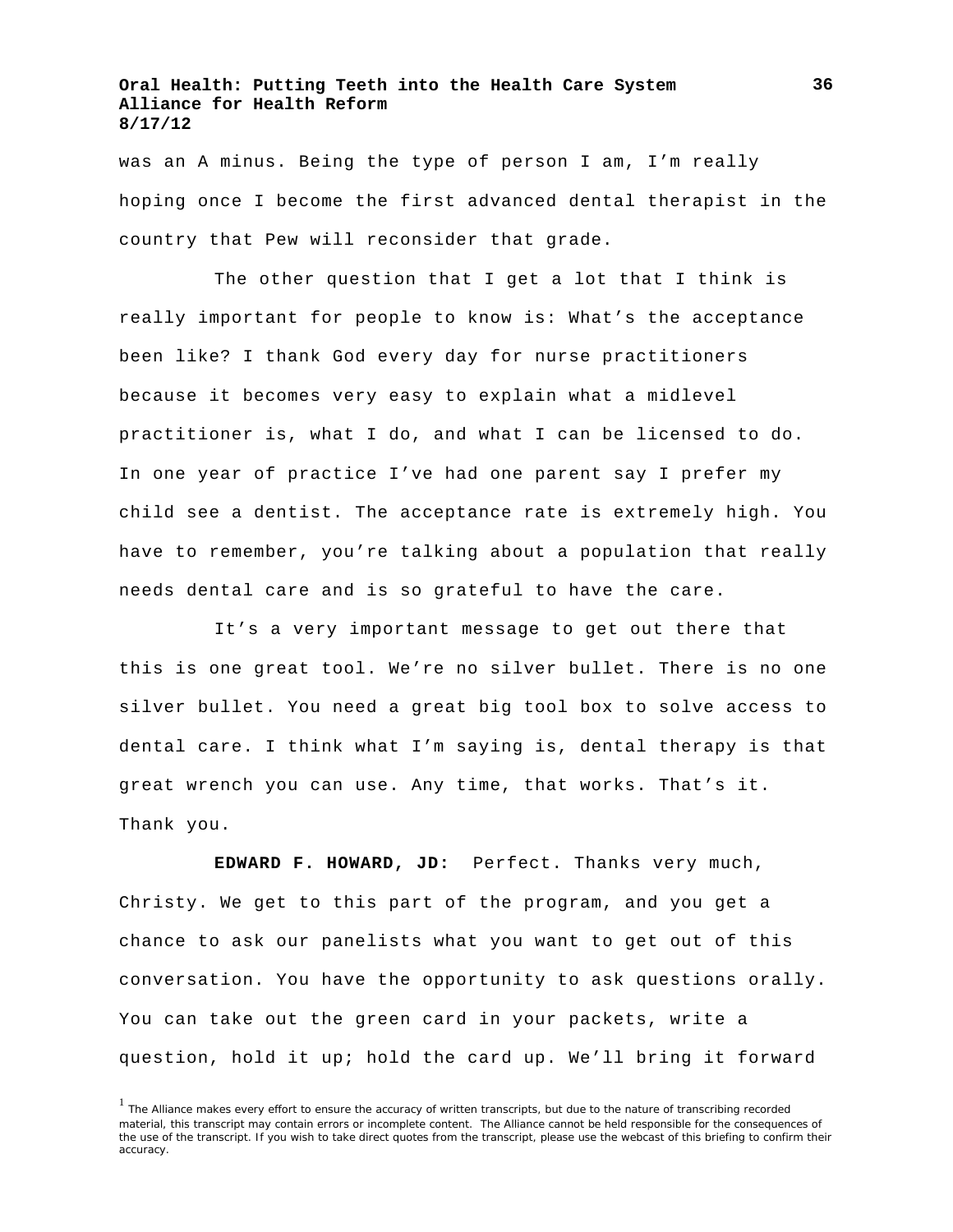was an A minus. Being the type of person I am, I'm really hoping once I become the first advanced dental therapist in the country that Pew will reconsider that grade.

The other question that I get a lot that I think is really important for people to know is: What's the acceptance been like? I thank God every day for nurse practitioners because it becomes very easy to explain what a midlevel practitioner is, what I do, and what I can be licensed to do. In one year of practice I've had one parent say I prefer my child see a dentist. The acceptance rate is extremely high. You have to remember, you're talking about a population that really needs dental care and is so grateful to have the care.

It's a very important message to get out there that this is one great tool. We're no silver bullet. There is no one silver bullet. You need a great big tool box to solve access to dental care. I think what I'm saying is, dental therapy is that great wrench you can use. Any time, that works. That's it. Thank you.

**EDWARD F. HOWARD, JD:** Perfect. Thanks very much, Christy. We get to this part of the program, and you get a chance to ask our panelists what you want to get out of this conversation. You have the opportunity to ask questions orally. You can take out the green card in your packets, write a question, hold it up; hold the card up. We'll bring it forward

[1] The Alliance makes every effort to ensure the accuracy of written transcripts, but due to the nature of transcribing recorded material, this transcript may contain errors or incomplete content. The Alliance cannot be held responsible for the consequences of the use of the transcript. If you wish to take direct quotes from the transcript, please use the webcast of this briefing to confirm their accuracy.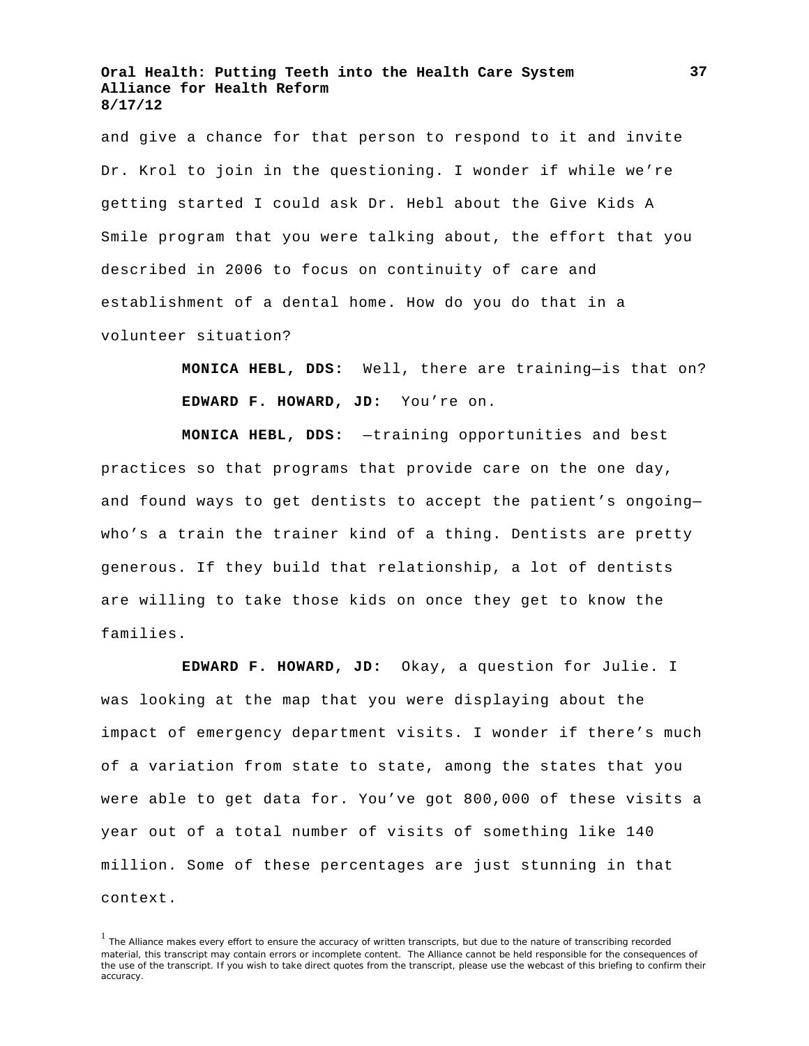and give a chance for that person to respond to it and invite Dr. Krol to join in the questioning. I wonder if while we're getting started I could ask Dr. Hebl about the Give Kids A Smile program that you were talking about, the effort that you described in 2006 to focus on continuity of care and establishment of a dental home. How do you do that in a volunteer situation?

**MONICA HEBL, DDS:** Well, there are training—is that on?

**EDWARD F. HOWARD, JD:** You're on.

**MONICA HEBL, DDS:** —training opportunities and best practices so that programs that provide care on the one day, and found ways to get dentists to accept the patient's ongoing—who's a train the trainer kind of a thing. Dentists are pretty generous. If they build that relationship, a lot of dentists are willing to take those kids on once they get to know the families.

**EDWARD F. HOWARD, JD:** Okay, a question for Julie. I was looking at the map that you were displaying about the impact of emergency department visits. I wonder if there's much of a variation from state to state, among the states that you were able to get data for. You've got 800,000 of these visits a year out of a total number of visits of something like 140 million. Some of these percentages are just stunning in that context.

[1] The Alliance makes every effort to ensure the accuracy of written transcripts, but due to the nature of transcribing recorded material, this transcript may contain errors or incomplete content. The Alliance cannot be held responsible for the consequences of the use of the transcript. If you wish to take direct quotes from the transcript, please use the webcast of this briefing to confirm their accuracy.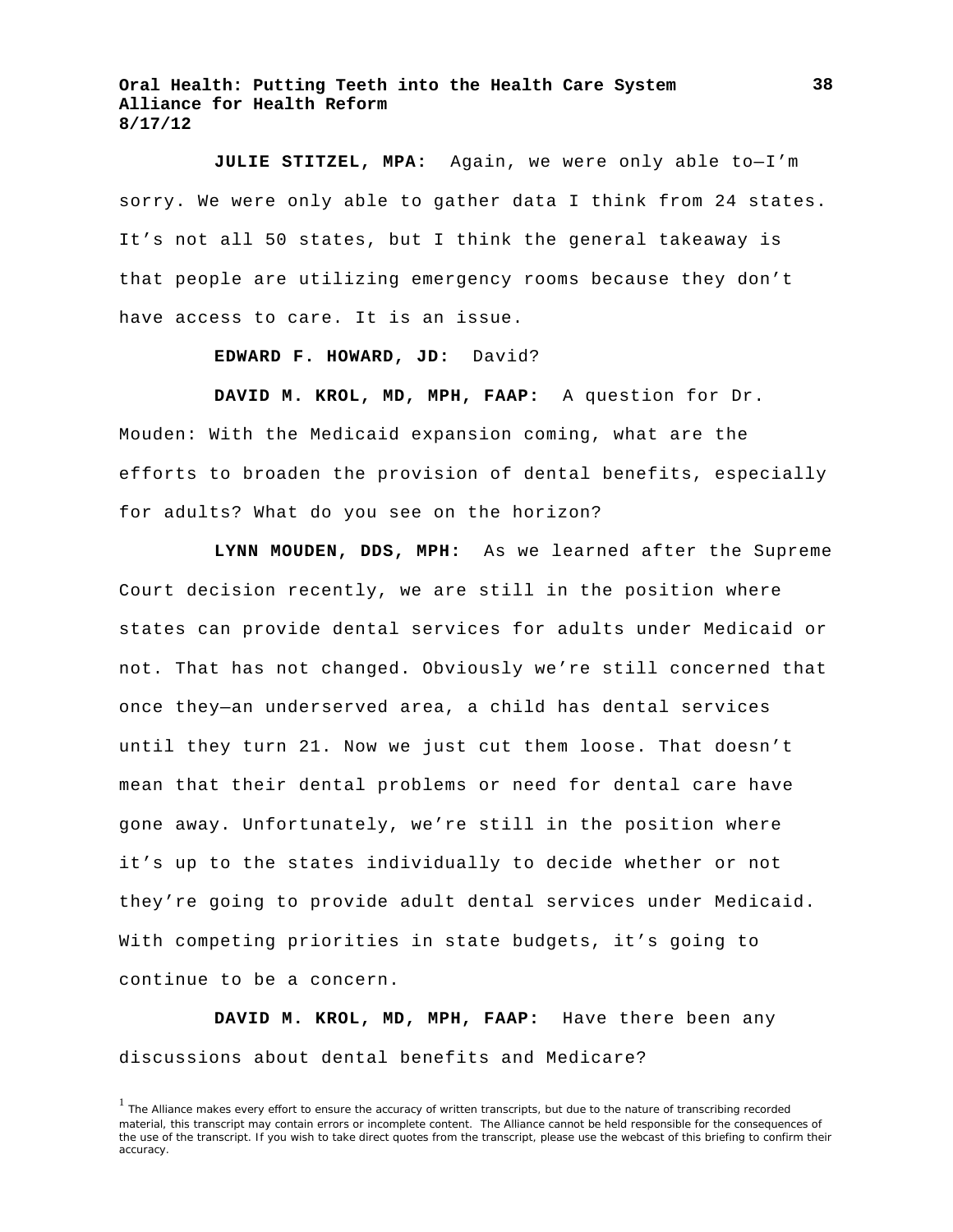**JULIE STITZEL, MPA:** Again, we were only able to—I'm sorry. We were only able to gather data I think from 24 states. It's not all 50 states, but I think the general takeaway is that people are utilizing emergency rooms because they don't have access to care. It is an issue.

**EDWARD F. HOWARD, JD:** David?

**DAVID M. KROL, MD, MPH, FAAP:** A question for Dr. Mouden: With the Medicaid expansion coming, what are the efforts to broaden the provision of dental benefits, especially for adults? What do you see on the horizon?

**LYNN MOUDEN, DDS, MPH:** As we learned after the Supreme Court decision recently, we are still in the position where states can provide dental services for adults under Medicaid or not. That has not changed. Obviously we're still concerned that once they—an underserved area, a child has dental services until they turn 21. Now we just cut them loose. That doesn't mean that their dental problems or need for dental care have gone away. Unfortunately, we're still in the position where it's up to the states individually to decide whether or not they're going to provide adult dental services under Medicaid. With competing priorities in state budgets, it's going to continue to be a concern.

**DAVID M. KROL, MD, MPH, FAAP:** Have there been any discussions about dental benefits and Medicare?

[1] The Alliance makes every effort to ensure the accuracy of written transcripts, but due to the nature of transcribing recorded material, this transcript may contain errors or incomplete content. The Alliance cannot be held responsible for the consequences of the use of the transcript. If you wish to take direct quotes from the transcript, please use the webcast of this briefing to confirm their accuracy.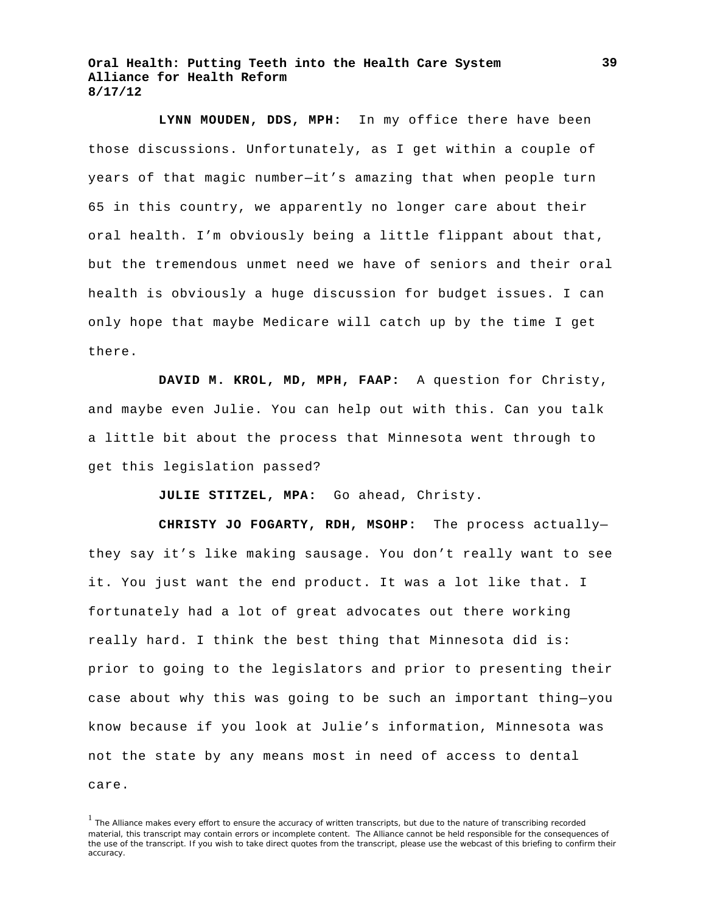**LYNN MOUDEN, DDS, MPH:** In my office there have been those discussions. Unfortunately, as I get within a couple of years of that magic number—it's amazing that when people turn 65 in this country, we apparently no longer care about their oral health. I'm obviously being a little flippant about that, but the tremendous unmet need we have of seniors and their oral health is obviously a huge discussion for budget issues. I can only hope that maybe Medicare will catch up by the time I get there.

**DAVID M. KROL, MD, MPH, FAAP:** A question for Christy, and maybe even Julie. You can help out with this. Can you talk a little bit about the process that Minnesota went through to get this legislation passed?

**JULIE STITZEL, MPA:** Go ahead, Christy.

**CHRISTY JO FOGARTY, RDH, MSOHP:** The process actually—they say it's like making sausage. You don't really want to see it. You just want the end product. It was a lot like that. I fortunately had a lot of great advocates out there working really hard. I think the best thing that Minnesota did is: prior to going to the legislators and prior to presenting their case about why this was going to be such an important thing—you know because if you look at Julie's information, Minnesota was not the state by any means most in need of access to dental care.

[1] The Alliance makes every effort to ensure the accuracy of written transcripts, but due to the nature of transcribing recorded material, this transcript may contain errors or incomplete content. The Alliance cannot be held responsible for the consequences of the use of the transcript. If you wish to take direct quotes from the transcript, please use the webcast of this briefing to confirm their accuracy.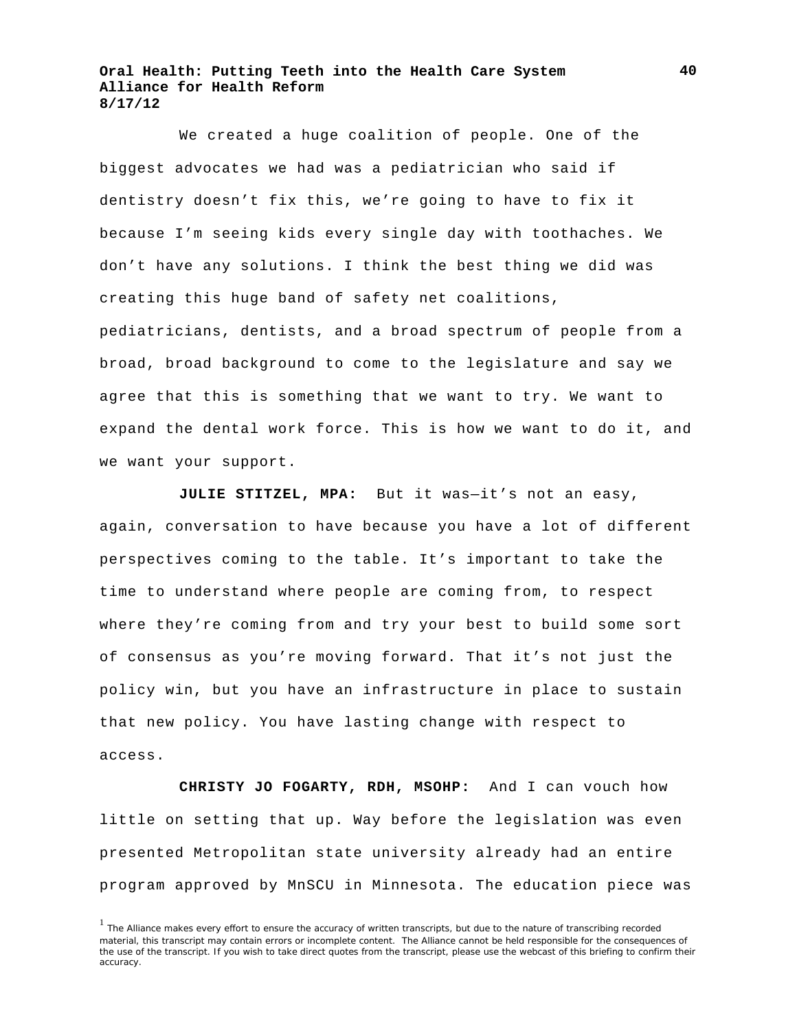We created a huge coalition of people. One of the biggest advocates we had was a pediatrician who said if dentistry doesn't fix this, we're going to have to fix it because I'm seeing kids every single day with toothaches. We don't have any solutions. I think the best thing we did was creating this huge band of safety net coalitions, pediatricians, dentists, and a broad spectrum of people from a broad, broad background to come to the legislature and say we agree that this is something that we want to try. We want to expand the dental work force. This is how we want to do it, and we want your support.

**JULIE STITZEL, MPA:** But it was—it's not an easy, again, conversation to have because you have a lot of different perspectives coming to the table. It's important to take the time to understand where people are coming from, to respect where they're coming from and try your best to build some sort of consensus as you're moving forward. That it's not just the policy win, but you have an infrastructure in place to sustain that new policy. You have lasting change with respect to access.

**CHRISTY JO FOGARTY, RDH, MSOHP:** And I can vouch how little on setting that up. Way before the legislation was even presented Metropolitan state university already had an entire program approved by MnSCU in Minnesota. The education piece was

[1] The Alliance makes every effort to ensure the accuracy of written transcripts, but due to the nature of transcribing recorded material, this transcript may contain errors or incomplete content. The Alliance cannot be held responsible for the consequences of the use of the transcript. If you wish to take direct quotes from the transcript, please use the webcast of this briefing to confirm their accuracy.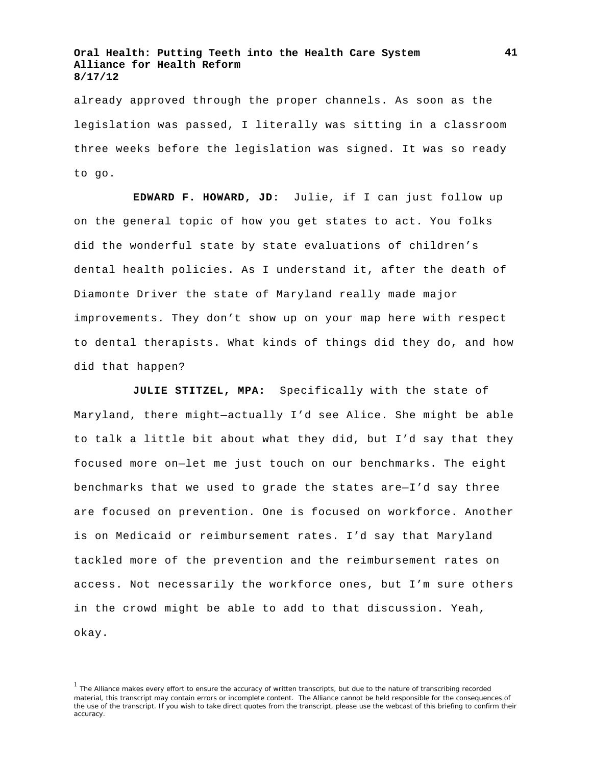already approved through the proper channels. As soon as the legislation was passed, I literally was sitting in a classroom three weeks before the legislation was signed. It was so ready to go.

**EDWARD F. HOWARD, JD:** Julie, if I can just follow up on the general topic of how you get states to act. You folks did the wonderful state by state evaluations of children's dental health policies. As I understand it, after the death of Diamonte Driver the state of Maryland really made major improvements. They don't show up on your map here with respect to dental therapists. What kinds of things did they do, and how did that happen?

**JULIE STITZEL, MPA:** Specifically with the state of Maryland, there might—actually I'd see Alice. She might be able to talk a little bit about what they did, but I'd say that they focused more on—let me just touch on our benchmarks. The eight benchmarks that we used to grade the states are—I'd say three are focused on prevention. One is focused on workforce. Another is on Medicaid or reimbursement rates. I'd say that Maryland tackled more of the prevention and the reimbursement rates on access. Not necessarily the workforce ones, but I'm sure others in the crowd might be able to add to that discussion. Yeah, okay.

[1] The Alliance makes every effort to ensure the accuracy of written transcripts, but due to the nature of transcribing recorded material, this transcript may contain errors or incomplete content. The Alliance cannot be held responsible for the consequences of the use of the transcript. If you wish to take direct quotes from the transcript, please use the webcast of this briefing to confirm their accuracy.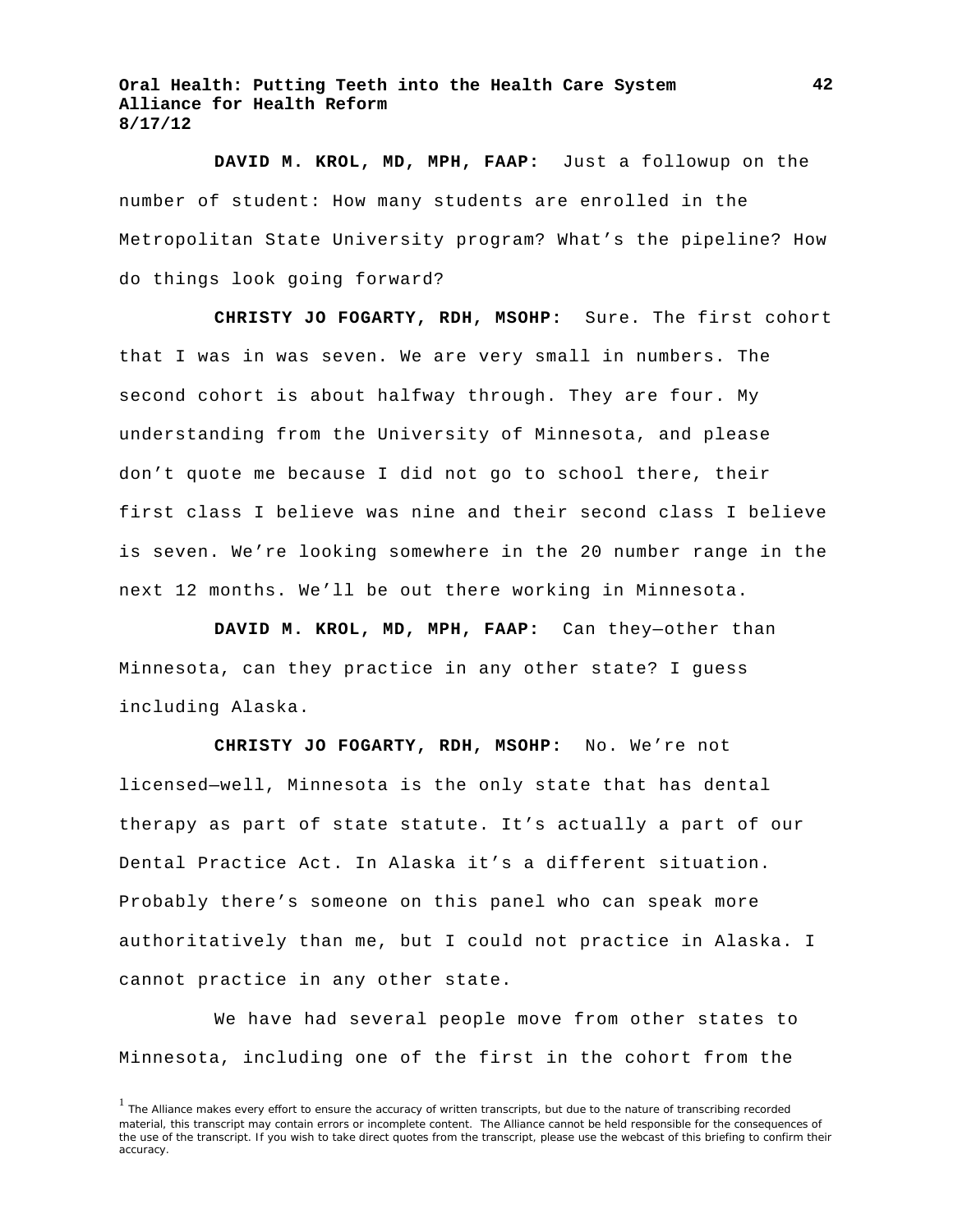**DAVID M. KROL, MD, MPH, FAAP:** Just a followup on the number of student: How many students are enrolled in the Metropolitan State University program? What's the pipeline? How do things look going forward?

**CHRISTY JO FOGARTY, RDH, MSOHP:** Sure. The first cohort that I was in was seven. We are very small in numbers. The second cohort is about halfway through. They are four. My understanding from the University of Minnesota, and please don't quote me because I did not go to school there, their first class I believe was nine and their second class I believe is seven. We're looking somewhere in the 20 number range in the next 12 months. We'll be out there working in Minnesota.

**DAVID M. KROL, MD, MPH, FAAP:** Can they—other than Minnesota, can they practice in any other state? I guess including Alaska.

**CHRISTY JO FOGARTY, RDH, MSOHP:** No. We're not licensed—well, Minnesota is the only state that has dental therapy as part of state statute. It's actually a part of our Dental Practice Act. In Alaska it's a different situation. Probably there's someone on this panel who can speak more authoritatively than me, but I could not practice in Alaska. I cannot practice in any other state.

We have had several people move from other states to Minnesota, including one of the first in the cohort from the

[1] The Alliance makes every effort to ensure the accuracy of written transcripts, but due to the nature of transcribing recorded material, this transcript may contain errors or incomplete content. The Alliance cannot be held responsible for the consequences of the use of the transcript. If you wish to take direct quotes from the transcript, please use the webcast of this briefing to confirm their accuracy.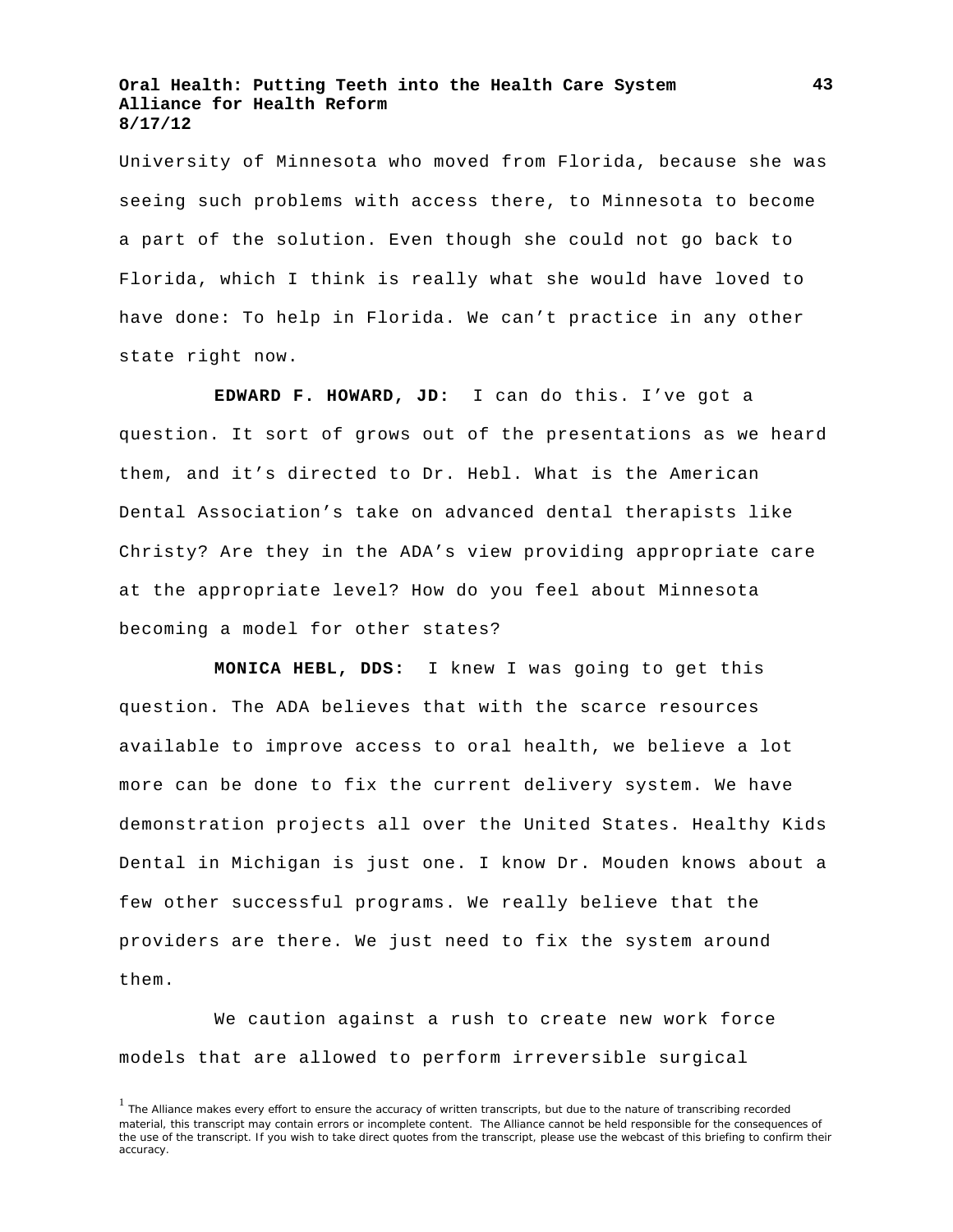University of Minnesota who moved from Florida, because she was seeing such problems with access there, to Minnesota to become a part of the solution. Even though she could not go back to Florida, which I think is really what she would have loved to have done: To help in Florida. We can't practice in any other state right now.

**EDWARD F. HOWARD, JD:** I can do this. I've got a question. It sort of grows out of the presentations as we heard them, and it's directed to Dr. Hebl. What is the American Dental Association's take on advanced dental therapists like Christy? Are they in the ADA's view providing appropriate care at the appropriate level? How do you feel about Minnesota becoming a model for other states?

**MONICA HEBL, DDS:** I knew I was going to get this question. The ADA believes that with the scarce resources available to improve access to oral health, we believe a lot more can be done to fix the current delivery system. We have demonstration projects all over the United States. Healthy Kids Dental in Michigan is just one. I know Dr. Mouden knows about a few other successful programs. We really believe that the providers are there. We just need to fix the system around them.

We caution against a rush to create new work force models that are allowed to perform irreversible surgical

[1] The Alliance makes every effort to ensure the accuracy of written transcripts, but due to the nature of transcribing recorded material, this transcript may contain errors or incomplete content. The Alliance cannot be held responsible for the consequences of the use of the transcript. If you wish to take direct quotes from the transcript, please use the webcast of this briefing to confirm their accuracy.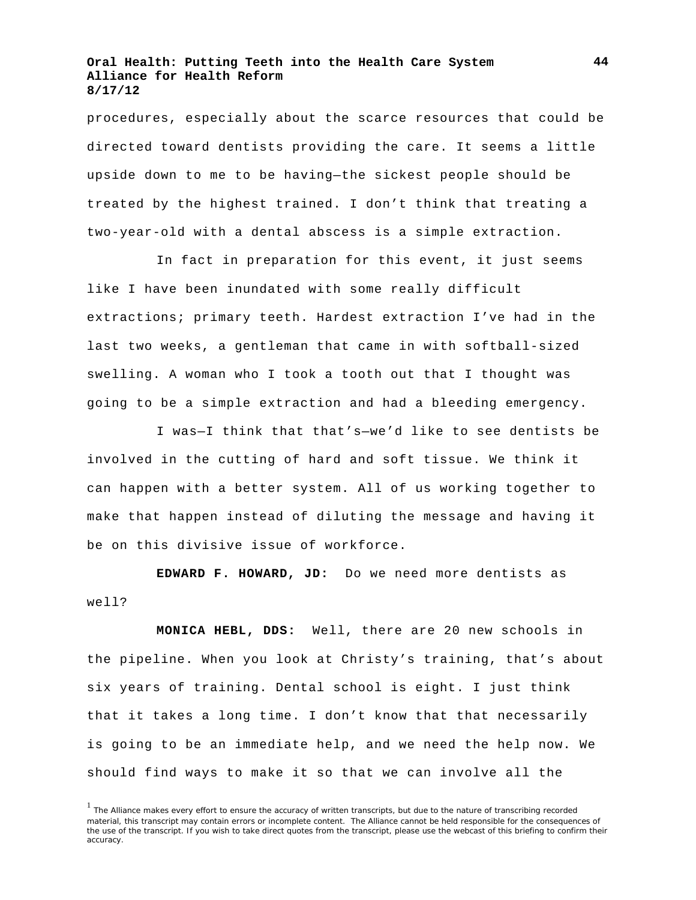procedures, especially about the scarce resources that could be directed toward dentists providing the care. It seems a little upside down to me to be having—the sickest people should be treated by the highest trained. I don't think that treating a two-year-old with a dental abscess is a simple extraction.

In fact in preparation for this event, it just seems like I have been inundated with some really difficult extractions; primary teeth. Hardest extraction I've had in the last two weeks, a gentleman that came in with softball-sized swelling. A woman who I took a tooth out that I thought was going to be a simple extraction and had a bleeding emergency.

I was—I think that that's—we'd like to see dentists be involved in the cutting of hard and soft tissue. We think it can happen with a better system. All of us working together to make that happen instead of diluting the message and having it be on this divisive issue of workforce.

**EDWARD F. HOWARD, JD:** Do we need more dentists as well?

**MONICA HEBL, DDS:** Well, there are 20 new schools in the pipeline. When you look at Christy's training, that's about six years of training. Dental school is eight. I just think that it takes a long time. I don't know that that necessarily is going to be an immediate help, and we need the help now. We should find ways to make it so that we can involve all the

[1] The Alliance makes every effort to ensure the accuracy of written transcripts, but due to the nature of transcribing recorded material, this transcript may contain errors or incomplete content. The Alliance cannot be held responsible for the consequences of the use of the transcript. If you wish to take direct quotes from the transcript, please use the webcast of this briefing to confirm their accuracy.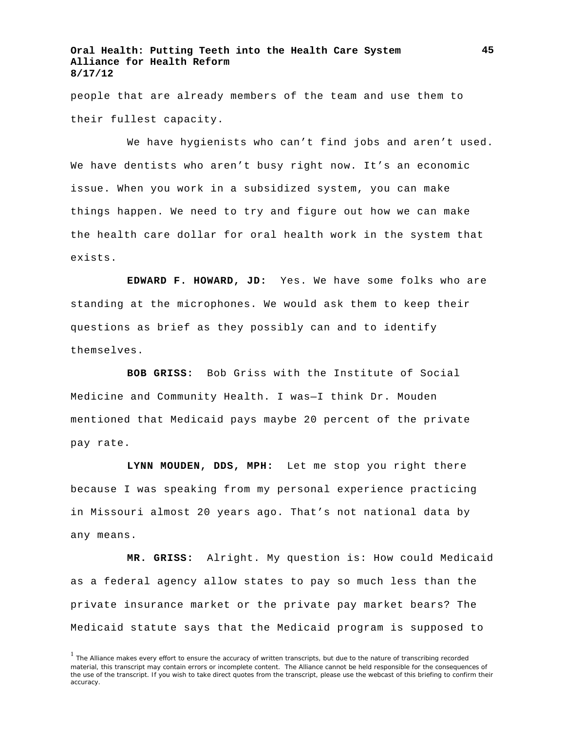people that are already members of the team and use them to their fullest capacity.

We have hygienists who can't find jobs and aren't used. We have dentists who aren't busy right now. It's an economic issue. When you work in a subsidized system, you can make things happen. We need to try and figure out how we can make the health care dollar for oral health work in the system that exists.

**EDWARD F. HOWARD, JD:** Yes. We have some folks who are standing at the microphones. We would ask them to keep their questions as brief as they possibly can and to identify themselves.

**BOB GRISS:** Bob Griss with the Institute of Social Medicine and Community Health. I was—I think Dr. Mouden mentioned that Medicaid pays maybe 20 percent of the private pay rate.

**LYNN MOUDEN, DDS, MPH:** Let me stop you right there because I was speaking from my personal experience practicing in Missouri almost 20 years ago. That's not national data by any means.

**MR. GRISS:** Alright. My question is: How could Medicaid as a federal agency allow states to pay so much less than the private insurance market or the private pay market bears? The Medicaid statute says that the Medicaid program is supposed to

[1] The Alliance makes every effort to ensure the accuracy of written transcripts, but due to the nature of transcribing recorded material, this transcript may contain errors or incomplete content. The Alliance cannot be held responsible for the consequences of the use of the transcript. If you wish to take direct quotes from the transcript, please use the webcast of this briefing to confirm their accuracy.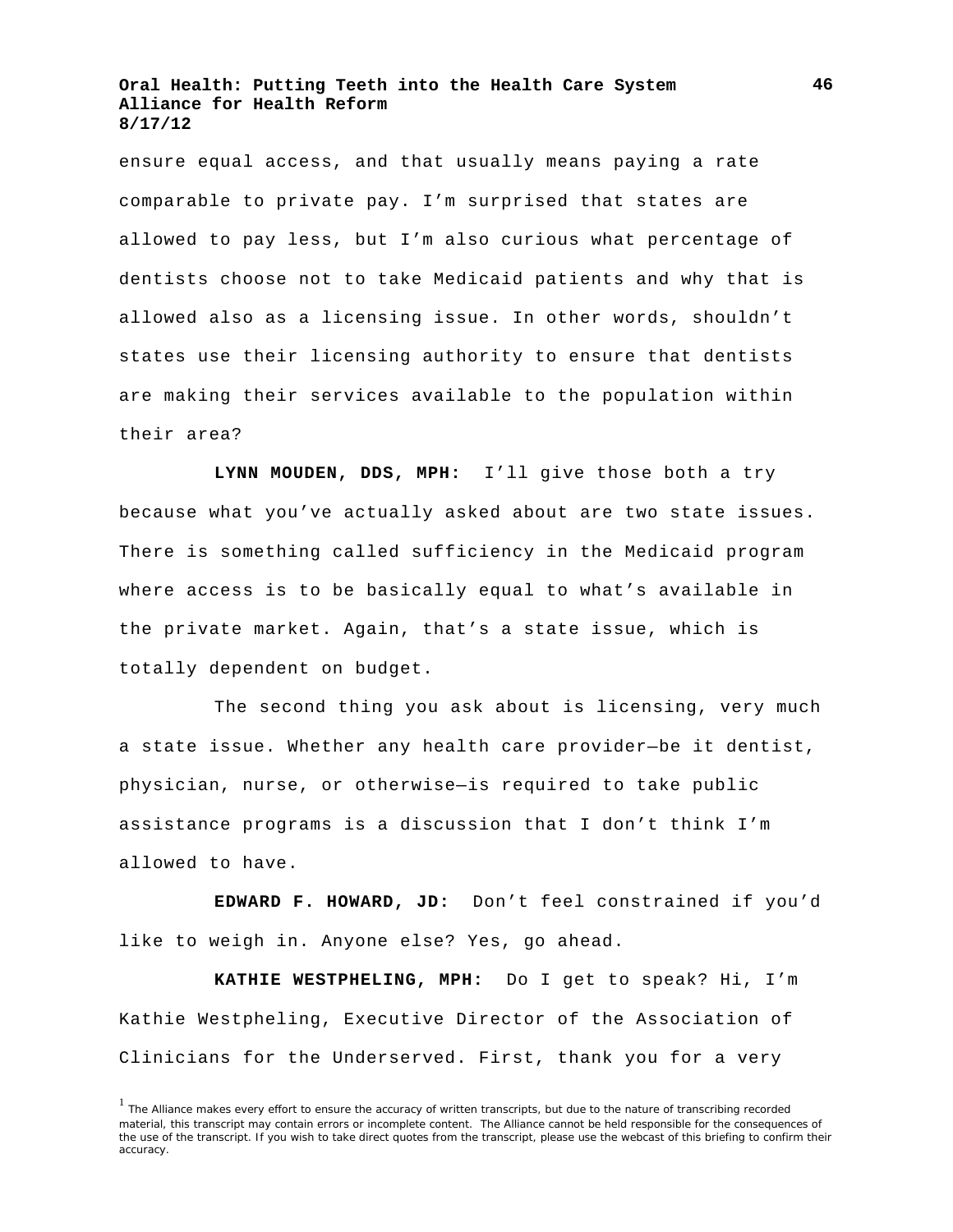ensure equal access, and that usually means paying a rate comparable to private pay. I'm surprised that states are allowed to pay less, but I'm also curious what percentage of dentists choose not to take Medicaid patients and why that is allowed also as a licensing issue. In other words, shouldn't states use their licensing authority to ensure that dentists are making their services available to the population within their area?

**LYNN MOUDEN, DDS, MPH:** I'll give those both a try because what you've actually asked about are two state issues. There is something called sufficiency in the Medicaid program where access is to be basically equal to what's available in the private market. Again, that's a state issue, which is totally dependent on budget.

The second thing you ask about is licensing, very much a state issue. Whether any health care provider—be it dentist, physician, nurse, or otherwise—is required to take public assistance programs is a discussion that I don't think I'm allowed to have.

**EDWARD F. HOWARD, JD:** Don't feel constrained if you'd like to weigh in. Anyone else? Yes, go ahead.

**KATHIE WESTPHELING, MPH:** Do I get to speak? Hi, I'm Kathie Westpheling, Executive Director of the Association of Clinicians for the Underserved. First, thank you for a very

[1] The Alliance makes every effort to ensure the accuracy of written transcripts, but due to the nature of transcribing recorded material, this transcript may contain errors or incomplete content. The Alliance cannot be held responsible for the consequences of the use of the transcript. If you wish to take direct quotes from the transcript, please use the webcast of this briefing to confirm their accuracy.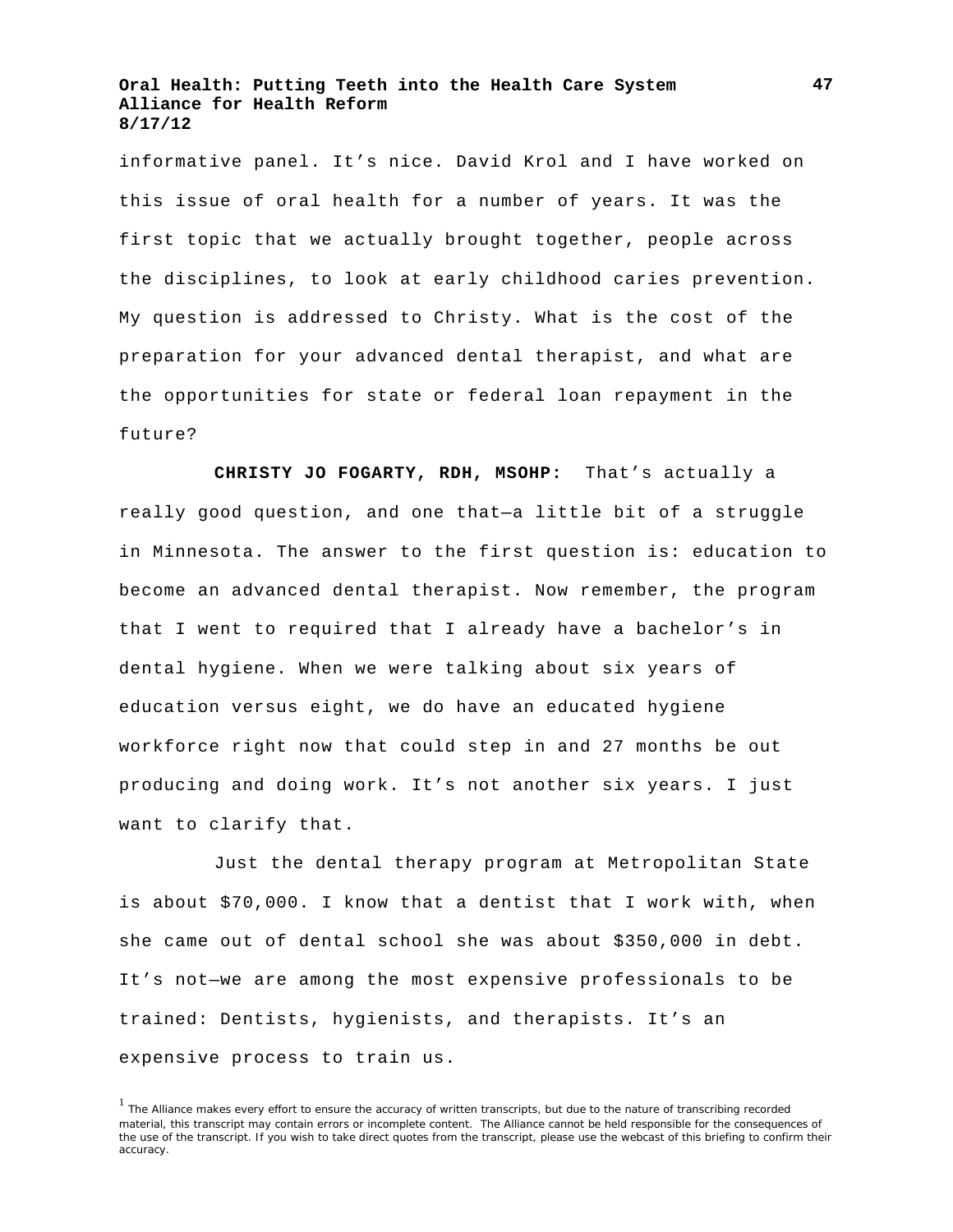informative panel. It's nice. David Krol and I have worked on this issue of oral health for a number of years. It was the first topic that we actually brought together, people across the disciplines, to look at early childhood caries prevention. My question is addressed to Christy. What is the cost of the preparation for your advanced dental therapist, and what are the opportunities for state or federal loan repayment in the future?

**CHRISTY JO FOGARTY, RDH, MSOHP:** That's actually a really good question, and one that—a little bit of a struggle in Minnesota. The answer to the first question is: education to become an advanced dental therapist. Now remember, the program that I went to required that I already have a bachelor's in dental hygiene. When we were talking about six years of education versus eight, we do have an educated hygiene workforce right now that could step in and 27 months be out producing and doing work. It's not another six years. I just want to clarify that.

Just the dental therapy program at Metropolitan State is about $70,000. I know that a dentist that I work with, when she came out of dental school she was about $350,000 in debt. It's not—we are among the most expensive professionals to be trained: Dentists, hygienists, and therapists. It's an expensive process to train us.

[1] The Alliance makes every effort to ensure the accuracy of written transcripts, but due to the nature of transcribing recorded material, this transcript may contain errors or incomplete content. The Alliance cannot be held responsible for the consequences of the use of the transcript. If you wish to take direct quotes from the transcript, please use the webcast of this briefing to confirm their accuracy.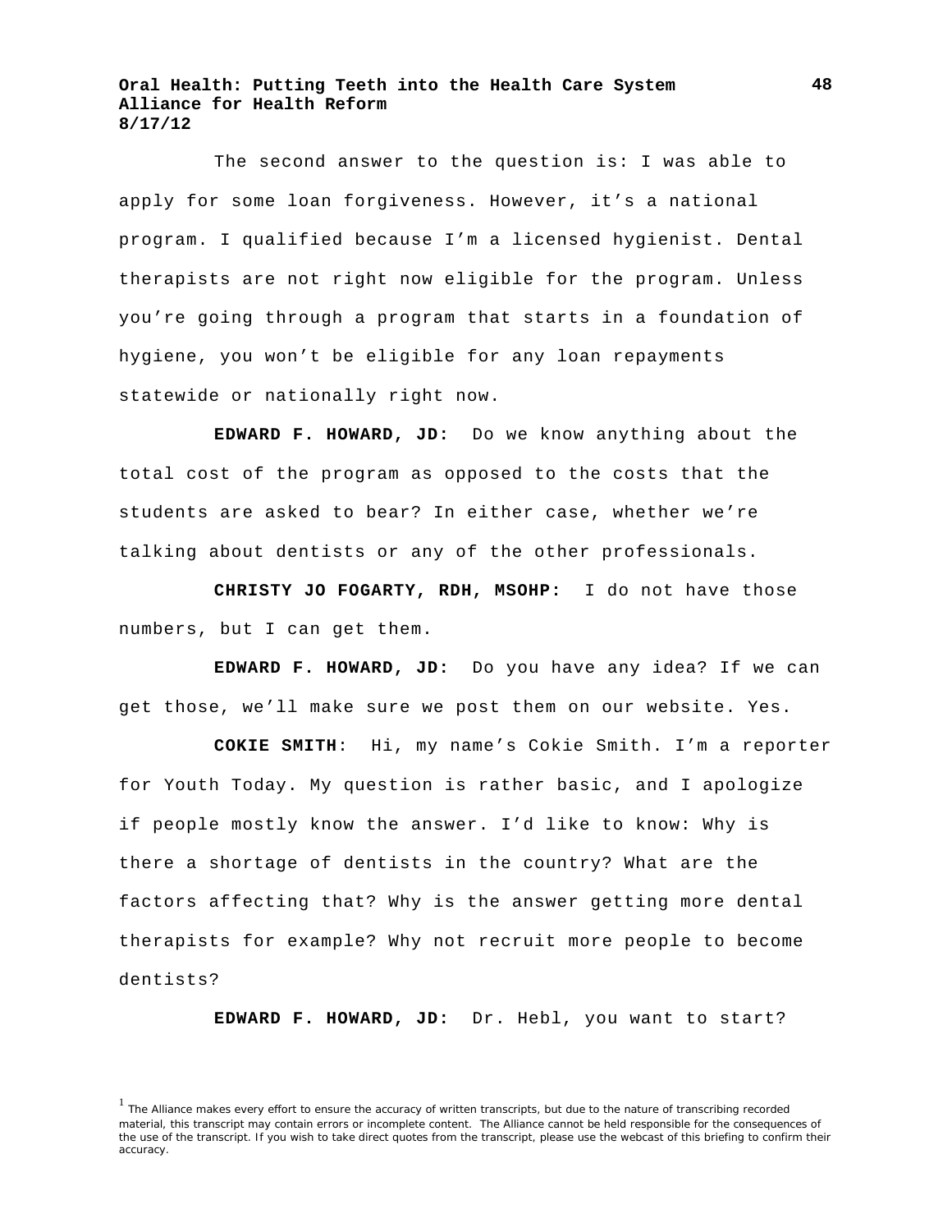The second answer to the question is: I was able to apply for some loan forgiveness. However, it's a national program. I qualified because I'm a licensed hygienist. Dental therapists are not right now eligible for the program. Unless you're going through a program that starts in a foundation of hygiene, you won't be eligible for any loan repayments statewide or nationally right now.

**EDWARD F. HOWARD, JD:** Do we know anything about the total cost of the program as opposed to the costs that the students are asked to bear? In either case, whether we're talking about dentists or any of the other professionals.

**CHRISTY JO FOGARTY, RDH, MSOHP:** I do not have those numbers, but I can get them.

**EDWARD F. HOWARD, JD:** Do you have any idea? If we can get those, we'll make sure we post them on our website. Yes.

**COKIE SMITH**: Hi, my name's Cokie Smith. I'm a reporter for Youth Today. My question is rather basic, and I apologize if people mostly know the answer. I'd like to know: Why is there a shortage of dentists in the country? What are the factors affecting that? Why is the answer getting more dental therapists for example? Why not recruit more people to become dentists?

**EDWARD F. HOWARD, JD:** Dr. Hebl, you want to start?

[1] The Alliance makes every effort to ensure the accuracy of written transcripts, but due to the nature of transcribing recorded material, this transcript may contain errors or incomplete content. The Alliance cannot be held responsible for the consequences of the use of the transcript. If you wish to take direct quotes from the transcript, please use the webcast of this briefing to confirm their accuracy.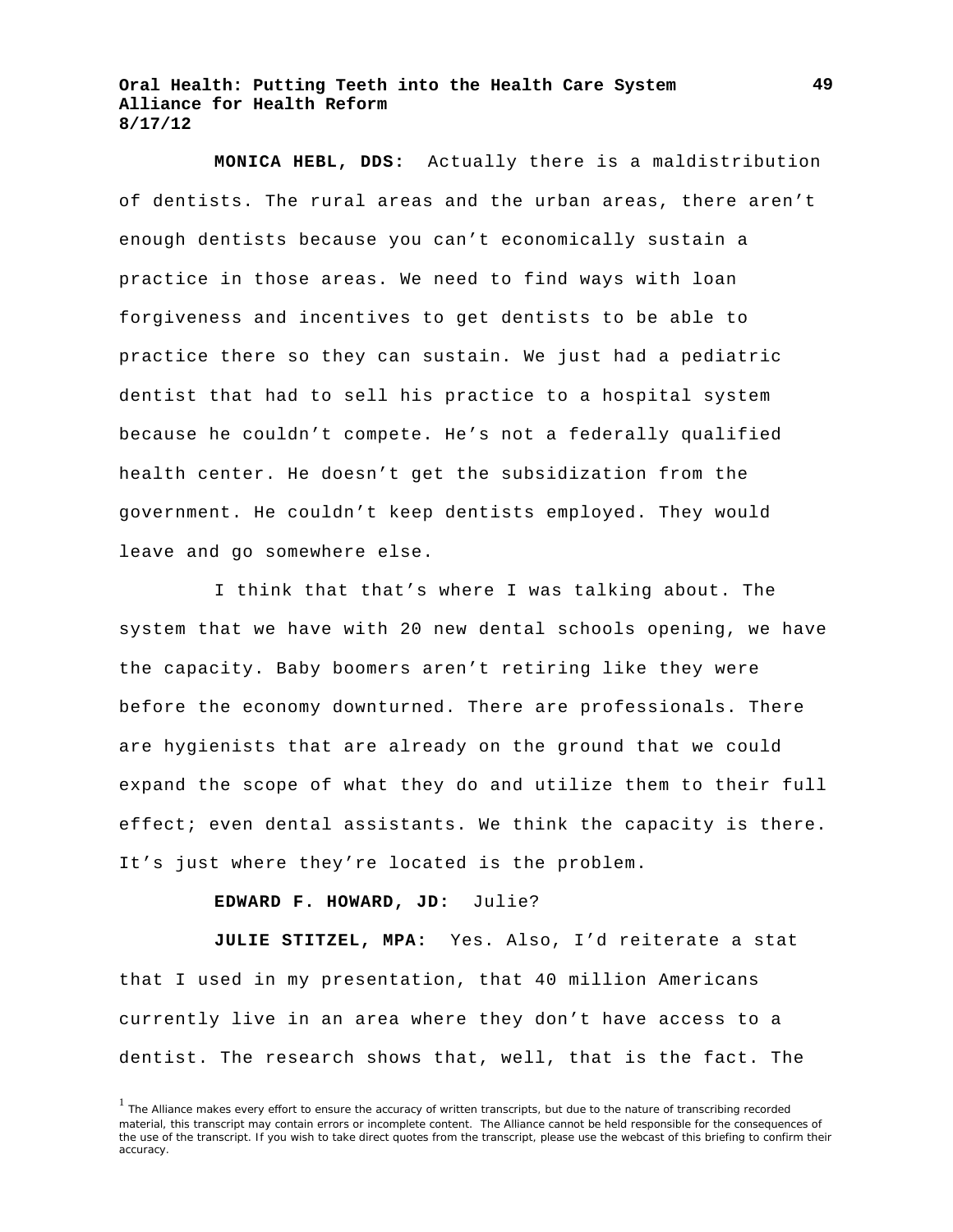**MONICA HEBL, DDS:** Actually there is a maldistribution of dentists. The rural areas and the urban areas, there aren't enough dentists because you can't economically sustain a practice in those areas. We need to find ways with loan forgiveness and incentives to get dentists to be able to practice there so they can sustain. We just had a pediatric dentist that had to sell his practice to a hospital system because he couldn't compete. He's not a federally qualified health center. He doesn't get the subsidization from the government. He couldn't keep dentists employed. They would leave and go somewhere else.

I think that that's where I was talking about. The system that we have with 20 new dental schools opening, we have the capacity. Baby boomers aren't retiring like they were before the economy downturned. There are professionals. There are hygienists that are already on the ground that we could expand the scope of what they do and utilize them to their full effect; even dental assistants. We think the capacity is there. It's just where they're located is the problem.

**EDWARD F. HOWARD, JD:** Julie?

**JULIE STITZEL, MPA:** Yes. Also, I'd reiterate a stat that I used in my presentation, that 40 million Americans currently live in an area where they don't have access to a dentist. The research shows that, well, that is the fact. The

[1] The Alliance makes every effort to ensure the accuracy of written transcripts, but due to the nature of transcribing recorded material, this transcript may contain errors or incomplete content. The Alliance cannot be held responsible for the consequences of the use of the transcript. If you wish to take direct quotes from the transcript, please use the webcast of this briefing to confirm their accuracy.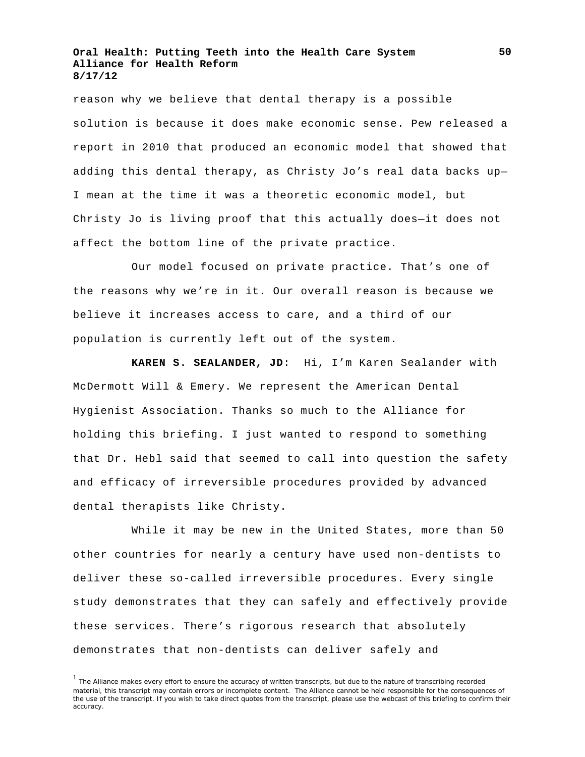reason why we believe that dental therapy is a possible solution is because it does make economic sense. Pew released a report in 2010 that produced an economic model that showed that adding this dental therapy, as Christy Jo's real data backs up—I mean at the time it was a theoretic economic model, but Christy Jo is living proof that this actually does—it does not affect the bottom line of the private practice.

Our model focused on private practice. That's one of the reasons why we're in it. Our overall reason is because we believe it increases access to care, and a third of our population is currently left out of the system.

**KAREN S. SEALANDER, JD**: Hi, I'm Karen Sealander with McDermott Will & Emery. We represent the American Dental Hygienist Association. Thanks so much to the Alliance for holding this briefing. I just wanted to respond to something that Dr. Hebl said that seemed to call into question the safety and efficacy of irreversible procedures provided by advanced dental therapists like Christy.

While it may be new in the United States, more than 50 other countries for nearly a century have used non-dentists to deliver these so-called irreversible procedures. Every single study demonstrates that they can safely and effectively provide these services. There's rigorous research that absolutely demonstrates that non-dentists can deliver safely and

[1] The Alliance makes every effort to ensure the accuracy of written transcripts, but due to the nature of transcribing recorded material, this transcript may contain errors or incomplete content. The Alliance cannot be held responsible for the consequences of the use of the transcript. If you wish to take direct quotes from the transcript, please use the webcast of this briefing to confirm their accuracy.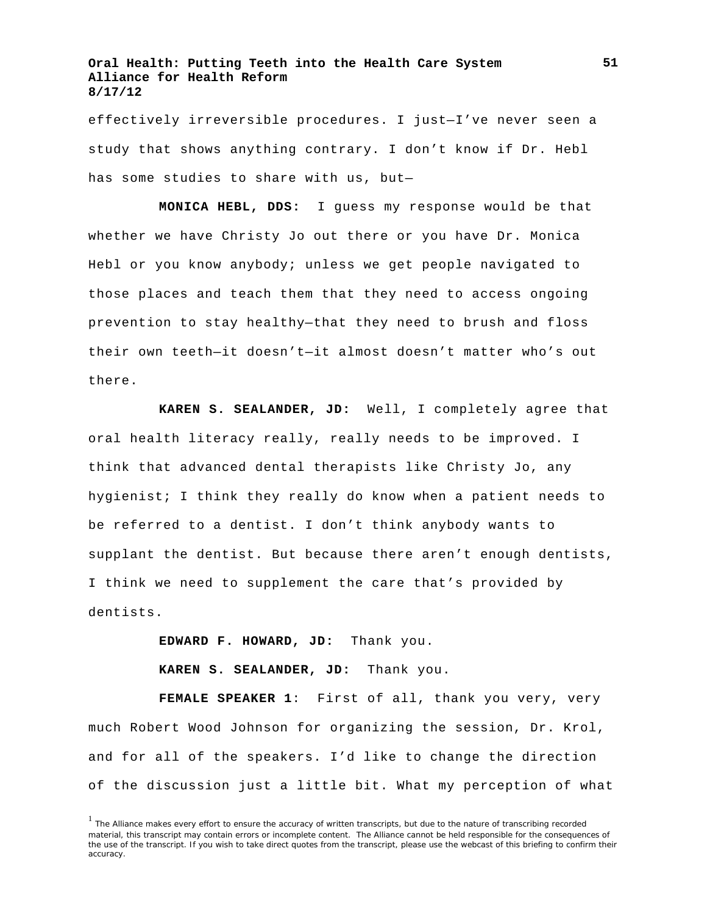effectively irreversible procedures. I just—I've never seen a study that shows anything contrary. I don't know if Dr. Hebl has some studies to share with us, but—

**MONICA HEBL, DDS:** I guess my response would be that whether we have Christy Jo out there or you have Dr. Monica Hebl or you know anybody; unless we get people navigated to those places and teach them that they need to access ongoing prevention to stay healthy—that they need to brush and floss their own teeth—it doesn't—it almost doesn't matter who's out there.

**KAREN S. SEALANDER, JD:** Well, I completely agree that oral health literacy really, really needs to be improved. I think that advanced dental therapists like Christy Jo, any hygienist; I think they really do know when a patient needs to be referred to a dentist. I don't think anybody wants to supplant the dentist. But because there aren't enough dentists, I think we need to supplement the care that's provided by dentists.

**EDWARD F. HOWARD, JD:** Thank you.

**KAREN S. SEALANDER, JD:** Thank you.

**FEMALE SPEAKER 1**: First of all, thank you very, very much Robert Wood Johnson for organizing the session, Dr. Krol, and for all of the speakers. I'd like to change the direction of the discussion just a little bit. What my perception of what

[1] The Alliance makes every effort to ensure the accuracy of written transcripts, but due to the nature of transcribing recorded material, this transcript may contain errors or incomplete content. The Alliance cannot be held responsible for the consequences of the use of the transcript. If you wish to take direct quotes from the transcript, please use the webcast of this briefing to confirm their accuracy.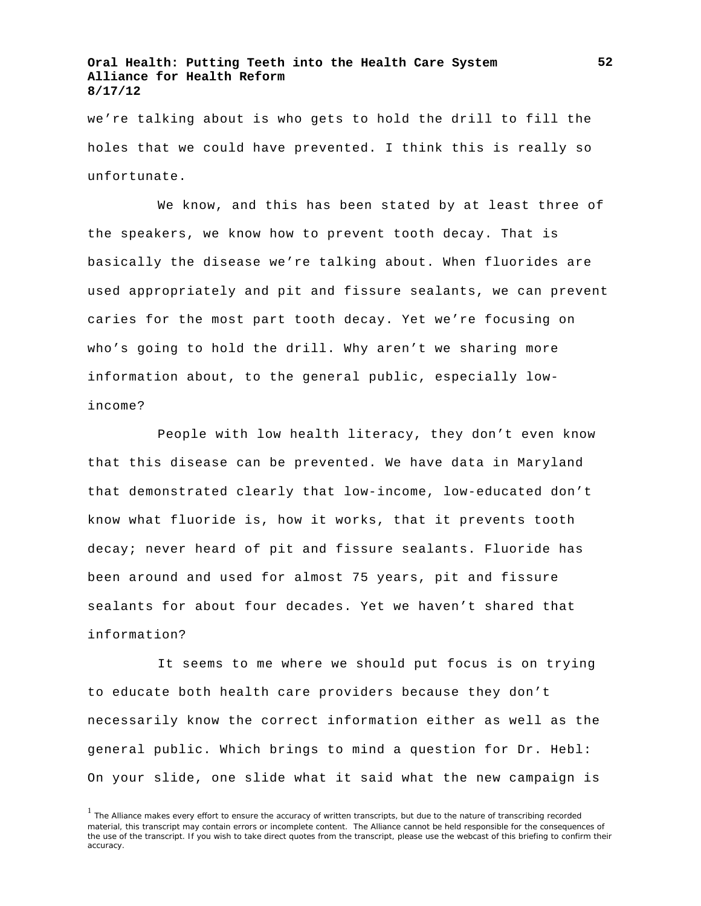we're talking about is who gets to hold the drill to fill the holes that we could have prevented. I think this is really so unfortunate.

We know, and this has been stated by at least three of the speakers, we know how to prevent tooth decay. That is basically the disease we're talking about. When fluorides are used appropriately and pit and fissure sealants, we can prevent caries for the most part tooth decay. Yet we're focusing on who's going to hold the drill. Why aren't we sharing more information about, to the general public, especially low-income?

People with low health literacy, they don't even know that this disease can be prevented. We have data in Maryland that demonstrated clearly that low-income, low-educated don't know what fluoride is, how it works, that it prevents tooth decay; never heard of pit and fissure sealants. Fluoride has been around and used for almost 75 years, pit and fissure sealants for about four decades. Yet we haven't shared that information?

It seems to me where we should put focus is on trying to educate both health care providers because they don't necessarily know the correct information either as well as the general public. Which brings to mind a question for Dr. Hebl: On your slide, one slide what it said what the new campaign is

[1] The Alliance makes every effort to ensure the accuracy of written transcripts, but due to the nature of transcribing recorded material, this transcript may contain errors or incomplete content. The Alliance cannot be held responsible for the consequences of the use of the transcript. If you wish to take direct quotes from the transcript, please use the webcast of this briefing to confirm their accuracy.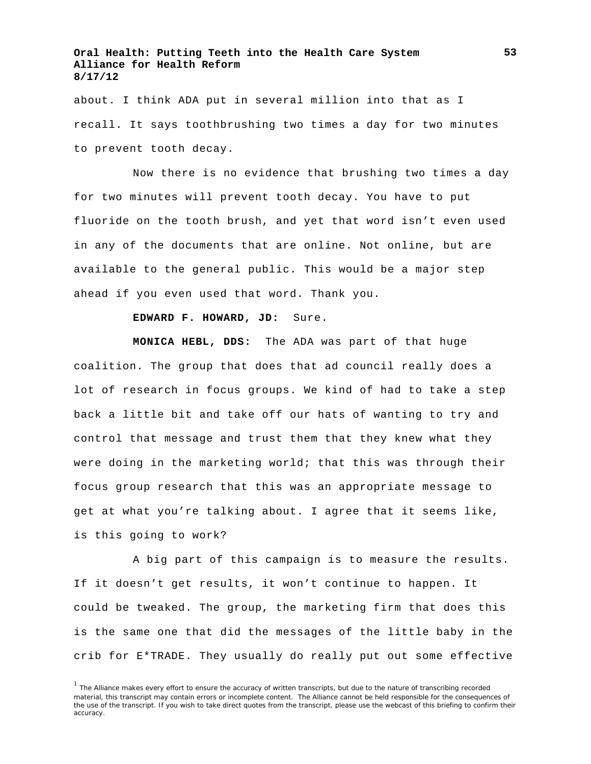about. I think ADA put in several million into that as I recall. It says toothbrushing two times a day for two minutes to prevent tooth decay.

Now there is no evidence that brushing two times a day for two minutes will prevent tooth decay. You have to put fluoride on the tooth brush, and yet that word isn't even used in any of the documents that are online. Not online, but are available to the general public. This would be a major step ahead if you even used that word. Thank you.

**EDWARD F. HOWARD, JD:** Sure.

**MONICA HEBL, DDS:** The ADA was part of that huge coalition. The group that does that ad council really does a lot of research in focus groups. We kind of had to take a step back a little bit and take off our hats of wanting to try and control that message and trust them that they knew what they were doing in the marketing world; that this was through their focus group research that this was an appropriate message to get at what you're talking about. I agree that it seems like, is this going to work?

A big part of this campaign is to measure the results. If it doesn't get results, it won't continue to happen. It could be tweaked. The group, the marketing firm that does this is the same one that did the messages of the little baby in the crib for E*TRADE. They usually do really put out some effective

[1] The Alliance makes every effort to ensure the accuracy of written transcripts, but due to the nature of transcribing recorded material, this transcript may contain errors or incomplete content. The Alliance cannot be held responsible for the consequences of the use of the transcript. If you wish to take direct quotes from the transcript, please use the webcast of this briefing to confirm their accuracy.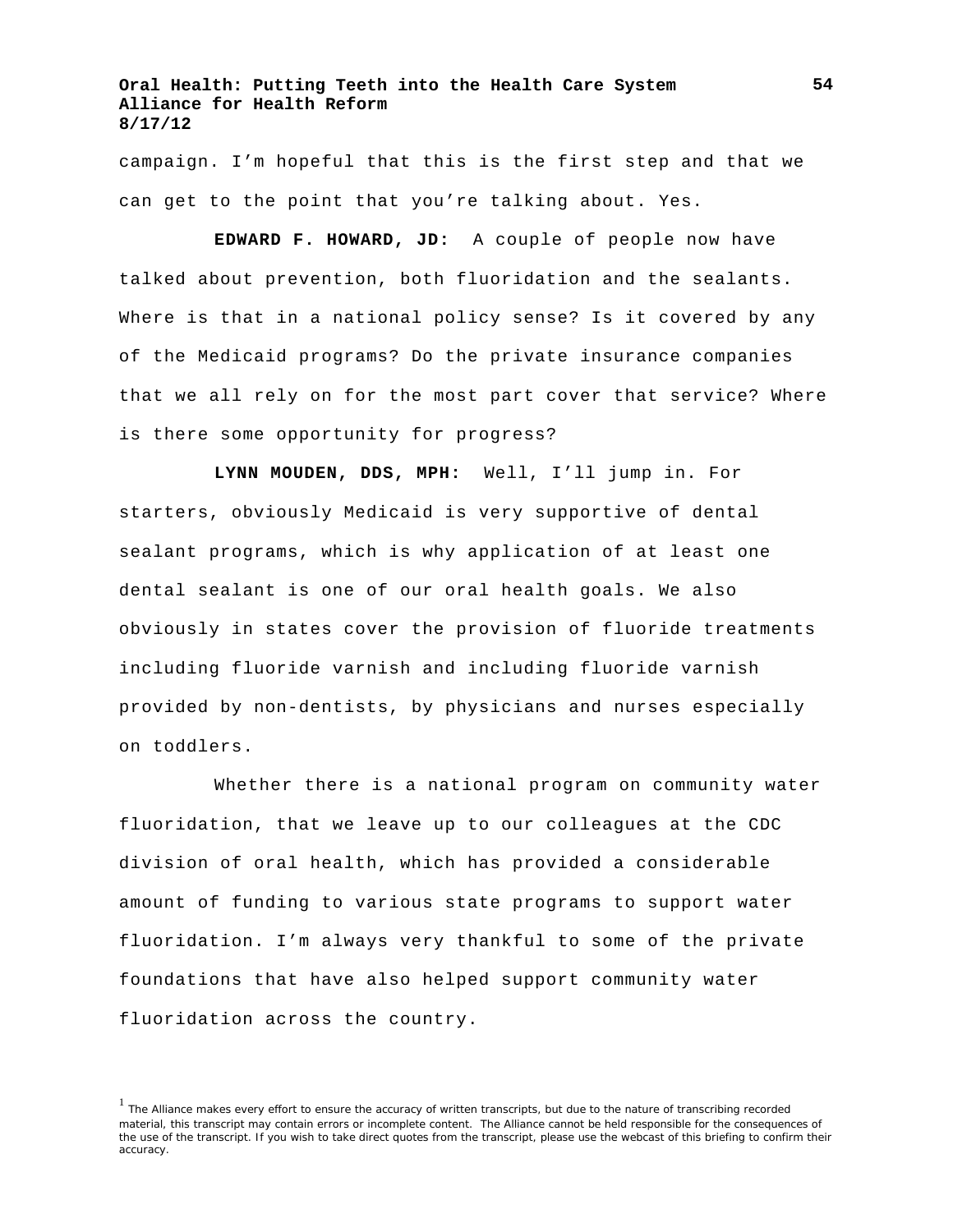campaign. I’m hopeful that this is the first step and that we can get to the point that you’re talking about. Yes.

**EDWARD F. HOWARD, JD:** A couple of people now have talked about prevention, both fluoridation and the sealants. Where is that in a national policy sense? Is it covered by any of the Medicaid programs? Do the private insurance companies that we all rely on for the most part cover that service? Where is there some opportunity for progress?

**LYNN MOUDEN, DDS, MPH:** Well, I’ll jump in. For starters, obviously Medicaid is very supportive of dental sealant programs, which is why application of at least one dental sealant is one of our oral health goals. We also obviously in states cover the provision of fluoride treatments including fluoride varnish and including fluoride varnish provided by non-dentists, by physicians and nurses especially on toddlers.

Whether there is a national program on community water fluoridation, that we leave up to our colleagues at the CDC division of oral health, which has provided a considerable amount of funding to various state programs to support water fluoridation. I’m always very thankful to some of the private foundations that have also helped support community water fluoridation across the country.

[1] The Alliance makes every effort to ensure the accuracy of written transcripts, but due to the nature of transcribing recorded material, this transcript may contain errors or incomplete content. The Alliance cannot be held responsible for the consequences of the use of the transcript. If you wish to take direct quotes from the transcript, please use the webcast of this briefing to confirm their accuracy.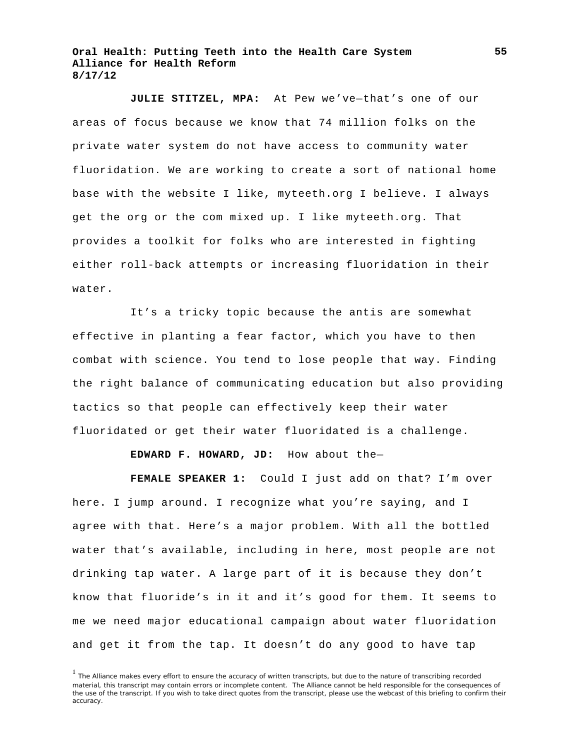**JULIE STITZEL, MPA:** At Pew we've—that's one of our areas of focus because we know that 74 million folks on the private water system do not have access to community water fluoridation. We are working to create a sort of national home base with the website I like, myteeth.org I believe. I always get the org or the com mixed up. I like myteeth.org. That provides a toolkit for folks who are interested in fighting either roll-back attempts or increasing fluoridation in their water.

It's a tricky topic because the antis are somewhat effective in planting a fear factor, which you have to then combat with science. You tend to lose people that way. Finding the right balance of communicating education but also providing tactics so that people can effectively keep their water fluoridated or get their water fluoridated is a challenge.

**EDWARD F. HOWARD, JD:** How about the—

**FEMALE SPEAKER 1:** Could I just add on that? I'm over here. I jump around. I recognize what you're saying, and I agree with that. Here's a major problem. With all the bottled water that's available, including in here, most people are not drinking tap water. A large part of it is because they don't know that fluoride's in it and it's good for them. It seems to me we need major educational campaign about water fluoridation and get it from the tap. It doesn't do any good to have tap

[1] The Alliance makes every effort to ensure the accuracy of written transcripts, but due to the nature of transcribing recorded material, this transcript may contain errors or incomplete content. The Alliance cannot be held responsible for the consequences of the use of the transcript. If you wish to take direct quotes from the transcript, please use the webcast of this briefing to confirm their accuracy.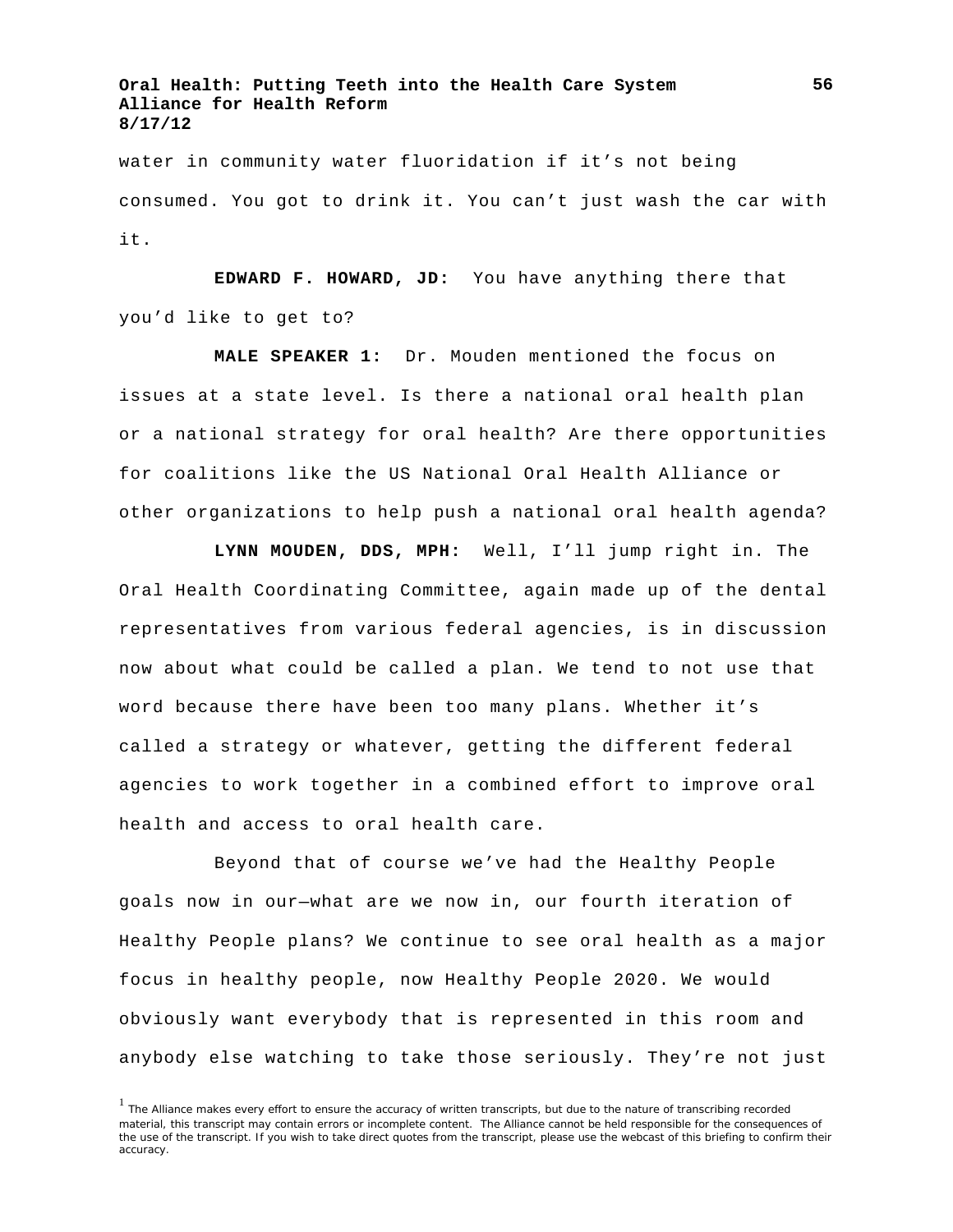water in community water fluoridation if it's not being consumed. You got to drink it. You can't just wash the car with it.

**EDWARD F. HOWARD, JD:** You have anything there that you'd like to get to?

**MALE SPEAKER 1:** Dr. Mouden mentioned the focus on issues at a state level. Is there a national oral health plan or a national strategy for oral health? Are there opportunities for coalitions like the US National Oral Health Alliance or other organizations to help push a national oral health agenda?

**LYNN MOUDEN, DDS, MPH:** Well, I'll jump right in. The Oral Health Coordinating Committee, again made up of the dental representatives from various federal agencies, is in discussion now about what could be called a plan. We tend to not use that word because there have been too many plans. Whether it's called a strategy or whatever, getting the different federal agencies to work together in a combined effort to improve oral health and access to oral health care.

Beyond that of course we've had the Healthy People goals now in our—what are we now in, our fourth iteration of Healthy People plans? We continue to see oral health as a major focus in healthy people, now Healthy People 2020. We would obviously want everybody that is represented in this room and anybody else watching to take those seriously. They're not just

[1] The Alliance makes every effort to ensure the accuracy of written transcripts, but due to the nature of transcribing recorded material, this transcript may contain errors or incomplete content. The Alliance cannot be held responsible for the consequences of the use of the transcript. If you wish to take direct quotes from the transcript, please use the webcast of this briefing to confirm their accuracy.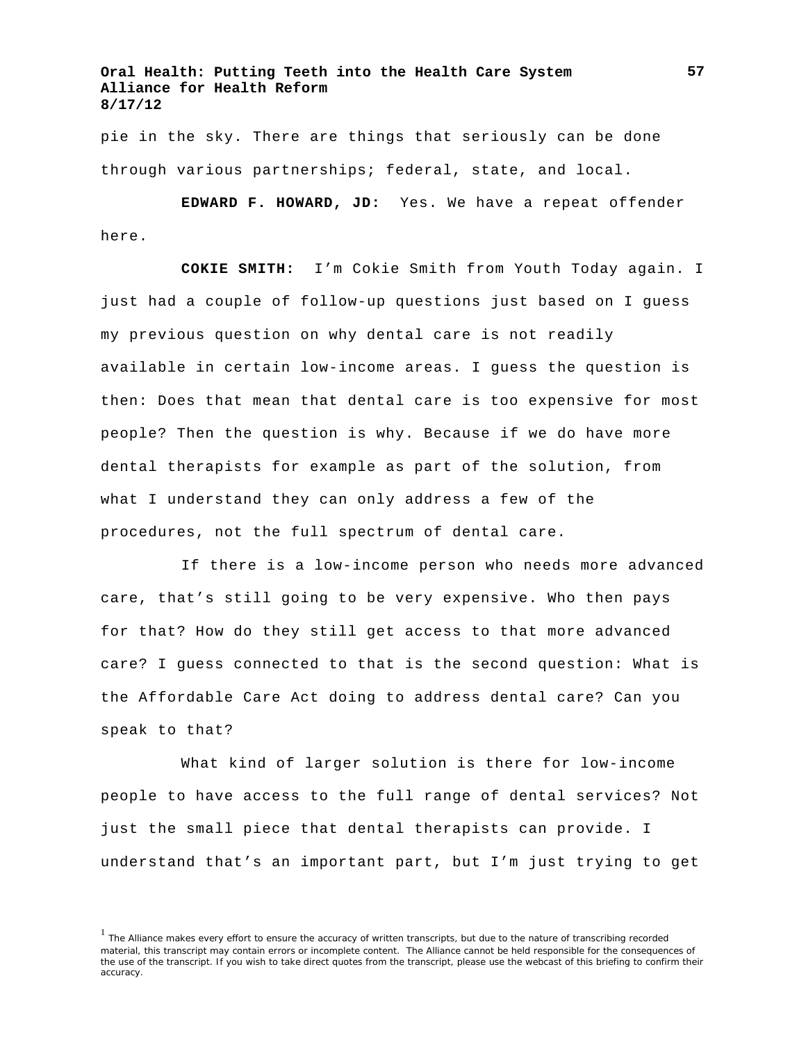pie in the sky. There are things that seriously can be done through various partnerships; federal, state, and local.

**EDWARD F. HOWARD, JD:** Yes. We have a repeat offender here.

**COKIE SMITH:** I'm Cokie Smith from Youth Today again. I just had a couple of follow-up questions just based on I guess my previous question on why dental care is not readily available in certain low-income areas. I guess the question is then: Does that mean that dental care is too expensive for most people? Then the question is why. Because if we do have more dental therapists for example as part of the solution, from what I understand they can only address a few of the procedures, not the full spectrum of dental care.

If there is a low-income person who needs more advanced care, that's still going to be very expensive. Who then pays for that? How do they still get access to that more advanced care? I guess connected to that is the second question: What is the Affordable Care Act doing to address dental care? Can you speak to that?

What kind of larger solution is there for low-income people to have access to the full range of dental services? Not just the small piece that dental therapists can provide. I understand that's an important part, but I'm just trying to get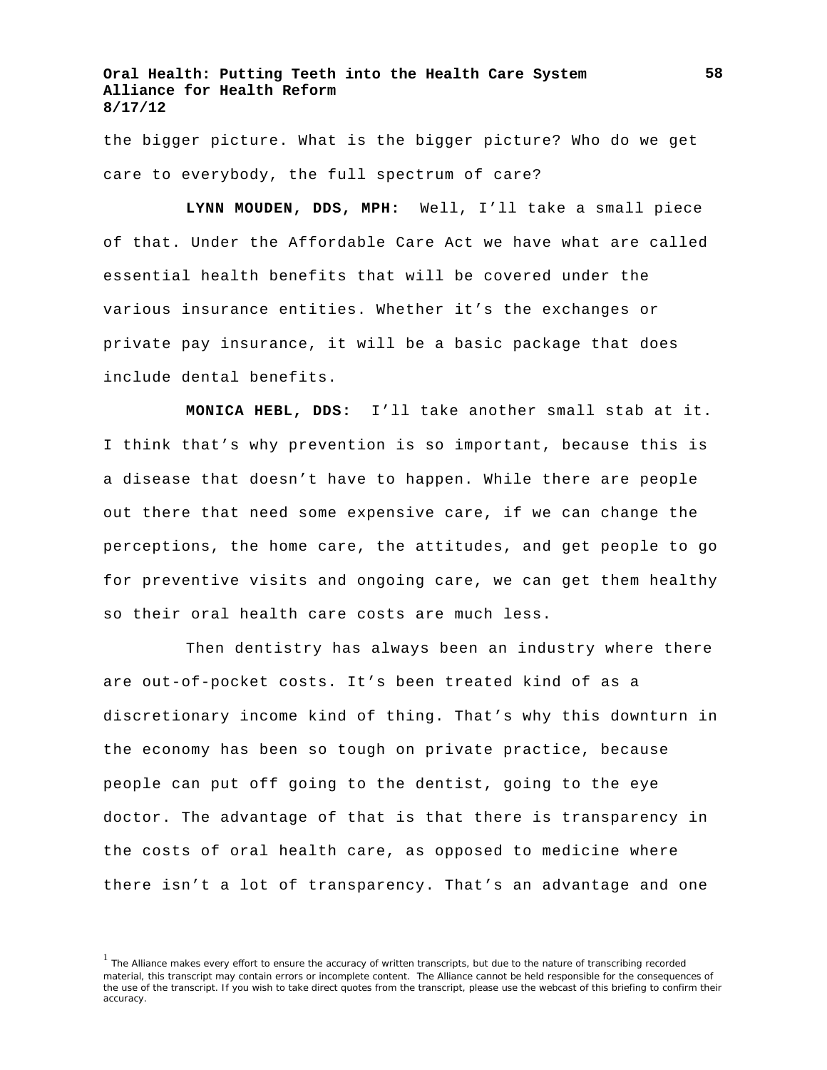the bigger picture. What is the bigger picture? Who do we get care to everybody, the full spectrum of care?

**LYNN MOUDEN, DDS, MPH:** Well, I'll take a small piece of that. Under the Affordable Care Act we have what are called essential health benefits that will be covered under the various insurance entities. Whether it's the exchanges or private pay insurance, it will be a basic package that does include dental benefits.

**MONICA HEBL, DDS:** I'll take another small stab at it. I think that's why prevention is so important, because this is a disease that doesn't have to happen. While there are people out there that need some expensive care, if we can change the perceptions, the home care, the attitudes, and get people to go for preventive visits and ongoing care, we can get them healthy so their oral health care costs are much less.

Then dentistry has always been an industry where there are out-of-pocket costs. It's been treated kind of as a discretionary income kind of thing. That's why this downturn in the economy has been so tough on private practice, because people can put off going to the dentist, going to the eye doctor. The advantage of that is that there is transparency in the costs of oral health care, as opposed to medicine where there isn't a lot of transparency. That's an advantage and one

[1] The Alliance makes every effort to ensure the accuracy of written transcripts, but due to the nature of transcribing recorded material, this transcript may contain errors or incomplete content. The Alliance cannot be held responsible for the consequences of the use of the transcript. If you wish to take direct quotes from the transcript, please use the webcast of this briefing to confirm their accuracy.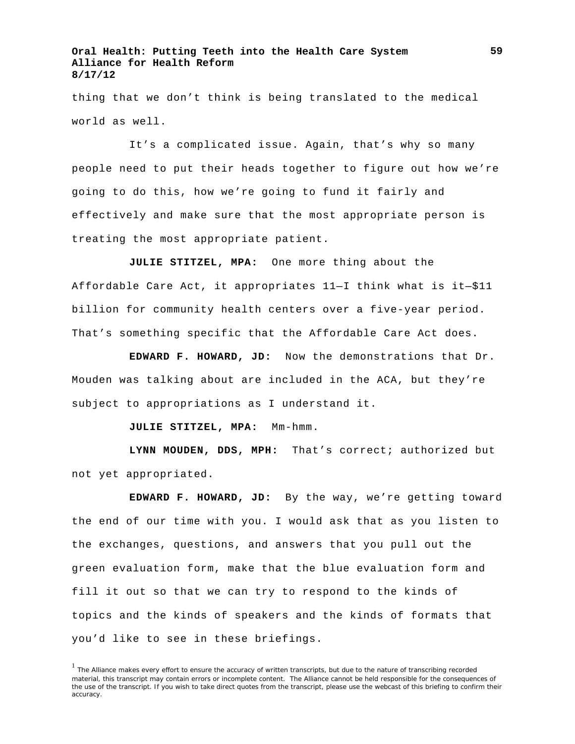thing that we don't think is being translated to the medical world as well.

It's a complicated issue. Again, that's why so many people need to put their heads together to figure out how we're going to do this, how we're going to fund it fairly and effectively and make sure that the most appropriate person is treating the most appropriate patient.

**JULIE STITZEL, MPA:** One more thing about the Affordable Care Act, it appropriates 11—I think what is it—$11 billion for community health centers over a five-year period. That's something specific that the Affordable Care Act does.

**EDWARD F. HOWARD, JD:** Now the demonstrations that Dr. Mouden was talking about are included in the ACA, but they're subject to appropriations as I understand it.

**JULIE STITZEL, MPA:** Mm-hmm.

**LYNN MOUDEN, DDS, MPH:** That's correct; authorized but not yet appropriated.

**EDWARD F. HOWARD, JD:** By the way, we're getting toward the end of our time with you. I would ask that as you listen to the exchanges, questions, and answers that you pull out the green evaluation form, make that the blue evaluation form and fill it out so that we can try to respond to the kinds of topics and the kinds of speakers and the kinds of formats that you'd like to see in these briefings.

[1] The Alliance makes every effort to ensure the accuracy of written transcripts, but due to the nature of transcribing recorded material, this transcript may contain errors or incomplete content. The Alliance cannot be held responsible for the consequences of the use of the transcript. If you wish to take direct quotes from the transcript, please use the webcast of this briefing to confirm their accuracy.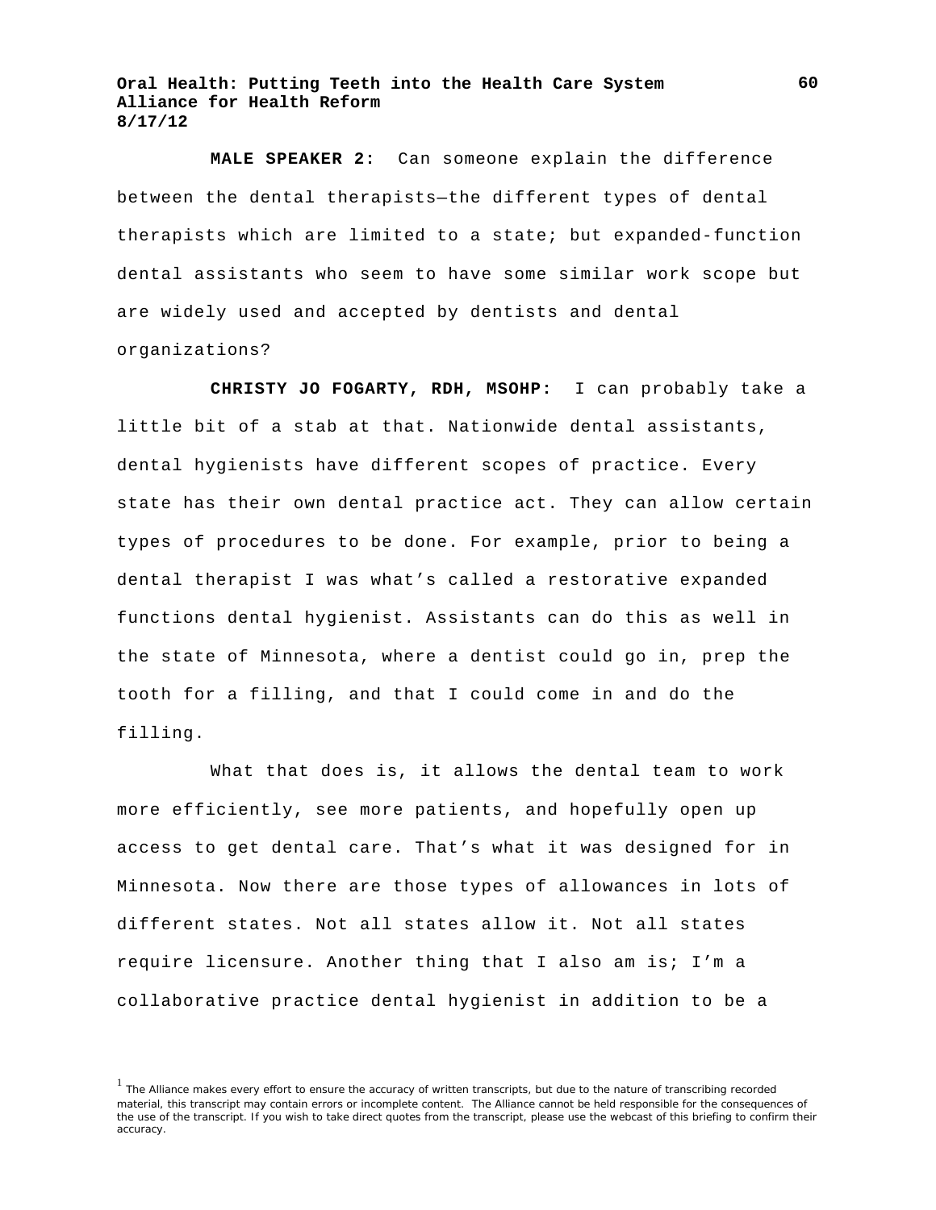**MALE SPEAKER 2:** Can someone explain the difference between the dental therapists—the different types of dental therapists which are limited to a state; but expanded-function dental assistants who seem to have some similar work scope but are widely used and accepted by dentists and dental organizations?

**CHRISTY JO FOGARTY, RDH, MSOHP:** I can probably take a little bit of a stab at that. Nationwide dental assistants, dental hygienists have different scopes of practice. Every state has their own dental practice act. They can allow certain types of procedures to be done. For example, prior to being a dental therapist I was what's called a restorative expanded functions dental hygienist. Assistants can do this as well in the state of Minnesota, where a dentist could go in, prep the tooth for a filling, and that I could come in and do the filling.

What that does is, it allows the dental team to work more efficiently, see more patients, and hopefully open up access to get dental care. That's what it was designed for in Minnesota. Now there are those types of allowances in lots of different states. Not all states allow it. Not all states require licensure. Another thing that I also am is; I'm a collaborative practice dental hygienist in addition to be a

[1] The Alliance makes every effort to ensure the accuracy of written transcripts, but due to the nature of transcribing recorded material, this transcript may contain errors or incomplete content. The Alliance cannot be held responsible for the consequences of the use of the transcript. If you wish to take direct quotes from the transcript, please use the webcast of this briefing to confirm their accuracy.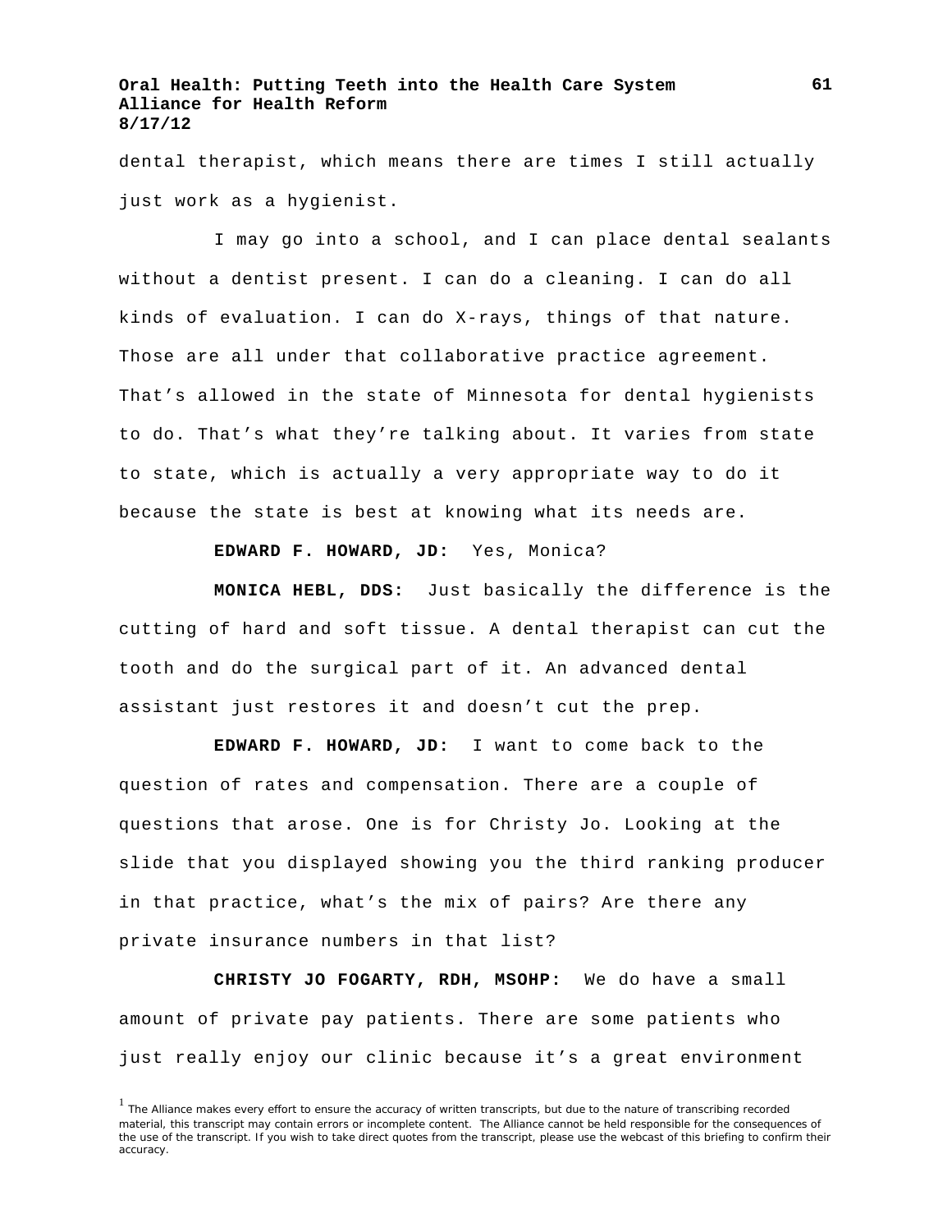dental therapist, which means there are times I still actually just work as a hygienist.

I may go into a school, and I can place dental sealants without a dentist present. I can do a cleaning. I can do all kinds of evaluation. I can do X-rays, things of that nature. Those are all under that collaborative practice agreement. That's allowed in the state of Minnesota for dental hygienists to do. That's what they're talking about. It varies from state to state, which is actually a very appropriate way to do it because the state is best at knowing what its needs are.

**EDWARD F. HOWARD, JD:** Yes, Monica?

**MONICA HEBL, DDS:** Just basically the difference is the cutting of hard and soft tissue. A dental therapist can cut the tooth and do the surgical part of it. An advanced dental assistant just restores it and doesn't cut the prep.

**EDWARD F. HOWARD, JD:** I want to come back to the question of rates and compensation. There are a couple of questions that arose. One is for Christy Jo. Looking at the slide that you displayed showing you the third ranking producer in that practice, what's the mix of pairs? Are there any private insurance numbers in that list?

**CHRISTY JO FOGARTY, RDH, MSOHP:** We do have a small amount of private pay patients. There are some patients who just really enjoy our clinic because it's a great environment

[1] The Alliance makes every effort to ensure the accuracy of written transcripts, but due to the nature of transcribing recorded material, this transcript may contain errors or incomplete content. The Alliance cannot be held responsible for the consequences of the use of the transcript. If you wish to take direct quotes from the transcript, please use the webcast of this briefing to confirm their accuracy.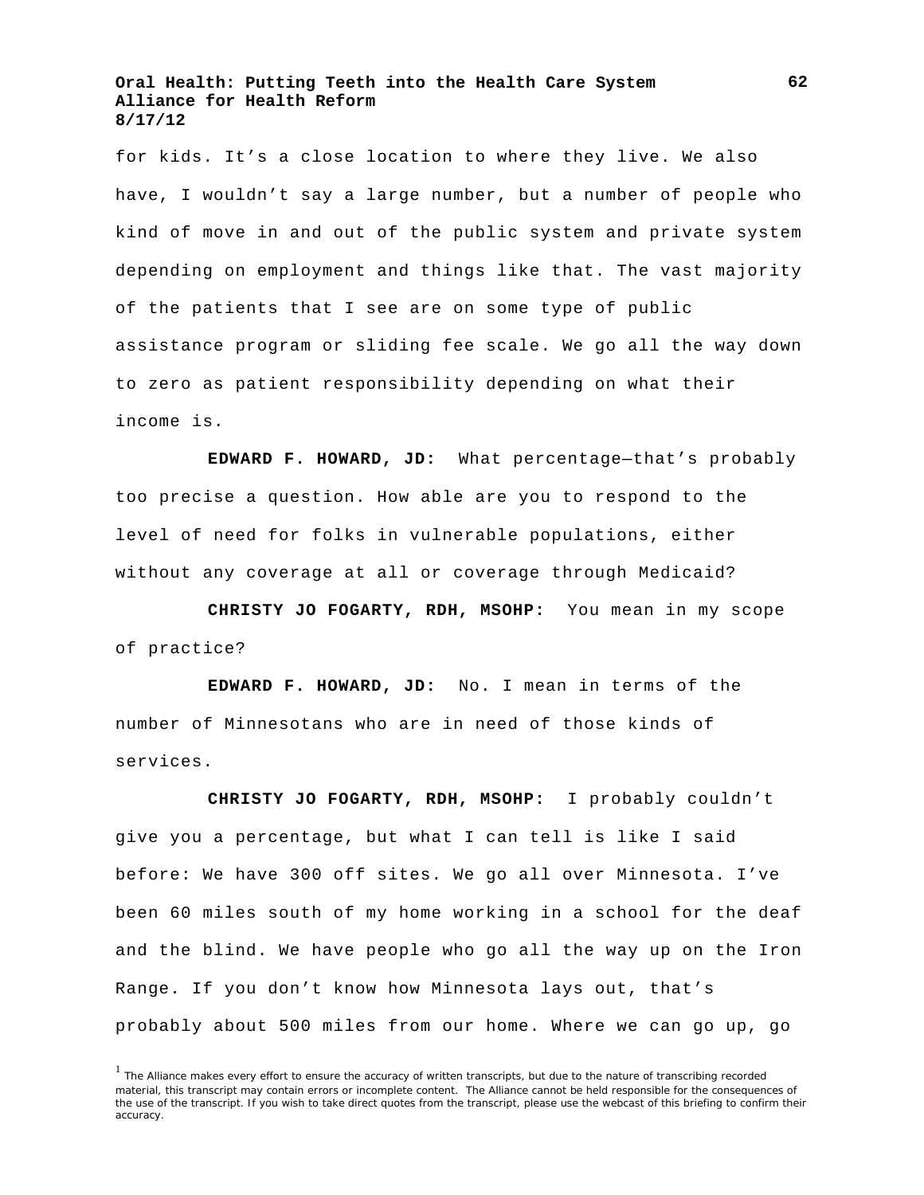for kids. It's a close location to where they live. We also have, I wouldn't say a large number, but a number of people who kind of move in and out of the public system and private system depending on employment and things like that. The vast majority of the patients that I see are on some type of public assistance program or sliding fee scale. We go all the way down to zero as patient responsibility depending on what their income is.

**EDWARD F. HOWARD, JD:** What percentage—that's probably too precise a question. How able are you to respond to the level of need for folks in vulnerable populations, either without any coverage at all or coverage through Medicaid?

**CHRISTY JO FOGARTY, RDH, MSOHP:** You mean in my scope of practice?

**EDWARD F. HOWARD, JD:** No. I mean in terms of the number of Minnesotans who are in need of those kinds of services.

**CHRISTY JO FOGARTY, RDH, MSOHP:** I probably couldn't give you a percentage, but what I can tell is like I said before: We have 300 off sites. We go all over Minnesota. I've been 60 miles south of my home working in a school for the deaf and the blind. We have people who go all the way up on the Iron Range. If you don't know how Minnesota lays out, that's probably about 500 miles from our home. Where we can go up, go

[1] The Alliance makes every effort to ensure the accuracy of written transcripts, but due to the nature of transcribing recorded material, this transcript may contain errors or incomplete content. The Alliance cannot be held responsible for the consequences of the use of the transcript. If you wish to take direct quotes from the transcript, please use the webcast of this briefing to confirm their accuracy.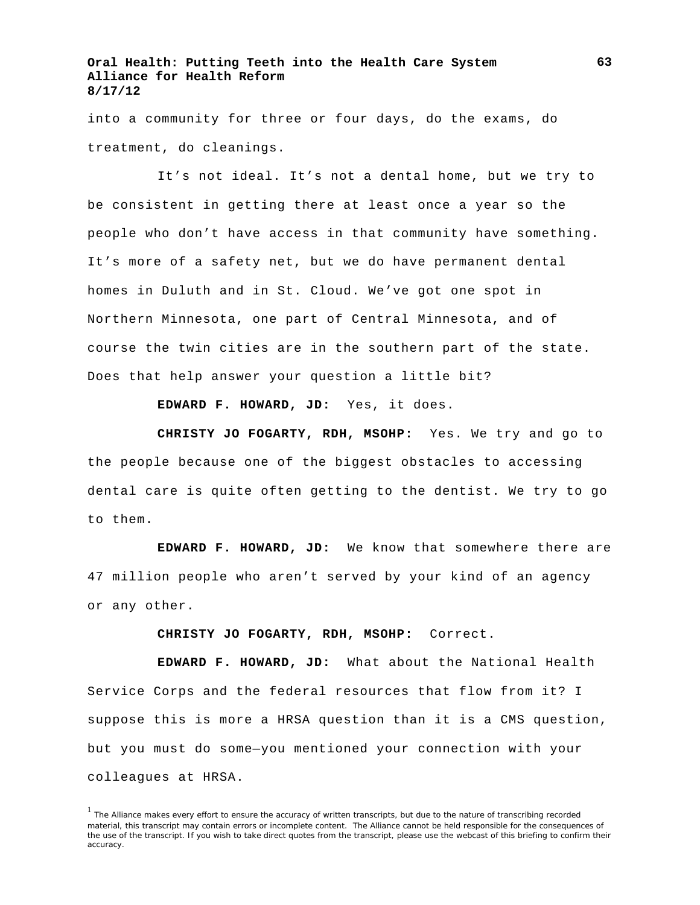into a community for three or four days, do the exams, do treatment, do cleanings.

It's not ideal. It's not a dental home, but we try to be consistent in getting there at least once a year so the people who don't have access in that community have something. It's more of a safety net, but we do have permanent dental homes in Duluth and in St. Cloud. We've got one spot in Northern Minnesota, one part of Central Minnesota, and of course the twin cities are in the southern part of the state. Does that help answer your question a little bit?

**EDWARD F. HOWARD, JD:** Yes, it does.

**CHRISTY JO FOGARTY, RDH, MSOHP:** Yes. We try and go to the people because one of the biggest obstacles to accessing dental care is quite often getting to the dentist. We try to go to them.

**EDWARD F. HOWARD, JD:** We know that somewhere there are 47 million people who aren't served by your kind of an agency or any other.

**CHRISTY JO FOGARTY, RDH, MSOHP:** Correct.

**EDWARD F. HOWARD, JD:** What about the National Health Service Corps and the federal resources that flow from it? I suppose this is more a HRSA question than it is a CMS question, but you must do some—you mentioned your connection with your colleagues at HRSA.

[1] The Alliance makes every effort to ensure the accuracy of written transcripts, but due to the nature of transcribing recorded material, this transcript may contain errors or incomplete content. The Alliance cannot be held responsible for the consequences of the use of the transcript. If you wish to take direct quotes from the transcript, please use the webcast of this briefing to confirm their accuracy.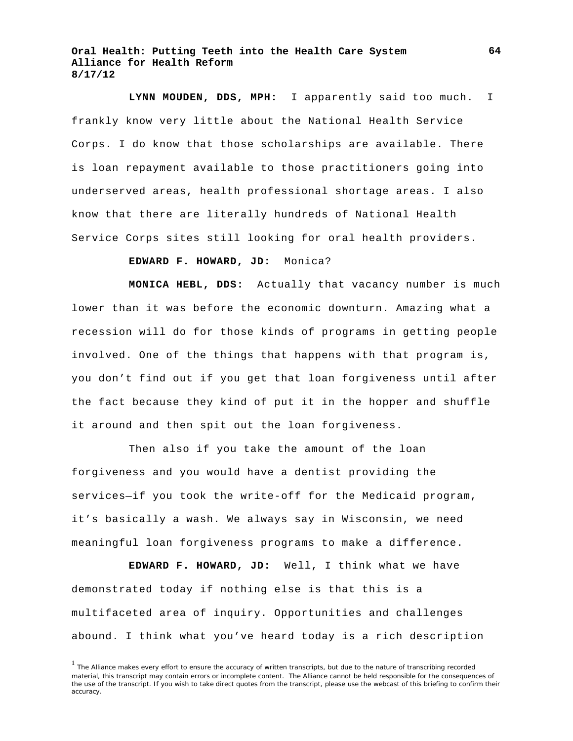**LYNN MOUDEN, DDS, MPH:** I apparently said too much. I frankly know very little about the National Health Service Corps. I do know that those scholarships are available. There is loan repayment available to those practitioners going into underserved areas, health professional shortage areas. I also know that there are literally hundreds of National Health Service Corps sites still looking for oral health providers.

**EDWARD F. HOWARD, JD:** Monica?

**MONICA HEBL, DDS:** Actually that vacancy number is much lower than it was before the economic downturn. Amazing what a recession will do for those kinds of programs in getting people involved. One of the things that happens with that program is, you don't find out if you get that loan forgiveness until after the fact because they kind of put it in the hopper and shuffle it around and then spit out the loan forgiveness.

Then also if you take the amount of the loan forgiveness and you would have a dentist providing the services—if you took the write-off for the Medicaid program, it's basically a wash. We always say in Wisconsin, we need meaningful loan forgiveness programs to make a difference.

**EDWARD F. HOWARD, JD:** Well, I think what we have demonstrated today if nothing else is that this is a multifaceted area of inquiry. Opportunities and challenges abound. I think what you've heard today is a rich description

[1] The Alliance makes every effort to ensure the accuracy of written transcripts, but due to the nature of transcribing recorded material, this transcript may contain errors or incomplete content. The Alliance cannot be held responsible for the consequences of the use of the transcript. If you wish to take direct quotes from the transcript, please use the webcast of this briefing to confirm their accuracy.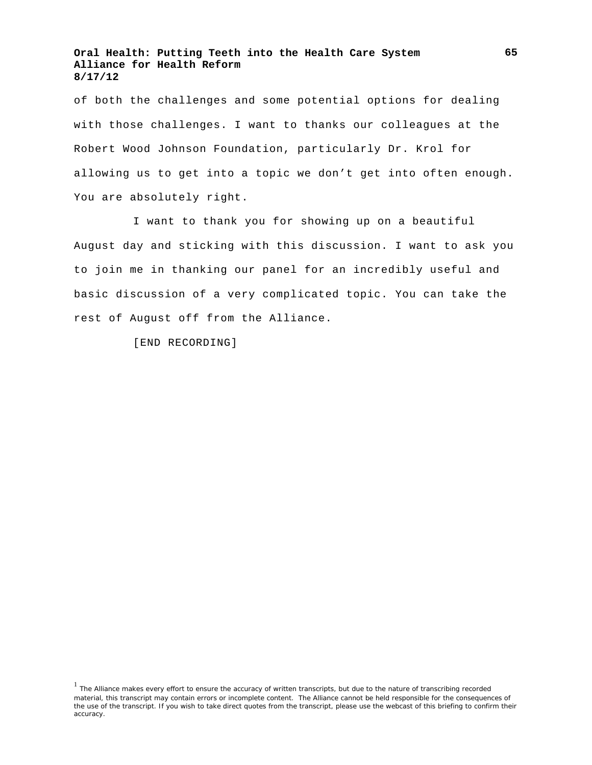of both the challenges and some potential options for dealing with those challenges. I want to thanks our colleagues at the Robert Wood Johnson Foundation, particularly Dr. Krol for allowing us to get into a topic we don't get into often enough. You are absolutely right.

I want to thank you for showing up on a beautiful August day and sticking with this discussion. I want to ask you to join me in thanking our panel for an incredibly useful and basic discussion of a very complicated topic. You can take the rest of August off from the Alliance.

[END RECORDING]

[1] The Alliance makes every effort to ensure the accuracy of written transcripts, but due to the nature of transcribing recorded material, this transcript may contain errors or incomplete content. The Alliance cannot be held responsible for the consequences of the use of the transcript. If you wish to take direct quotes from the transcript, please use the webcast of this briefing to confirm their accuracy.